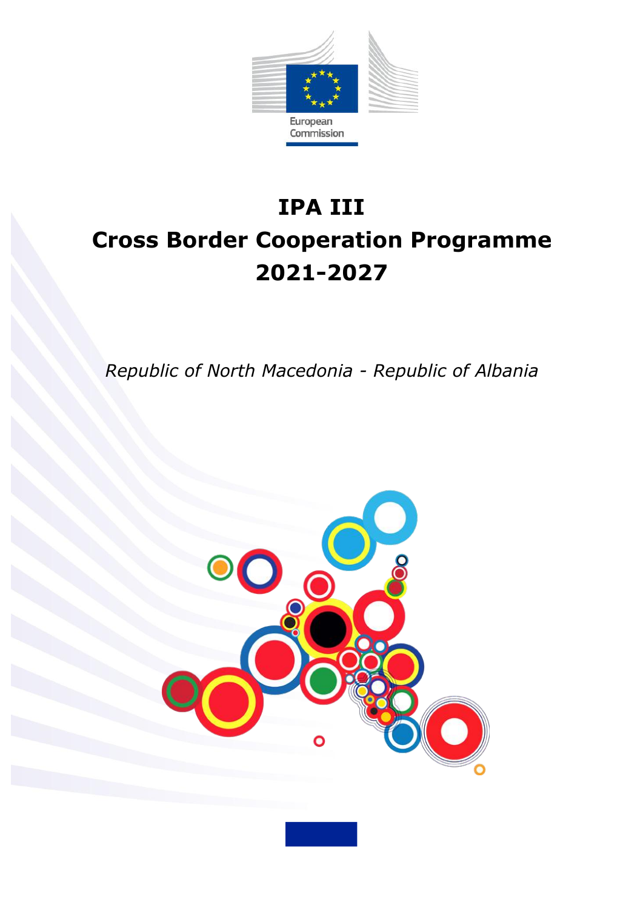European Commission

# IPA III
# Cross Border Cooperation Programme
# 2021-2027

*Republic of North Macedonia - Republic of Albania*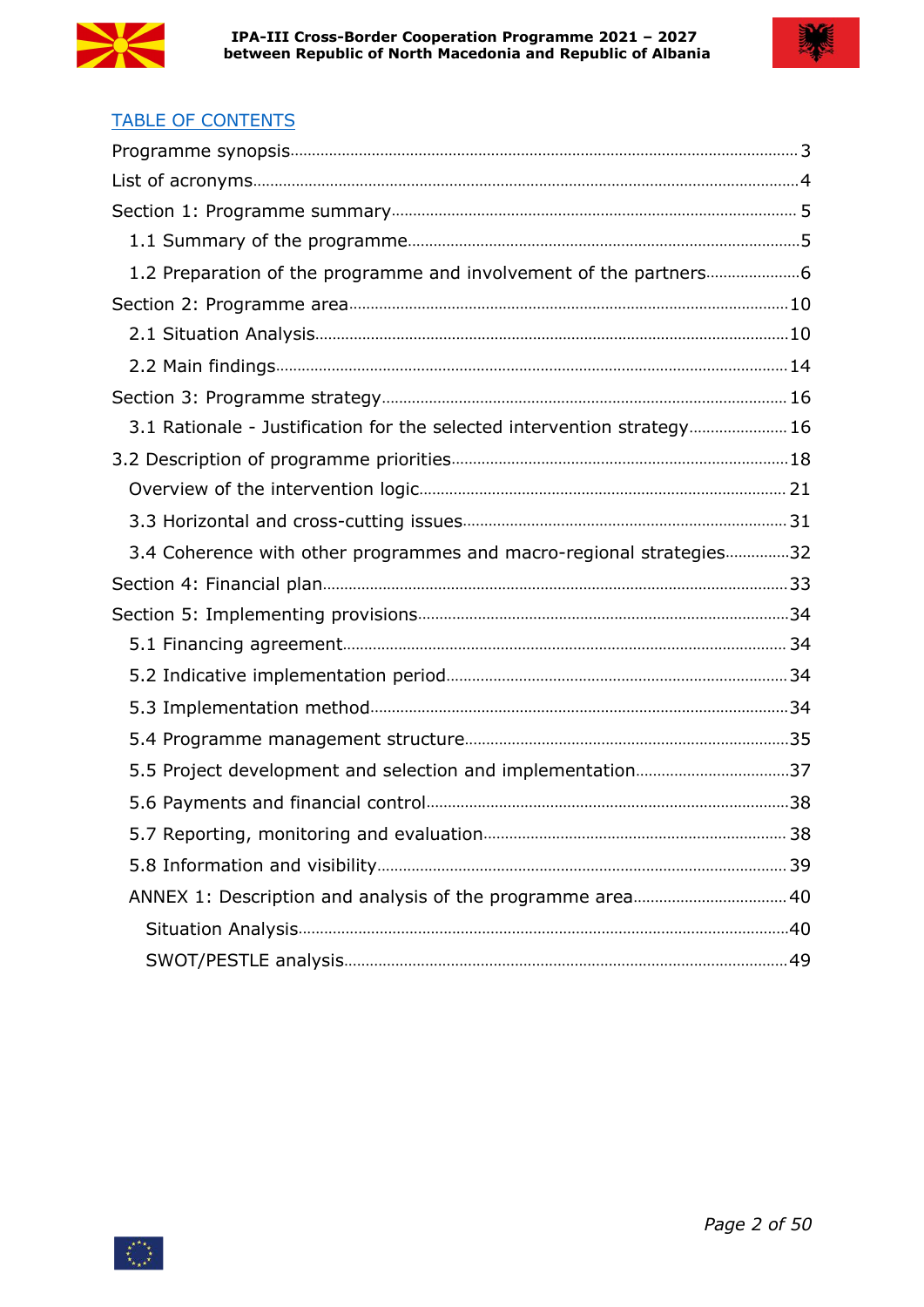## TABLE OF CONTENTS

Programme synopsis 3

List of acronyms 4

Section 1: Programme summary 5

- 1.1 Summary of the programme 5
- 1.2 Preparation of the programme and involvement of the partners 6

Section 2: Programme area 10

- 2.1 Situation Analysis 10
- 2.2 Main findings 14

Section 3: Programme strategy 16

- 3.1 Rationale - Justification for the selected intervention strategy 16

3.2 Description of programme priorities 18

- Overview of the intervention logic 21
- 3.3 Horizontal and cross-cutting issues 31
- 3.4 Coherence with other programmes and macro-regional strategies 32

Section 4: Financial plan 33

Section 5: Implementing provisions 34

- 5.1 Financing agreement 34
- 5.2 Indicative implementation period 34
- 5.3 Implementation method 34
- 5.4 Programme management structure 35
- 5.5 Project development and selection and implementation 37
- 5.6 Payments and financial control 38
- 5.7 Reporting, monitoring and evaluation 38
- 5.8 Information and visibility 39
- ANNEX 1: Description and analysis of the programme area 40
  - Situation Analysis 40
  - SWOT/PESTLE analysis 49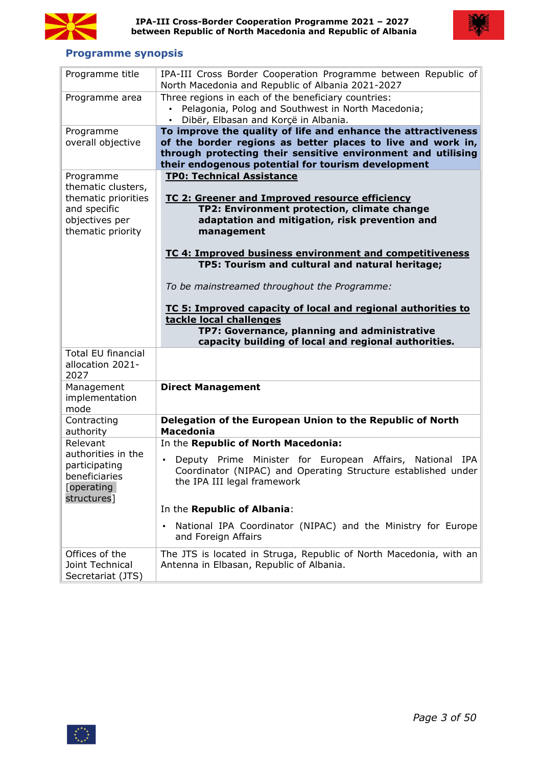## Programme synopsis

| | |
|---|---|
| Programme title | IPA-III Cross Border Cooperation Programme between Republic of North Macedonia and Republic of Albania 2021-2027 |
| Programme area | Three regions in each of the beneficiary countries:<br>• Pelagonia, Polog and Southwest in North Macedonia;<br>• Dibër, Elbasan and Korçë in Albania. |
| Programme overall objective | **To improve the quality of life and enhance the attractiveness of the border regions as better places to live and work in, through protecting their sensitive environment and utilising their endogenous potential for tourism development** |
| Programme thematic clusters, thematic priorities and specific objectives per thematic priority | **<u>TP0: Technical Assistance</u>**<br><br>**<u>TC 2: Greener and Improved resource efficiency</u>**<br>**TP2: Environment protection, climate change adaptation and mitigation, risk prevention and management**<br><br>**<u>TC 4: Improved business environment and competitiveness</u>**<br>**TP5: Tourism and cultural and natural heritage;**<br><br>*To be mainstreamed throughout the Programme:*<br><br>**<u>TC 5: Improved capacity of local and regional authorities to tackle local challenges</u>**<br>**TP7: Governance, planning and administrative capacity building of local and regional authorities.** |
| Total EU financial allocation 2021-2027 | |
| Management implementation mode | **Direct Management** |
| Contracting authority | **Delegation of the European Union to the Republic of North Macedonia** |
| Relevant authorities in the participating beneficiaries [operating structures] | In the **Republic of North Macedonia:**<br>• Deputy Prime Minister for European Affairs, National IPA Coordinator (NIPAC) and Operating Structure established under the IPA III legal framework<br><br>In the **Republic of Albania**:<br>• National IPA Coordinator (NIPAC) and the Ministry for Europe and Foreign Affairs |
| Offices of the Joint Technical Secretariat (JTS) | The JTS is located in Struga, Republic of North Macedonia, with an Antenna in Elbasan, Republic of Albania. |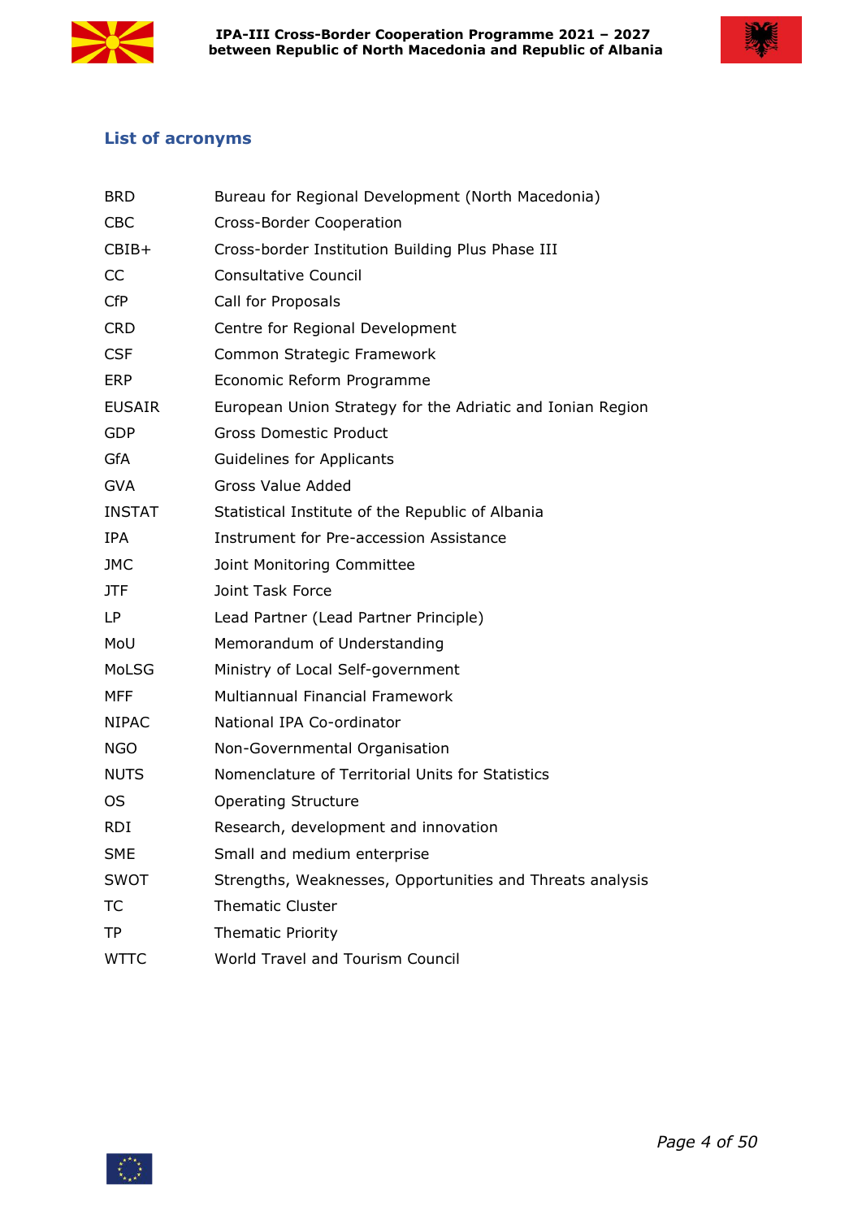## List of acronyms

| | |
|---|---|
| BRD | Bureau for Regional Development (North Macedonia) |
| CBC | Cross-Border Cooperation |
| CBIB+ | Cross-border Institution Building Plus Phase III |
| CC | Consultative Council |
| CfP | Call for Proposals |
| CRD | Centre for Regional Development |
| CSF | Common Strategic Framework |
| ERP | Economic Reform Programme |
| EUSAIR | European Union Strategy for the Adriatic and Ionian Region |
| GDP | Gross Domestic Product |
| GfA | Guidelines for Applicants |
| GVA | Gross Value Added |
| INSTAT | Statistical Institute of the Republic of Albania |
| IPA | Instrument for Pre-accession Assistance |
| JMC | Joint Monitoring Committee |
| JTF | Joint Task Force |
| LP | Lead Partner (Lead Partner Principle) |
| MoU | Memorandum of Understanding |
| MoLSG | Ministry of Local Self-government |
| MFF | Multiannual Financial Framework |
| NIPAC | National IPA Co-ordinator |
| NGO | Non-Governmental Organisation |
| NUTS | Nomenclature of Territorial Units for Statistics |
| OS | Operating Structure |
| RDI | Research, development and innovation |
| SME | Small and medium enterprise |
| SWOT | Strengths, Weaknesses, Opportunities and Threats analysis |
| TC | Thematic Cluster |
| TP | Thematic Priority |
| WTTC | World Travel and Tourism Council |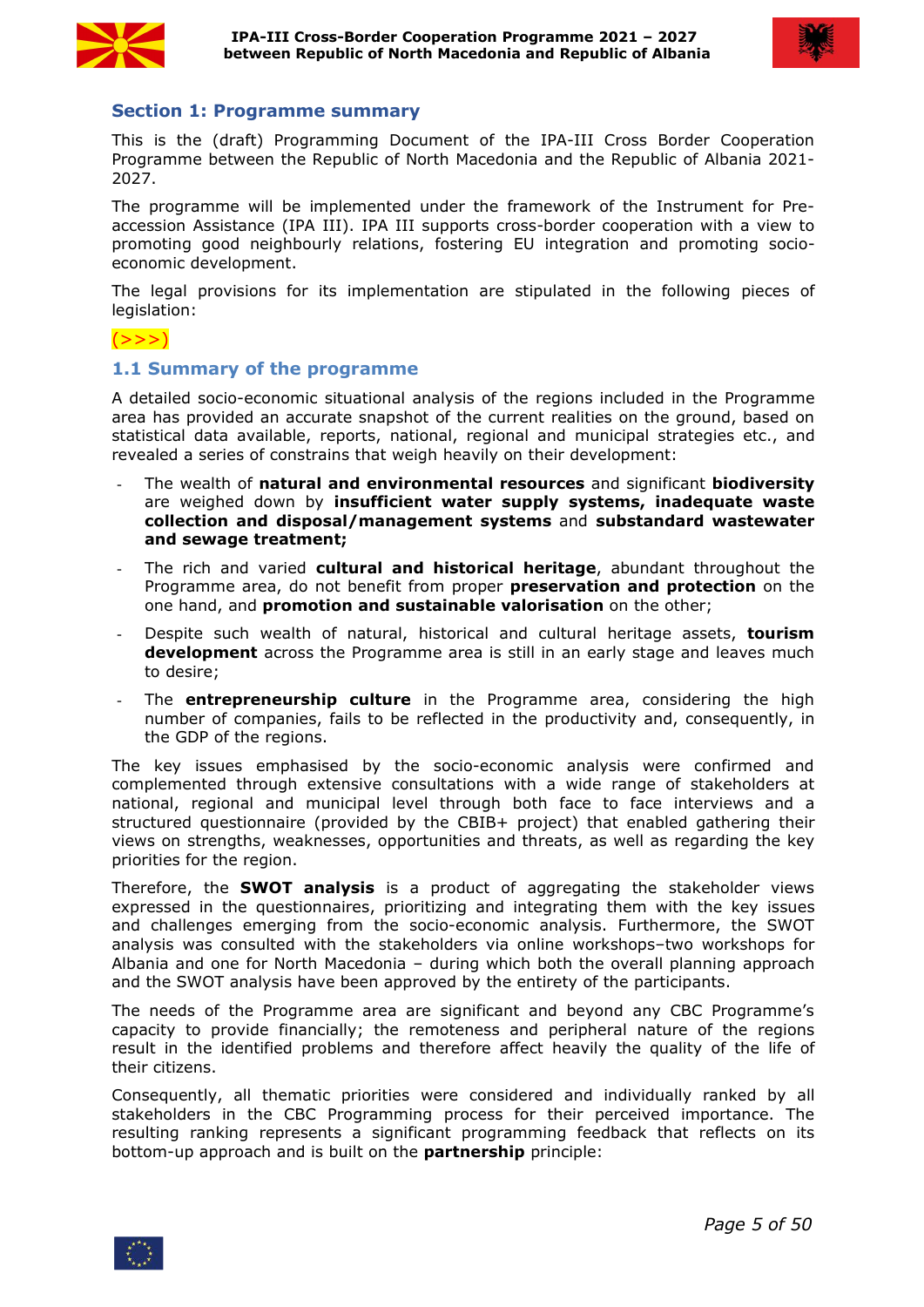## Section 1: Programme summary

This is the (draft) Programming Document of the IPA-III Cross Border Cooperation Programme between the Republic of North Macedonia and the Republic of Albania 2021-2027.

The programme will be implemented under the framework of the Instrument for Pre-accession Assistance (IPA III). IPA III supports cross-border cooperation with a view to promoting good neighbourly relations, fostering EU integration and promoting socio-economic development.

The legal provisions for its implementation are stipulated in the following pieces of legislation:

(>>>)

### 1.1 Summary of the programme

A detailed socio-economic situational analysis of the regions included in the Programme area has provided an accurate snapshot of the current realities on the ground, based on statistical data available, reports, national, regional and municipal strategies etc., and revealed a series of constrains that weigh heavily on their development:

- The wealth of **natural and environmental resources** and significant **biodiversity** are weighed down by **insufficient water supply systems, inadequate waste collection and disposal/management systems** and **substandard wastewater and sewage treatment;**
- The rich and varied **cultural and historical heritage**, abundant throughout the Programme area, do not benefit from proper **preservation and protection** on the one hand, and **promotion and sustainable valorisation** on the other;
- Despite such wealth of natural, historical and cultural heritage assets, **tourism development** across the Programme area is still in an early stage and leaves much to desire;
- The **entrepreneurship culture** in the Programme area, considering the high number of companies, fails to be reflected in the productivity and, consequently, in the GDP of the regions.

The key issues emphasised by the socio-economic analysis were confirmed and complemented through extensive consultations with a wide range of stakeholders at national, regional and municipal level through both face to face interviews and a structured questionnaire (provided by the CBIB+ project) that enabled gathering their views on strengths, weaknesses, opportunities and threats, as well as regarding the key priorities for the region.

Therefore, the **SWOT analysis** is a product of aggregating the stakeholder views expressed in the questionnaires, prioritizing and integrating them with the key issues and challenges emerging from the socio-economic analysis. Furthermore, the SWOT analysis was consulted with the stakeholders via online workshops–two workshops for Albania and one for North Macedonia – during which both the overall planning approach and the SWOT analysis have been approved by the entirety of the participants.

The needs of the Programme area are significant and beyond any CBC Programme's capacity to provide financially; the remoteness and peripheral nature of the regions result in the identified problems and therefore affect heavily the quality of the life of their citizens.

Consequently, all thematic priorities were considered and individually ranked by all stakeholders in the CBC Programming process for their perceived importance. The resulting ranking represents a significant programming feedback that reflects on its bottom-up approach and is built on the **partnership** principle: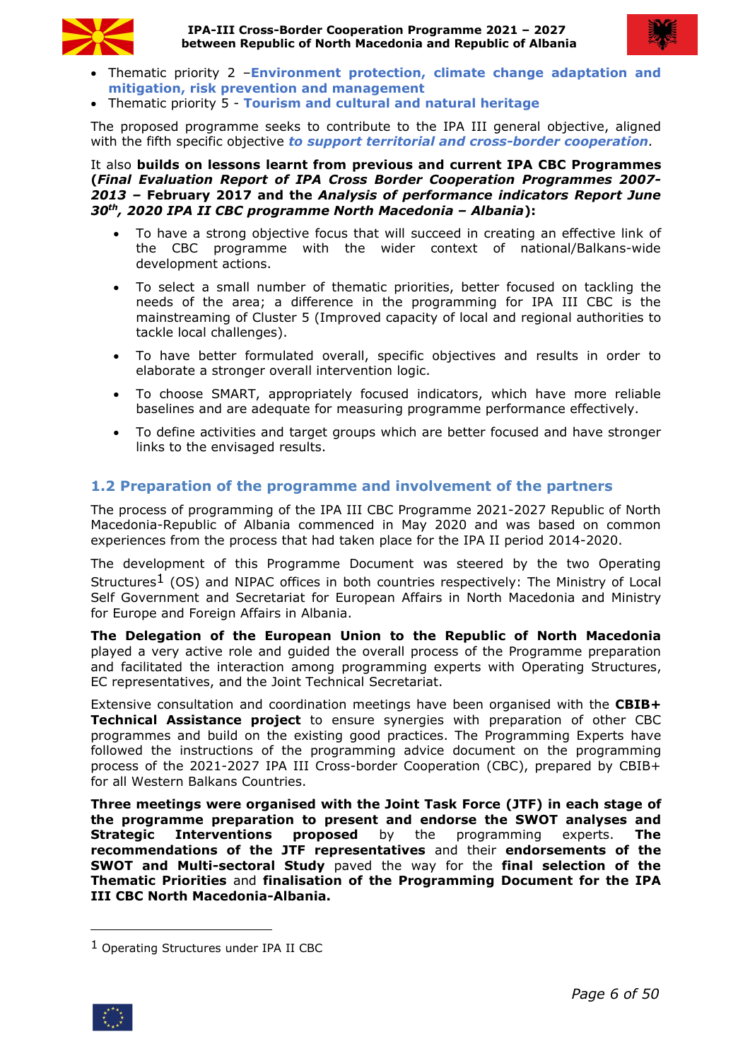- Thematic priority 2 –**Environment protection, climate change adaptation and mitigation, risk prevention and management**
- Thematic priority 5 - **Tourism and cultural and natural heritage**

The proposed programme seeks to contribute to the IPA III general objective, aligned with the fifth specific objective ***to support territorial and cross-border cooperation***.

It also **builds on lessons learnt from previous and current IPA CBC Programmes (*Final Evaluation Report of IPA Cross Border Cooperation Programmes 2007-2013* – February 2017 and the *Analysis of performance indicators Report June 30th, 2020 IPA II CBC programme North Macedonia – Albania*):**

- To have a strong objective focus that will succeed in creating an effective link of the CBC programme with the wider context of national/Balkans-wide development actions.
- To select a small number of thematic priorities, better focused on tackling the needs of the area; a difference in the programming for IPA III CBC is the mainstreaming of Cluster 5 (Improved capacity of local and regional authorities to tackle local challenges).
- To have better formulated overall, specific objectives and results in order to elaborate a stronger overall intervention logic.
- To choose SMART, appropriately focused indicators, which have more reliable baselines and are adequate for measuring programme performance effectively.
- To define activities and target groups which are better focused and have stronger links to the envisaged results.

## 1.2 Preparation of the programme and involvement of the partners

The process of programming of the IPA III CBC Programme 2021-2027 Republic of North Macedonia-Republic of Albania commenced in May 2020 and was based on common experiences from the process that had taken place for the IPA II period 2014-2020.

The development of this Programme Document was steered by the two Operating Structures[1] (OS) and NIPAC offices in both countries respectively: The Ministry of Local Self Government and Secretariat for European Affairs in North Macedonia and Ministry for Europe and Foreign Affairs in Albania.

**The Delegation of the European Union to the Republic of North Macedonia** played a very active role and guided the overall process of the Programme preparation and facilitated the interaction among programming experts with Operating Structures, EC representatives, and the Joint Technical Secretariat.

Extensive consultation and coordination meetings have been organised with the **CBIB+ Technical Assistance project** to ensure synergies with preparation of other CBC programmes and build on the existing good practices. The Programming Experts have followed the instructions of the programming advice document on the programming process of the 2021-2027 IPA III Cross-border Cooperation (CBC), prepared by CBIB+ for all Western Balkans Countries.

**Three meetings were organised with the Joint Task Force (JTF) in each stage of the programme preparation to present and endorse the SWOT analyses and Strategic Interventions proposed** by the programming experts. **The recommendations of the JTF representatives** and their **endorsements of the SWOT and Multi-sectoral Study** paved the way for the **final selection of the Thematic Priorities** and **finalisation of the Programming Document for the IPA III CBC North Macedonia-Albania.**

[1] Operating Structures under IPA II CBC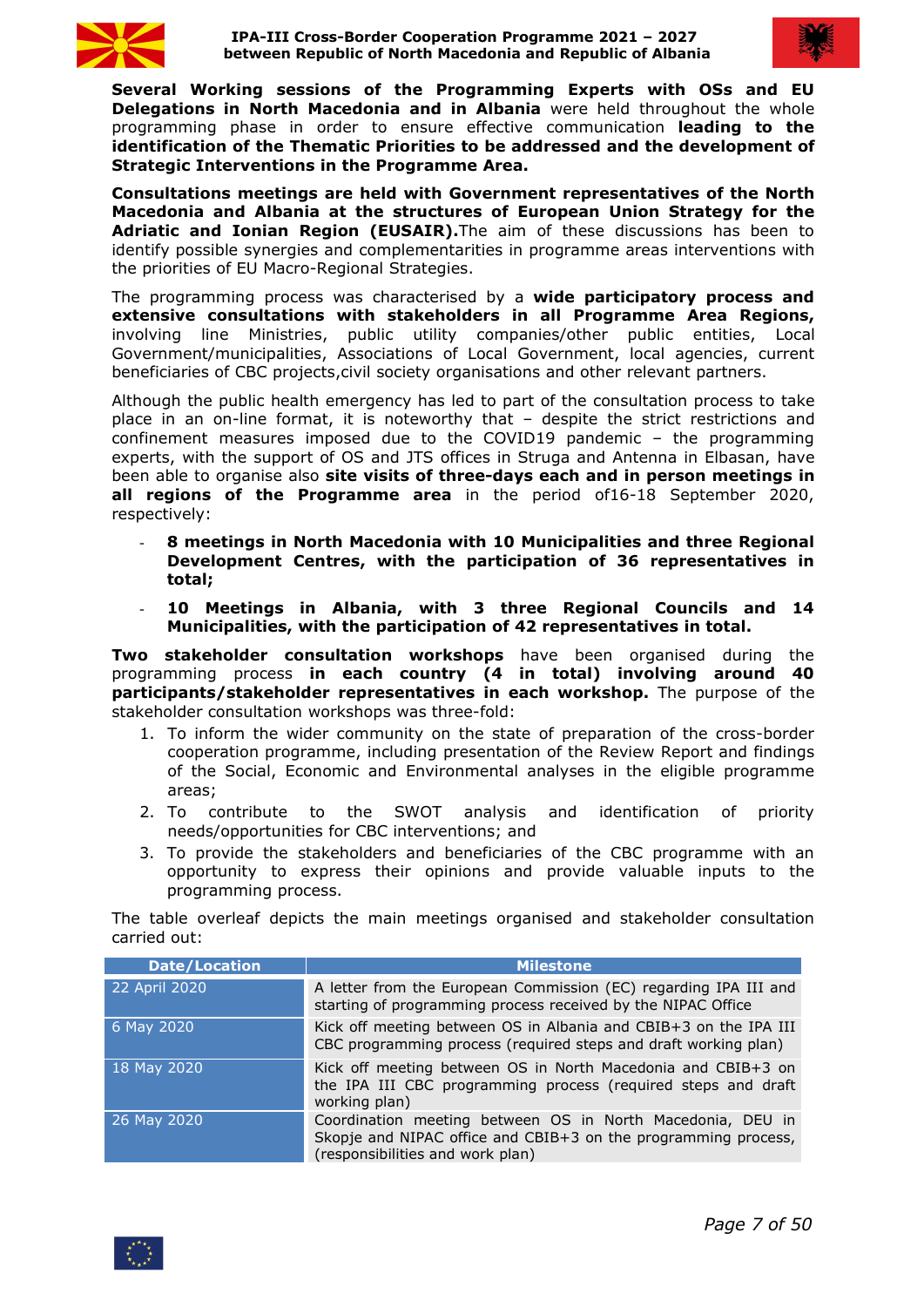**Several Working sessions of the Programming Experts with OSs and EU Delegations in North Macedonia and in Albania** were held throughout the whole programming phase in order to ensure effective communication **leading to the identification of the Thematic Priorities to be addressed and the development of Strategic Interventions in the Programme Area.**

**Consultations meetings are held with Government representatives of the North Macedonia and Albania at the structures of European Union Strategy for the Adriatic and Ionian Region (EUSAIR).**The aim of these discussions has been to identify possible synergies and complementarities in programme areas interventions with the priorities of EU Macro-Regional Strategies.

The programming process was characterised by a **wide participatory process and extensive consultations with stakeholders in all Programme Area Regions,** involving line Ministries, public utility companies/other public entities, Local Government/municipalities, Associations of Local Government, local agencies, current beneficiaries of CBC projects,civil society organisations and other relevant partners.

Although the public health emergency has led to part of the consultation process to take place in an on-line format, it is noteworthy that – despite the strict restrictions and confinement measures imposed due to the COVID19 pandemic – the programming experts, with the support of OS and JTS offices in Struga and Antenna in Elbasan, have been able to organise also **site visits of three-days each and in person meetings in all regions of the Programme area** in the period of16-18 September 2020, respectively:

- **8 meetings in North Macedonia with 10 Municipalities and three Regional Development Centres, with the participation of 36 representatives in total;**
- **10 Meetings in Albania, with 3 three Regional Councils and 14 Municipalities, with the participation of 42 representatives in total.**

**Two stakeholder consultation workshops** have been organised during the programming process **in each country (4 in total) involving around 40 participants/stakeholder representatives in each workshop.** The purpose of the stakeholder consultation workshops was three-fold:

1. To inform the wider community on the state of preparation of the cross-border cooperation programme, including presentation of the Review Report and findings of the Social, Economic and Environmental analyses in the eligible programme areas;
2. To contribute to the SWOT analysis and identification of priority needs/opportunities for CBC interventions; and
3. To provide the stakeholders and beneficiaries of the CBC programme with an opportunity to express their opinions and provide valuable inputs to the programming process.

The table overleaf depicts the main meetings organised and stakeholder consultation carried out:

| Date/Location | Milestone |
|---|---|
| 22 April 2020 | A letter from the European Commission (EC) regarding IPA III and starting of programming process received by the NIPAC Office |
| 6 May 2020 | Kick off meeting between OS in Albania and CBIB+3 on the IPA III CBC programming process (required steps and draft working plan) |
| 18 May 2020 | Kick off meeting between OS in North Macedonia and CBIB+3 on the IPA III CBC programming process (required steps and draft working plan) |
| 26 May 2020 | Coordination meeting between OS in North Macedonia, DEU in Skopje and NIPAC office and CBIB+3 on the programming process, (responsibilities and work plan) |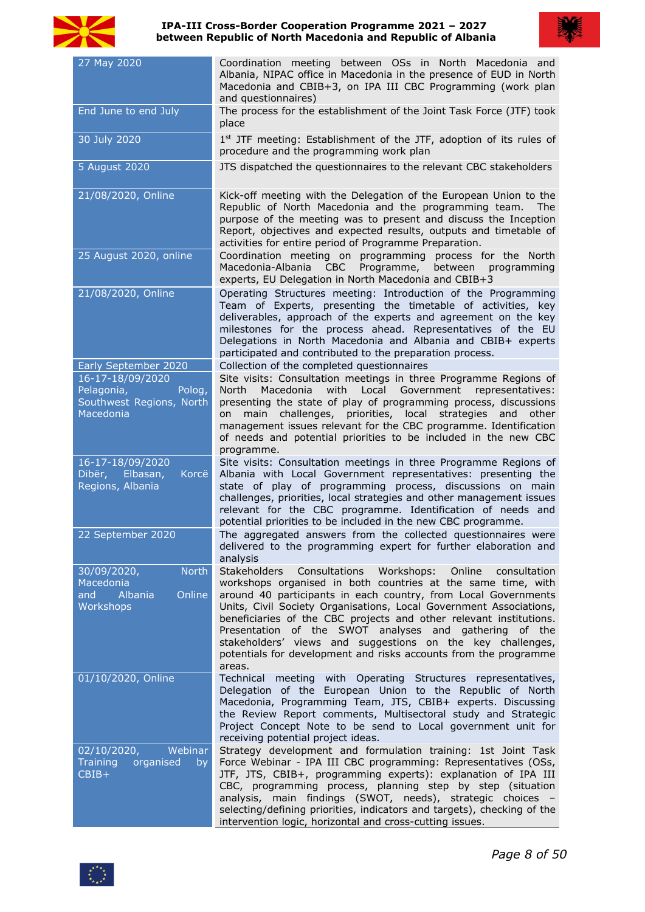| | |
|---|---|
| 27 May 2020 | Coordination meeting between OSs in North Macedonia and Albania, NIPAC office in Macedonia in the presence of EUD in North Macedonia and CBIB+3, on IPA III CBC Programming (work plan and questionnaires) |
| End June to end July | The process for the establishment of the Joint Task Force (JTF) took place |
| 30 July 2020 | 1st JTF meeting: Establishment of the JTF, adoption of its rules of procedure and the programming work plan |
| 5 August 2020 | JTS dispatched the questionnaires to the relevant CBC stakeholders |
| 21/08/2020, Online | Kick-off meeting with the Delegation of the European Union to the Republic of North Macedonia and the programming team. The purpose of the meeting was to present and discuss the Inception Report, objectives and expected results, outputs and timetable of activities for entire period of Programme Preparation. |
| 25 August 2020, online | Coordination meeting on programming process for the North Macedonia-Albania CBC Programme, between programming experts, EU Delegation in North Macedonia and CBIB+3 |
| 21/08/2020, Online | Operating Structures meeting: Introduction of the Programming Team of Experts, presenting the timetable of activities, key deliverables, approach of the experts and agreement on the key milestones for the process ahead. Representatives of the EU Delegations in North Macedonia and Albania and CBIB+ experts participated and contributed to the preparation process. |
| Early September 2020 | Collection of the completed questionnaires |
| 16-17-18/09/2020 Pelagonia, Polog, Southwest Regions, North Macedonia | Site visits: Consultation meetings in three Programme Regions of North Macedonia with Local Government representatives: presenting the state of play of programming process, discussions on main challenges, priorities, local strategies and other management issues relevant for the CBC programme. Identification of needs and potential priorities to be included in the new CBC programme. |
| 16-17-18/09/2020 Dibër, Elbasan, Korcë Regions, Albania | Site visits: Consultation meetings in three Programme Regions of Albania with Local Government representatives: presenting the state of play of programming process, discussions on main challenges, priorities, local strategies and other management issues relevant for the CBC programme. Identification of needs and potential priorities to be included in the new CBC programme. |
| 22 September 2020 | The aggregated answers from the collected questionnaires were delivered to the programming expert for further elaboration and analysis |
| 30/09/2020, North Macedonia and Albania Online Workshops | Stakeholders Consultations Workshops: Online consultation workshops organised in both countries at the same time, with around 40 participants in each country, from Local Governments Units, Civil Society Organisations, Local Government Associations, beneficiaries of the CBC projects and other relevant institutions. Presentation of the SWOT analyses and gathering of the stakeholders' views and suggestions on the key challenges, potentials for development and risks accounts from the programme areas. |
| 01/10/2020, Online | Technical meeting with Operating Structures representatives, Delegation of the European Union to the Republic of North Macedonia, Programming Team, JTS, CBIB+ experts. Discussing the Review Report comments, Multisectoral study and Strategic Project Concept Note to be send to Local government unit for receiving potential project ideas. |
| 02/10/2020, Webinar Training organised by CBIB+ | Strategy development and formulation training: 1st Joint Task Force Webinar - IPA III CBC programming: Representatives (OSs, JTF, JTS, CBIB+, programming experts): explanation of IPA III CBC, programming process, planning step by step (situation analysis, main findings (SWOT, needs), strategic choices – selecting/defining priorities, indicators and targets), checking of the intervention logic, horizontal and cross-cutting issues. |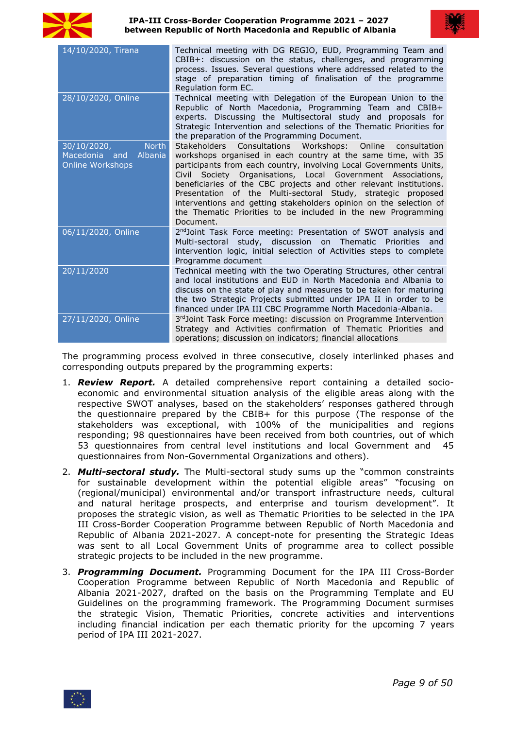| | |
|---|---|
| 14/10/2020, Tirana | Technical meeting with DG REGIO, EUD, Programming Team and CBIB+: discussion on the status, challenges, and programming process. Issues. Several questions where addressed related to the stage of preparation timing of finalisation of the programme Regulation form EC. |
| 28/10/2020, Online | Technical meeting with Delegation of the European Union to the Republic of North Macedonia, Programming Team and CBIB+ experts. Discussing the Multisectoral study and proposals for Strategic Intervention and selections of the Thematic Priorities for the preparation of the Programming Document. |
| 30/10/2020, North Macedonia and Albania Online Workshops | Stakeholders Consultations Workshops: Online consultation workshops organised in each country at the same time, with 35 participants from each country, involving Local Governments Units, Civil Society Organisations, Local Government Associations, beneficiaries of the CBC projects and other relevant institutions. Presentation of the Multi-sectoral Study, strategic proposed interventions and getting stakeholders opinion on the selection of the Thematic Priorities to be included in the new Programming Document. |
| 06/11/2020, Online | 2nd Joint Task Force meeting: Presentation of SWOT analysis and Multi-sectoral study, discussion on Thematic Priorities and intervention logic, initial selection of Activities steps to complete Programme document |
| 20/11/2020 | Technical meeting with the two Operating Structures, other central and local institutions and EUD in North Macedonia and Albania to discuss on the state of play and measures to be taken for maturing the two Strategic Projects submitted under IPA II in order to be financed under IPA III CBC Programme North Macedonia-Albania. |
| 27/11/2020, Online | 3rd Joint Task Force meeting: discussion on Programme Intervention Strategy and Activities confirmation of Thematic Priorities and operations; discussion on indicators; financial allocations |

The programming process evolved in three consecutive, closely interlinked phases and corresponding outputs prepared by the programming experts:

1. ***Review Report.*** A detailed comprehensive report containing a detailed socio-economic and environmental situation analysis of the eligible areas along with the respective SWOT analyses, based on the stakeholders' responses gathered through the questionnaire prepared by the CBIB+ for this purpose (The response of the stakeholders was exceptional, with 100% of the municipalities and regions responding; 98 questionnaires have been received from both countries, out of which 53 questionnaires from central level institutions and local Government and 45 questionnaires from Non-Governmental Organizations and others).

2. ***Multi-sectoral study.*** The Multi-sectoral study sums up the "common constraints for sustainable development within the potential eligible areas" "focusing on (regional/municipal) environmental and/or transport infrastructure needs, cultural and natural heritage prospects, and enterprise and tourism development". It proposes the strategic vision, as well as Thematic Priorities to be selected in the IPA III Cross-Border Cooperation Programme between Republic of North Macedonia and Republic of Albania 2021-2027. A concept-note for presenting the Strategic Ideas was sent to all Local Government Units of programme area to collect possible strategic projects to be included in the new programme.

3. ***Programming Document.*** Programming Document for the IPA III Cross-Border Cooperation Programme between Republic of North Macedonia and Republic of Albania 2021-2027, drafted on the basis on the Programming Template and EU Guidelines on the programming framework. The Programming Document surmises the strategic Vision, Thematic Priorities, concrete activities and interventions including financial indication per each thematic priority for the upcoming 7 years period of IPA III 2021-2027.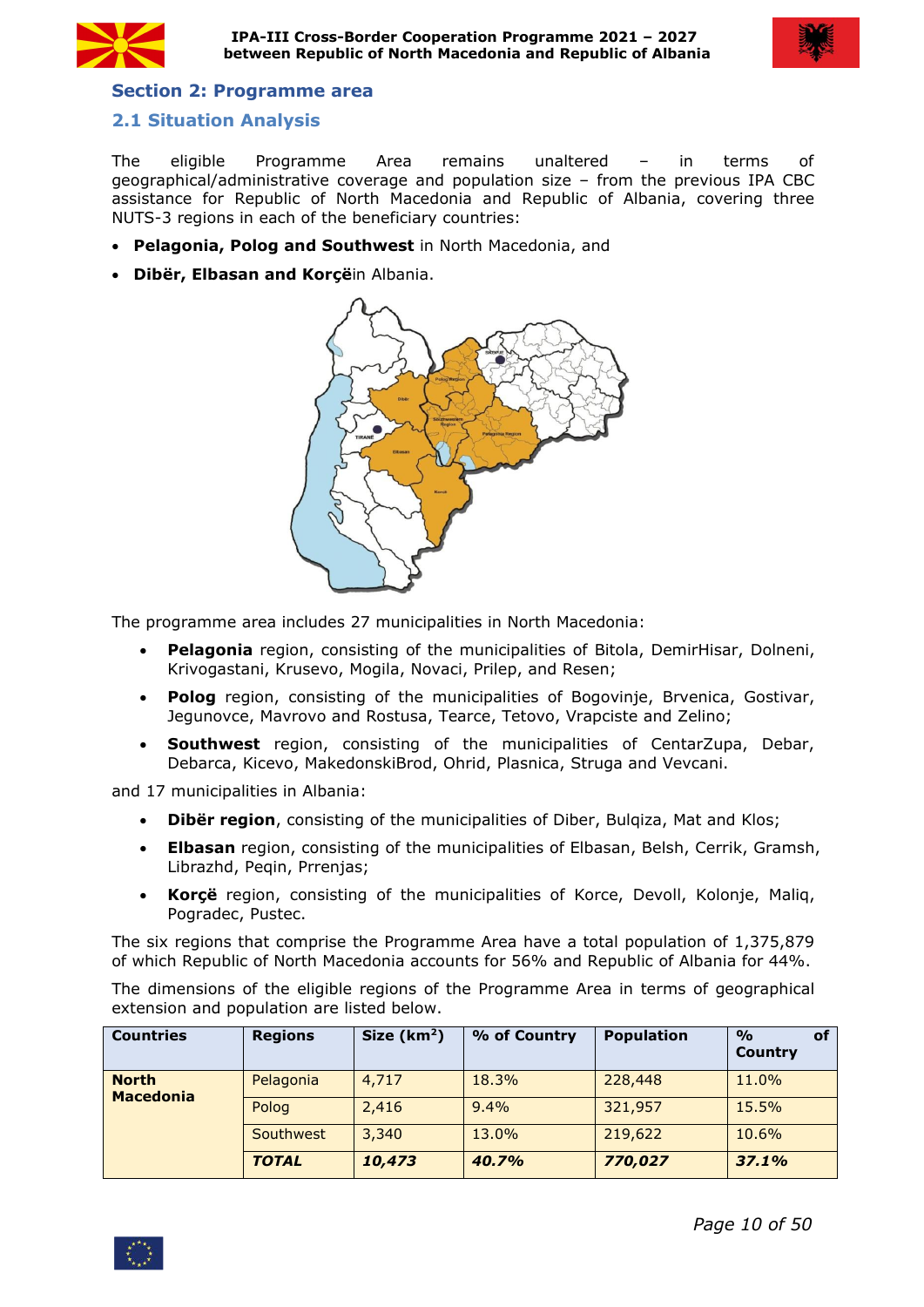## Section 2: Programme area

### 2.1 Situation Analysis

The eligible Programme Area remains unaltered – in terms of geographical/administrative coverage and population size – from the previous IPA CBC assistance for Republic of North Macedonia and Republic of Albania, covering three NUTS-3 regions in each of the beneficiary countries:

- **Pelagonia, Polog and Southwest** in North Macedonia, and
- **Dibër, Elbasan and Korçë**in Albania.

The programme area includes 27 municipalities in North Macedonia:

- **Pelagonia** region, consisting of the municipalities of Bitola, DemirHisar, Dolneni, Krivogastani, Krusevo, Mogila, Novaci, Prilep, and Resen;
- **Polog** region, consisting of the municipalities of Bogovinje, Brvenica, Gostivar, Jegunovce, Mavrovo and Rostusa, Tearce, Tetovo, Vrapciste and Zelino;
- **Southwest** region, consisting of the municipalities of CentarZupa, Debar, Debarca, Kicevo, MakedonskiBrod, Ohrid, Plasnica, Struga and Vevcani.

and 17 municipalities in Albania:

- **Dibër region**, consisting of the municipalities of Diber, Bulqiza, Mat and Klos;
- **Elbasan** region, consisting of the municipalities of Elbasan, Belsh, Cerrik, Gramsh, Librazhd, Peqin, Prrenjas;
- **Korçë** region, consisting of the municipalities of Korce, Devoll, Kolonje, Maliq, Pogradec, Pustec.

The six regions that comprise the Programme Area have a total population of 1,375,879 of which Republic of North Macedonia accounts for 56% and Republic of Albania for 44%.

The dimensions of the eligible regions of the Programme Area in terms of geographical extension and population are listed below.

| Countries | Regions | Size (km²) | % of Country | Population | % of Country |
|---|---|---|---|---|---|
| **North Macedonia** | Pelagonia | 4,717 | 18.3% | 228,448 | 11.0% |
| | Polog | 2,416 | 9.4% | 321,957 | 15.5% |
| | Southwest | 3,340 | 13.0% | 219,622 | 10.6% |
| | ***TOTAL*** | ***10,473*** | ***40.7%*** | ***770,027*** | ***37.1%*** |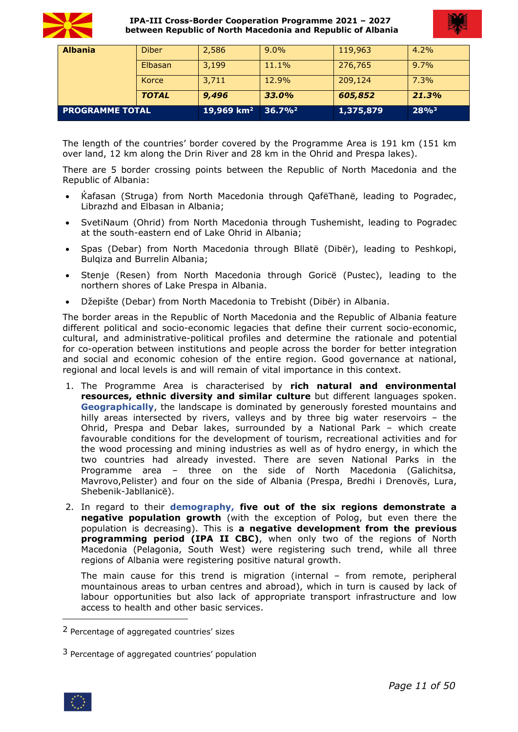| | | | | | |
|---|---|---|---|---|---|
| **Albania** | Diber | 2,586 | 9.0% | 119,963 | 4.2% |
| | Elbasan | 3,199 | 11.1% | 276,765 | 9.7% |
| | Korce | 3,711 | 12.9% | 209,124 | 7.3% |
| | ***TOTAL*** | ***9,496*** | ***33.0%*** | ***605,852*** | ***21.3%*** |
| **PROGRAMME TOTAL** | | **19,969 km²** | **36.7%**[2] | **1,375,879** | **28%**[3] |

The length of the countries' border covered by the Programme Area is 191 km (151 km over land, 12 km along the Drin River and 28 km in the Ohrid and Prespa lakes).

There are 5 border crossing points between the Republic of North Macedonia and the Republic of Albania:

- Ќafasan (Struga) from North Macedonia through QafëThanë, leading to Pogradec, Librazhd and Elbasan in Albania;
- SvetiNaum (Ohrid) from North Macedonia through Tushemisht, leading to Pogradec at the south-eastern end of Lake Ohrid in Albania;
- Spas (Debar) from North Macedonia through Bllatë (Dibër), leading to Peshkopi, Bulqiza and Burrelin Albania;
- Stenje (Resen) from North Macedonia through Goricë (Pustec), leading to the northern shores of Lake Prespa in Albania.
- Džepište (Debar) from North Macedonia to Trebisht (Dibër) in Albania.

The border areas in the Republic of North Macedonia and the Republic of Albania feature different political and socio-economic legacies that define their current socio-economic, cultural, and administrative-political profiles and determine the rationale and potential for co-operation between institutions and people across the border for better integration and social and economic cohesion of the entire region. Good governance at national, regional and local levels is and will remain of vital importance in this context.

1. The Programme Area is characterised by **rich natural and environmental resources, ethnic diversity and similar culture** but different languages spoken. **Geographically**, the landscape is dominated by generously forested mountains and hilly areas intersected by rivers, valleys and by three big water reservoirs – the Ohrid, Prespa and Debar lakes, surrounded by a National Park – which create favourable conditions for the development of tourism, recreational activities and for the wood processing and mining industries as well as of hydro energy, in which the two countries had already invested. There are seven National Parks in the Programme area – three on the side of North Macedonia (Galichitsa, Mavrovo,Pelister) and four on the side of Albania (Prespa, Bredhi i Drenovës, Lura, Shebenik-Jabllanicë).

2. In regard to their **demography, five out of the six regions demonstrate a negative population growth** (with the exception of Polog, but even there the population is decreasing). This is **a negative development from the previous programming period (IPA II CBC)**, when only two of the regions of North Macedonia (Pelagonia, South West) were registering such trend, while all three regions of Albania were registering positive natural growth.

   The main cause for this trend is migration (internal – from remote, peripheral mountainous areas to urban centres and abroad), which in turn is caused by lack of labour opportunities but also lack of appropriate transport infrastructure and low access to health and other basic services.

---

[2] Percentage of aggregated countries' sizes

[3] Percentage of aggregated countries' population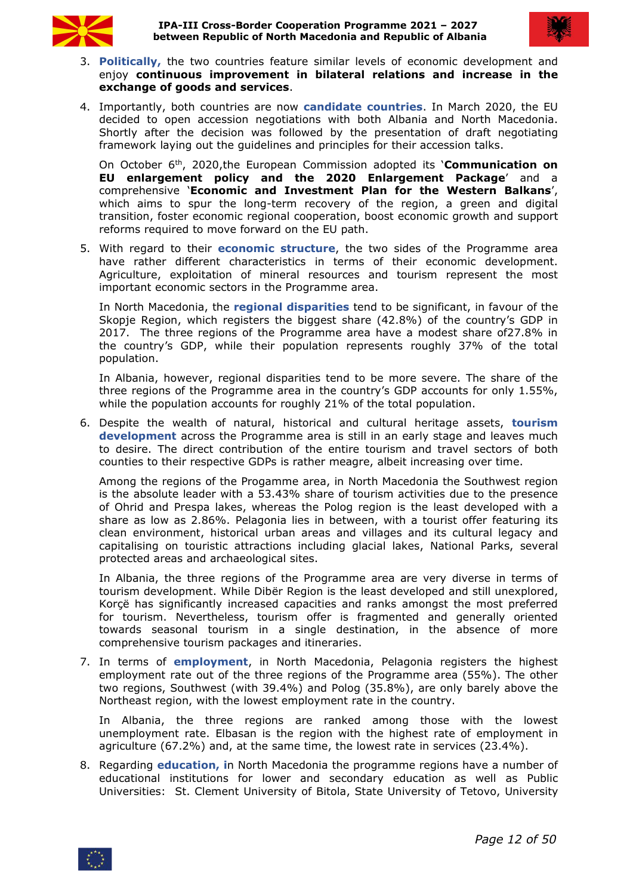3. **Politically,** the two countries feature similar levels of economic development and enjoy **continuous improvement in bilateral relations and increase in the exchange of goods and services**.

4. Importantly, both countries are now **candidate countries**. In March 2020, the EU decided to open accession negotiations with both Albania and North Macedonia. Shortly after the decision was followed by the presentation of draft negotiating framework laying out the guidelines and principles for their accession talks.

   On October 6th, 2020,the European Commission adopted its '**Communication on EU enlargement policy and the 2020 Enlargement Package**' and a comprehensive '**Economic and Investment Plan for the Western Balkans**', which aims to spur the long-term recovery of the region, a green and digital transition, foster economic regional cooperation, boost economic growth and support reforms required to move forward on the EU path.

5. With regard to their **economic structure**, the two sides of the Programme area have rather different characteristics in terms of their economic development. Agriculture, exploitation of mineral resources and tourism represent the most important economic sectors in the Programme area.

   In North Macedonia, the **regional disparities** tend to be significant, in favour of the Skopje Region, which registers the biggest share (42.8%) of the country's GDP in 2017. The three regions of the Programme area have a modest share of27.8% in the country's GDP, while their population represents roughly 37% of the total population.

   In Albania, however, regional disparities tend to be more severe. The share of the three regions of the Programme area in the country's GDP accounts for only 1.55%, while the population accounts for roughly 21% of the total population.

6. Despite the wealth of natural, historical and cultural heritage assets, **tourism development** across the Programme area is still in an early stage and leaves much to desire. The direct contribution of the entire tourism and travel sectors of both counties to their respective GDPs is rather meagre, albeit increasing over time.

   Among the regions of the Progamme area, in North Macedonia the Southwest region is the absolute leader with a 53.43% share of tourism activities due to the presence of Ohrid and Prespa lakes, whereas the Polog region is the least developed with a share as low as 2.86%. Pelagonia lies in between, with a tourist offer featuring its clean environment, historical urban areas and villages and its cultural legacy and capitalising on touristic attractions including glacial lakes, National Parks, several protected areas and archaeological sites.

   In Albania, the three regions of the Programme area are very diverse in terms of tourism development. While Dibër Region is the least developed and still unexplored, Korçë has significantly increased capacities and ranks amongst the most preferred for tourism. Nevertheless, tourism offer is fragmented and generally oriented towards seasonal tourism in a single destination, in the absence of more comprehensive tourism packages and itineraries.

7. In terms of **employment**, in North Macedonia, Pelagonia registers the highest employment rate out of the three regions of the Programme area (55%). The other two regions, Southwest (with 39.4%) and Polog (35.8%), are only barely above the Northeast region, with the lowest employment rate in the country.

   In Albania, the three regions are ranked among those with the lowest unemployment rate. Elbasan is the region with the highest rate of employment in agriculture (67.2%) and, at the same time, the lowest rate in services (23.4%).

8. Regarding **education, i**n North Macedonia the programme regions have a number of educational institutions for lower and secondary education as well as Public Universities: St. Clement University of Bitola, State University of Tetovo, University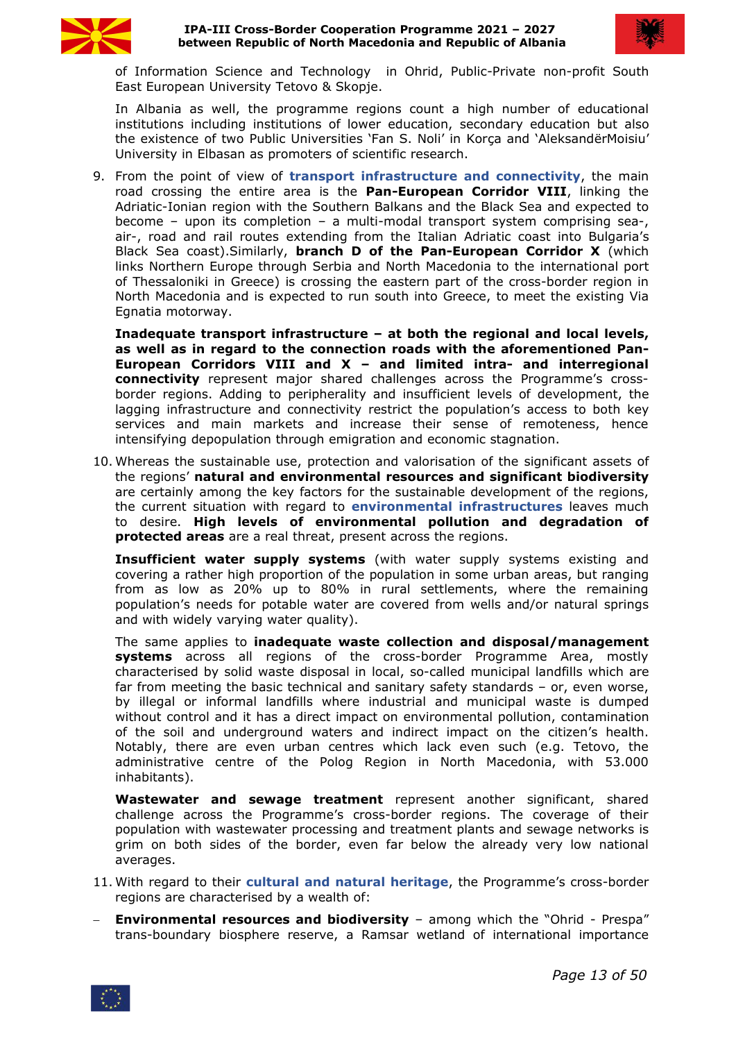of Information Science and Technology in Ohrid, Public-Private non-profit South East European University Tetovo & Skopje.

In Albania as well, the programme regions count a high number of educational institutions including institutions of lower education, secondary education but also the existence of two Public Universities 'Fan S. Noli' in Korça and 'AleksandërMoisiu' University in Elbasan as promoters of scientific research.

9. From the point of view of **transport infrastructure and connectivity**, the main road crossing the entire area is the **Pan-European Corridor VIII**, linking the Adriatic-Ionian region with the Southern Balkans and the Black Sea and expected to become – upon its completion – a multi-modal transport system comprising sea-, air-, road and rail routes extending from the Italian Adriatic coast into Bulgaria's Black Sea coast).Similarly, **branch D of the Pan-European Corridor X** (which links Northern Europe through Serbia and North Macedonia to the international port of Thessaloniki in Greece) is crossing the eastern part of the cross-border region in North Macedonia and is expected to run south into Greece, to meet the existing Via Egnatia motorway.

   **Inadequate transport infrastructure – at both the regional and local levels, as well as in regard to the connection roads with the aforementioned Pan-European Corridors VIII and X – and limited intra- and interregional connectivity** represent major shared challenges across the Programme's cross-border regions. Adding to peripherality and insufficient levels of development, the lagging infrastructure and connectivity restrict the population's access to both key services and main markets and increase their sense of remoteness, hence intensifying depopulation through emigration and economic stagnation.

10. Whereas the sustainable use, protection and valorisation of the significant assets of the regions' **natural and environmental resources and significant biodiversity** are certainly among the key factors for the sustainable development of the regions, the current situation with regard to **environmental infrastructures** leaves much to desire. **High levels of environmental pollution and degradation of protected areas** are a real threat, present across the regions.

    **Insufficient water supply systems** (with water supply systems existing and covering a rather high proportion of the population in some urban areas, but ranging from as low as 20% up to 80% in rural settlements, where the remaining population's needs for potable water are covered from wells and/or natural springs and with widely varying water quality).

    The same applies to **inadequate waste collection and disposal/management systems** across all regions of the cross-border Programme Area, mostly characterised by solid waste disposal in local, so-called municipal landfills which are far from meeting the basic technical and sanitary safety standards – or, even worse, by illegal or informal landfills where industrial and municipal waste is dumped without control and it has a direct impact on environmental pollution, contamination of the soil and underground waters and indirect impact on the citizen's health. Notably, there are even urban centres which lack even such (e.g. Tetovo, the administrative centre of the Polog Region in North Macedonia, with 53.000 inhabitants).

    **Wastewater and sewage treatment** represent another significant, shared challenge across the Programme's cross-border regions. The coverage of their population with wastewater processing and treatment plants and sewage networks is grim on both sides of the border, even far below the already very low national averages.

11. With regard to their **cultural and natural heritage**, the Programme's cross-border regions are characterised by a wealth of:

- **Environmental resources and biodiversity** – among which the "Ohrid - Prespa" trans-boundary biosphere reserve, a Ramsar wetland of international importance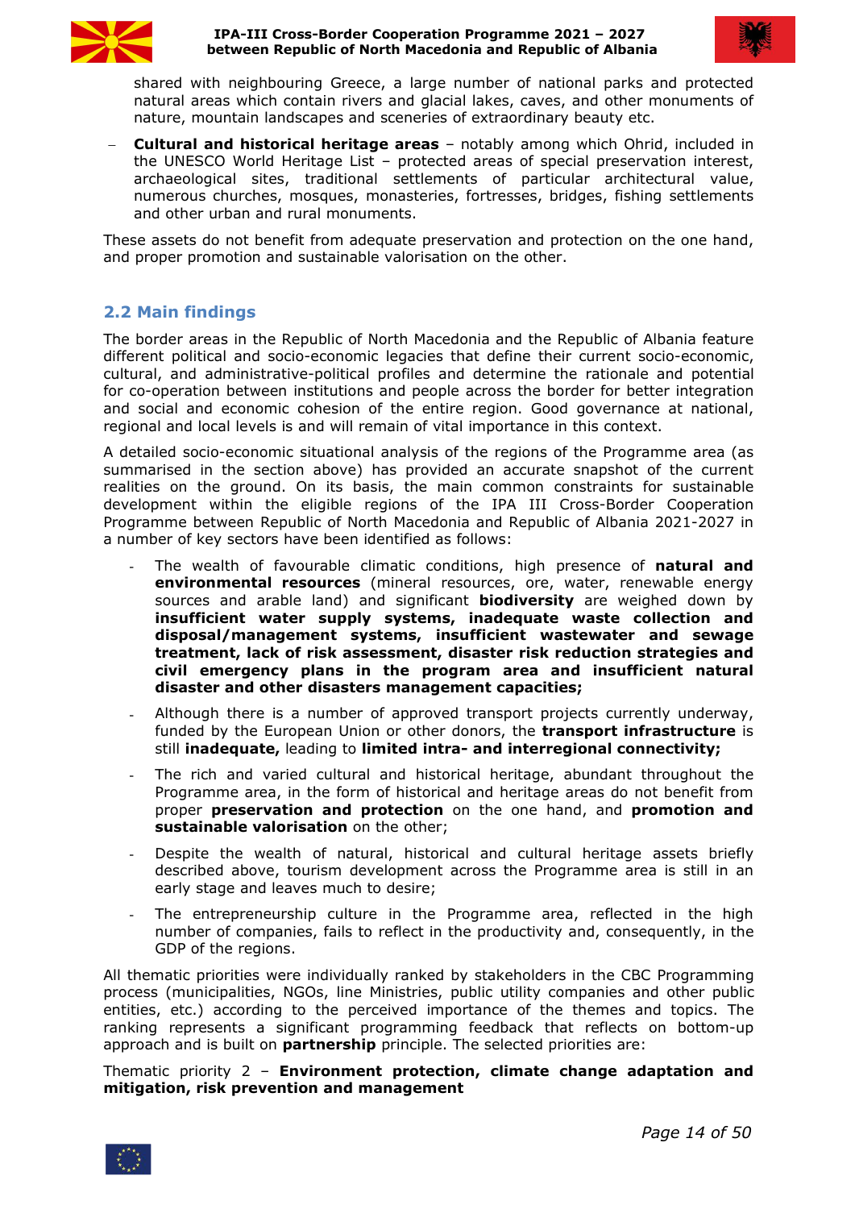shared with neighbouring Greece, a large number of national parks and protected natural areas which contain rivers and glacial lakes, caves, and other monuments of nature, mountain landscapes and sceneries of extraordinary beauty etc.

- **Cultural and historical heritage areas** – notably among which Ohrid, included in the UNESCO World Heritage List – protected areas of special preservation interest, archaeological sites, traditional settlements of particular architectural value, numerous churches, mosques, monasteries, fortresses, bridges, fishing settlements and other urban and rural monuments.

These assets do not benefit from adequate preservation and protection on the one hand, and proper promotion and sustainable valorisation on the other.

## 2.2 Main findings

The border areas in the Republic of North Macedonia and the Republic of Albania feature different political and socio-economic legacies that define their current socio-economic, cultural, and administrative-political profiles and determine the rationale and potential for co-operation between institutions and people across the border for better integration and social and economic cohesion of the entire region. Good governance at national, regional and local levels is and will remain of vital importance in this context.

A detailed socio-economic situational analysis of the regions of the Programme area (as summarised in the section above) has provided an accurate snapshot of the current realities on the ground. On its basis, the main common constraints for sustainable development within the eligible regions of the IPA III Cross-Border Cooperation Programme between Republic of North Macedonia and Republic of Albania 2021-2027 in a number of key sectors have been identified as follows:

- The wealth of favourable climatic conditions, high presence of **natural and environmental resources** (mineral resources, ore, water, renewable energy sources and arable land) and significant **biodiversity** are weighed down by **insufficient water supply systems, inadequate waste collection and disposal/management systems, insufficient wastewater and sewage treatment, lack of risk assessment, disaster risk reduction strategies and civil emergency plans in the program area and insufficient natural disaster and other disasters management capacities;**
- Although there is a number of approved transport projects currently underway, funded by the European Union or other donors, the **transport infrastructure** is still **inadequate,** leading to **limited intra- and interregional connectivity;**
- The rich and varied cultural and historical heritage, abundant throughout the Programme area, in the form of historical and heritage areas do not benefit from proper **preservation and protection** on the one hand, and **promotion and sustainable valorisation** on the other;
- Despite the wealth of natural, historical and cultural heritage assets briefly described above, tourism development across the Programme area is still in an early stage and leaves much to desire;
- The entrepreneurship culture in the Programme area, reflected in the high number of companies, fails to reflect in the productivity and, consequently, in the GDP of the regions.

All thematic priorities were individually ranked by stakeholders in the CBC Programming process (municipalities, NGOs, line Ministries, public utility companies and other public entities, etc.) according to the perceived importance of the themes and topics. The ranking represents a significant programming feedback that reflects on bottom-up approach and is built on **partnership** principle. The selected priorities are:

Thematic priority 2 – **Environment protection, climate change adaptation and mitigation, risk prevention and management**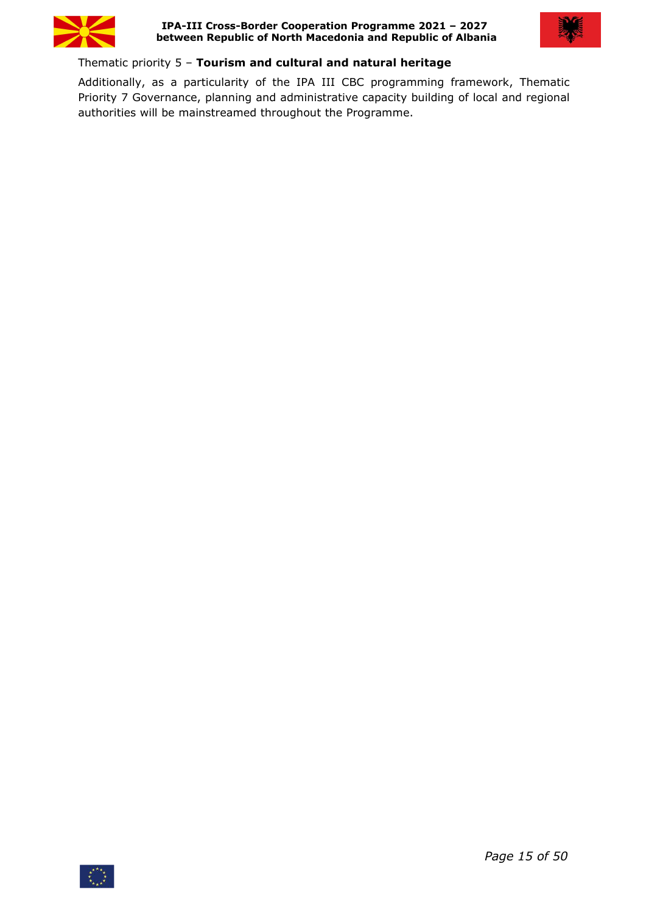Thematic priority 5 – **Tourism and cultural and natural heritage**

Additionally, as a particularity of the IPA III CBC programming framework, Thematic Priority 7 Governance, planning and administrative capacity building of local and regional authorities will be mainstreamed throughout the Programme.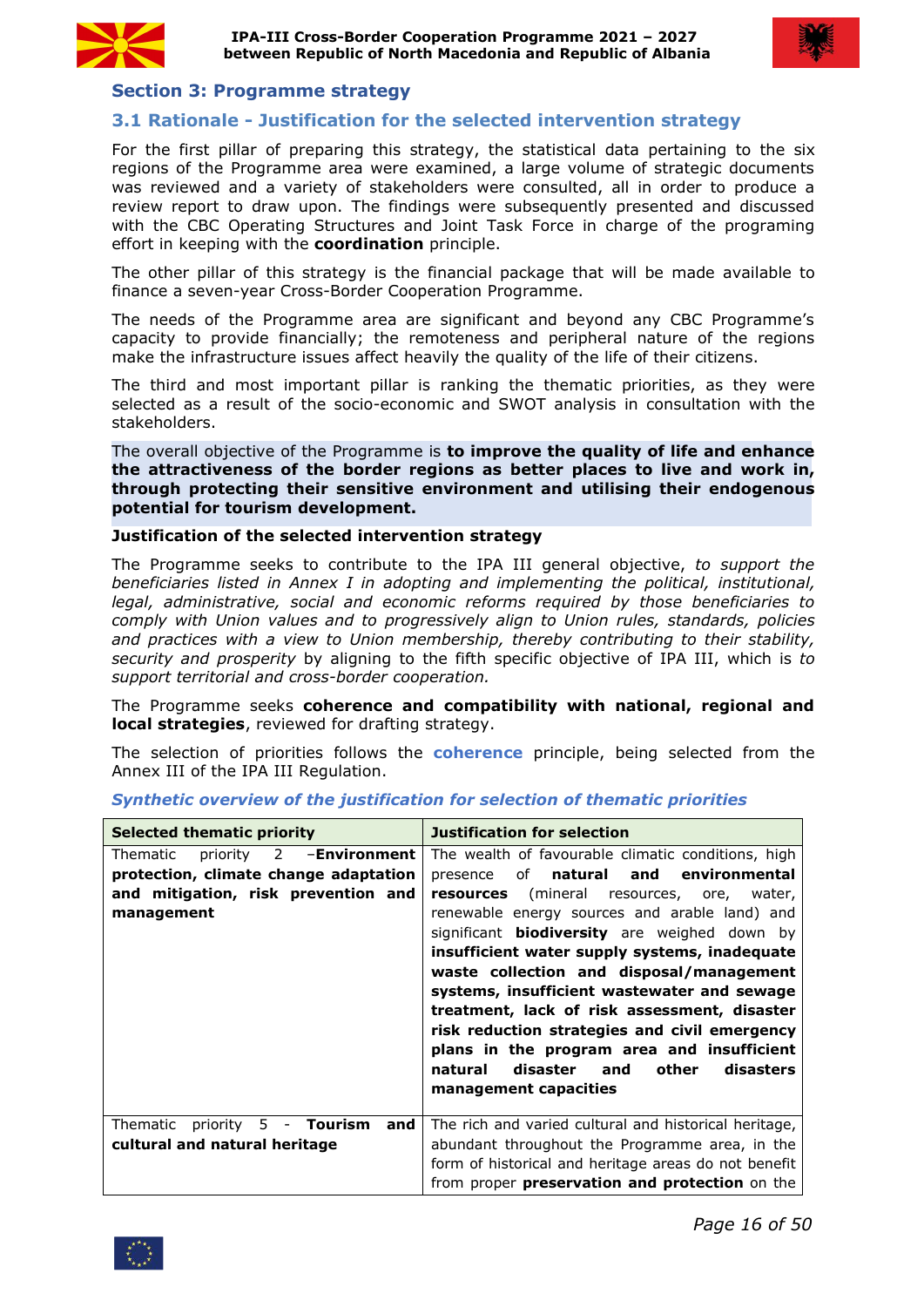## Section 3: Programme strategy

### 3.1 Rationale - Justification for the selected intervention strategy

For the first pillar of preparing this strategy, the statistical data pertaining to the six regions of the Programme area were examined, a large volume of strategic documents was reviewed and a variety of stakeholders were consulted, all in order to produce a review report to draw upon. The findings were subsequently presented and discussed with the CBC Operating Structures and Joint Task Force in charge of the programing effort in keeping with the **coordination** principle.

The other pillar of this strategy is the financial package that will be made available to finance a seven-year Cross-Border Cooperation Programme.

The needs of the Programme area are significant and beyond any CBC Programme's capacity to provide financially; the remoteness and peripheral nature of the regions make the infrastructure issues affect heavily the quality of the life of their citizens.

The third and most important pillar is ranking the thematic priorities, as they were selected as a result of the socio-economic and SWOT analysis in consultation with the stakeholders.

The overall objective of the Programme is **to improve the quality of life and enhance the attractiveness of the border regions as better places to live and work in, through protecting their sensitive environment and utilising their endogenous potential for tourism development.**

**Justification of the selected intervention strategy**

The Programme seeks to contribute to the IPA III general objective, *to support the beneficiaries listed in Annex I in adopting and implementing the political, institutional, legal, administrative, social and economic reforms required by those beneficiaries to comply with Union values and to progressively align to Union rules, standards, policies and practices with a view to Union membership, thereby contributing to their stability, security and prosperity* by aligning to the fifth specific objective of IPA III, which is *to support territorial and cross-border cooperation.*

The Programme seeks **coherence and compatibility with national, regional and local strategies**, reviewed for drafting strategy.

The selection of priorities follows the **coherence** principle, being selected from the Annex III of the IPA III Regulation.

***Synthetic overview of the justification for selection of thematic priorities***

| Selected thematic priority | Justification for selection |
|---|---|
| Thematic priority 2 –**Environment protection, climate change adaptation and mitigation, risk prevention and management** | The wealth of favourable climatic conditions, high presence of **natural and environmental resources** (mineral resources, ore, water, renewable energy sources and arable land) and significant **biodiversity** are weighed down by **insufficient water supply systems, inadequate waste collection and disposal/management systems, insufficient wastewater and sewage treatment, lack of risk assessment, disaster risk reduction strategies and civil emergency plans in the program area and insufficient natural disaster and other disasters management capacities** |
| Thematic priority 5 - **Tourism and cultural and natural heritage** | The rich and varied cultural and historical heritage, abundant throughout the Programme area, in the form of historical and heritage areas do not benefit from proper **preservation and protection** on the |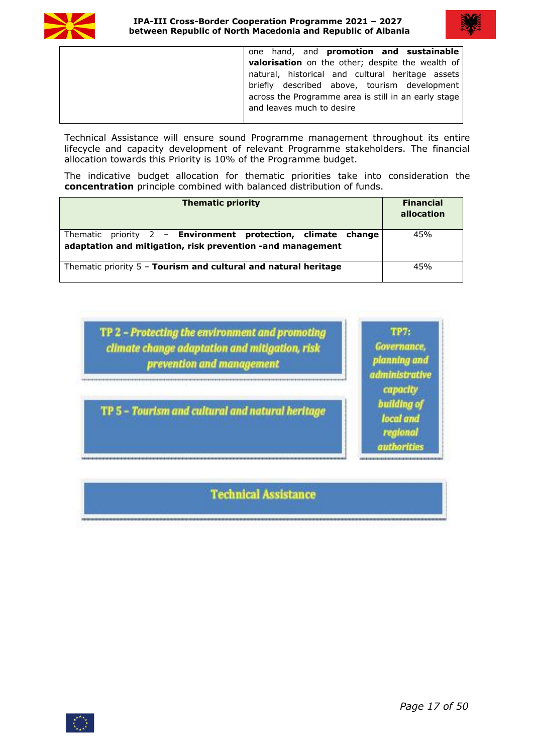|  | one hand, and **promotion and sustainable valorisation** on the other; despite the wealth of natural, historical and cultural heritage assets briefly described above, tourism development across the Programme area is still in an early stage and leaves much to desire |
|---|---|

Technical Assistance will ensure sound Programme management throughout its entire lifecycle and capacity development of relevant Programme stakeholders. The financial allocation towards this Priority is 10% of the Programme budget.

The indicative budget allocation for thematic priorities take into consideration the **concentration** principle combined with balanced distribution of funds.

| Thematic priority | Financial allocation |
|---|---|
| Thematic priority 2 – **Environment protection, climate change adaptation and mitigation, risk prevention -and management** | 45% |
| Thematic priority 5 – **Tourism and cultural and natural heritage** | 45% |

*TP 2 – Protecting the environment and promoting climate change adaptation and mitigation, risk prevention and management*

*TP 5 – Tourism and cultural and natural heritage*

*TP7: Governance, planning and administrative capacity building of local and regional authorities*

Technical Assistance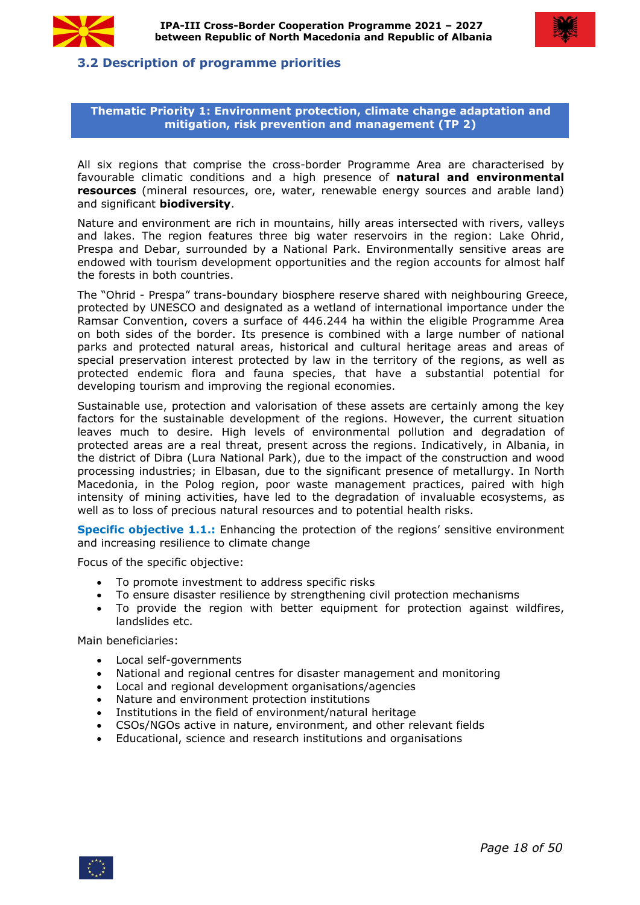### 3.2 Description of programme priorities

**Thematic Priority 1: Environment protection, climate change adaptation and mitigation, risk prevention and management (TP 2)**

All six regions that comprise the cross-border Programme Area are characterised by favourable climatic conditions and a high presence of **natural and environmental resources** (mineral resources, ore, water, renewable energy sources and arable land) and significant **biodiversity**.

Nature and environment are rich in mountains, hilly areas intersected with rivers, valleys and lakes. The region features three big water reservoirs in the region: Lake Ohrid, Prespa and Debar, surrounded by a National Park. Environmentally sensitive areas are endowed with tourism development opportunities and the region accounts for almost half the forests in both countries.

The "Ohrid - Prespa" trans-boundary biosphere reserve shared with neighbouring Greece, protected by UNESCO and designated as a wetland of international importance under the Ramsar Convention, covers a surface of 446.244 ha within the eligible Programme Area on both sides of the border. Its presence is combined with a large number of national parks and protected natural areas, historical and cultural heritage areas and areas of special preservation interest protected by law in the territory of the regions, as well as protected endemic flora and fauna species, that have a substantial potential for developing tourism and improving the regional economies.

Sustainable use, protection and valorisation of these assets are certainly among the key factors for the sustainable development of the regions. However, the current situation leaves much to desire. High levels of environmental pollution and degradation of protected areas are a real threat, present across the regions. Indicatively, in Albania, in the district of Dibra (Lura National Park), due to the impact of the construction and wood processing industries; in Elbasan, due to the significant presence of metallurgy. In North Macedonia, in the Polog region, poor waste management practices, paired with high intensity of mining activities, have led to the degradation of invaluable ecosystems, as well as to loss of precious natural resources and to potential health risks.

**Specific objective 1.1.:** Enhancing the protection of the regions' sensitive environment and increasing resilience to climate change

Focus of the specific objective:

- To promote investment to address specific risks
- To ensure disaster resilience by strengthening civil protection mechanisms
- To provide the region with better equipment for protection against wildfires, landslides etc.

Main beneficiaries:

- Local self-governments
- National and regional centres for disaster management and monitoring
- Local and regional development organisations/agencies
- Nature and environment protection institutions
- Institutions in the field of environment/natural heritage
- CSOs/NGOs active in nature, environment, and other relevant fields
- Educational, science and research institutions and organisations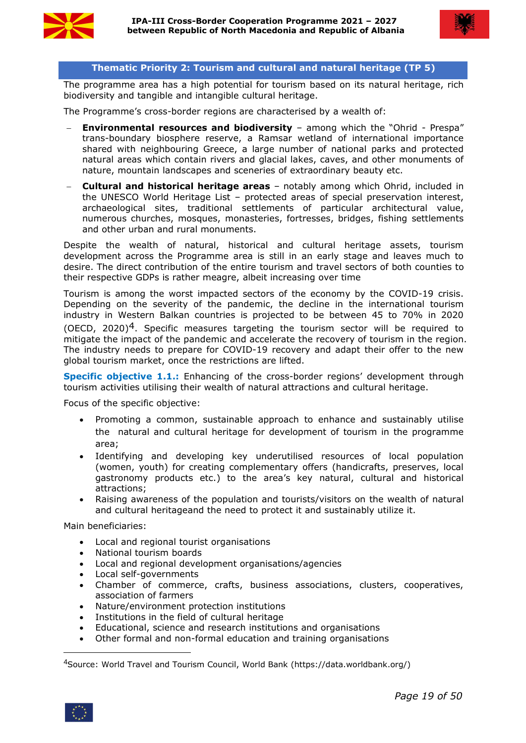## Thematic Priority 2: Tourism and cultural and natural heritage (TP 5)

The programme area has a high potential for tourism based on its natural heritage, rich biodiversity and tangible and intangible cultural heritage.

The Programme's cross-border regions are characterised by a wealth of:

- **Environmental resources and biodiversity** – among which the "Ohrid - Prespa" trans-boundary biosphere reserve, a Ramsar wetland of international importance shared with neighbouring Greece, a large number of national parks and protected natural areas which contain rivers and glacial lakes, caves, and other monuments of nature, mountain landscapes and sceneries of extraordinary beauty etc.
- **Cultural and historical heritage areas** – notably among which Ohrid, included in the UNESCO World Heritage List – protected areas of special preservation interest, archaeological sites, traditional settlements of particular architectural value, numerous churches, mosques, monasteries, fortresses, bridges, fishing settlements and other urban and rural monuments.

Despite the wealth of natural, historical and cultural heritage assets, tourism development across the Programme area is still in an early stage and leaves much to desire. The direct contribution of the entire tourism and travel sectors of both counties to their respective GDPs is rather meagre, albeit increasing over time

Tourism is among the worst impacted sectors of the economy by the COVID-19 crisis. Depending on the severity of the pandemic, the decline in the international tourism industry in Western Balkan countries is projected to be between 45 to 70% in 2020 (OECD, 2020)[4]. Specific measures targeting the tourism sector will be required to mitigate the impact of the pandemic and accelerate the recovery of tourism in the region. The industry needs to prepare for COVID-19 recovery and adapt their offer to the new global tourism market, once the restrictions are lifted.

**Specific objective 1.1.:** Enhancing of the cross-border regions' development through tourism activities utilising their wealth of natural attractions and cultural heritage.

Focus of the specific objective:

- Promoting a common, sustainable approach to enhance and sustainably utilise the natural and cultural heritage for development of tourism in the programme area;
- Identifying and developing key underutilised resources of local population (women, youth) for creating complementary offers (handicrafts, preserves, local gastronomy products etc.) to the area's key natural, cultural and historical attractions;
- Raising awareness of the population and tourists/visitors on the wealth of natural and cultural heritageand the need to protect it and sustainably utilize it.

Main beneficiaries:

- Local and regional tourist organisations
- National tourism boards
- Local and regional development organisations/agencies
- Local self-governments
- Chamber of commerce, crafts, business associations, clusters, cooperatives, association of farmers
- Nature/environment protection institutions
- Institutions in the field of cultural heritage
- Educational, science and research institutions and organisations
- Other formal and non-formal education and training organisations

---

[4]Source: World Travel and Tourism Council, World Bank (https://data.worldbank.org/)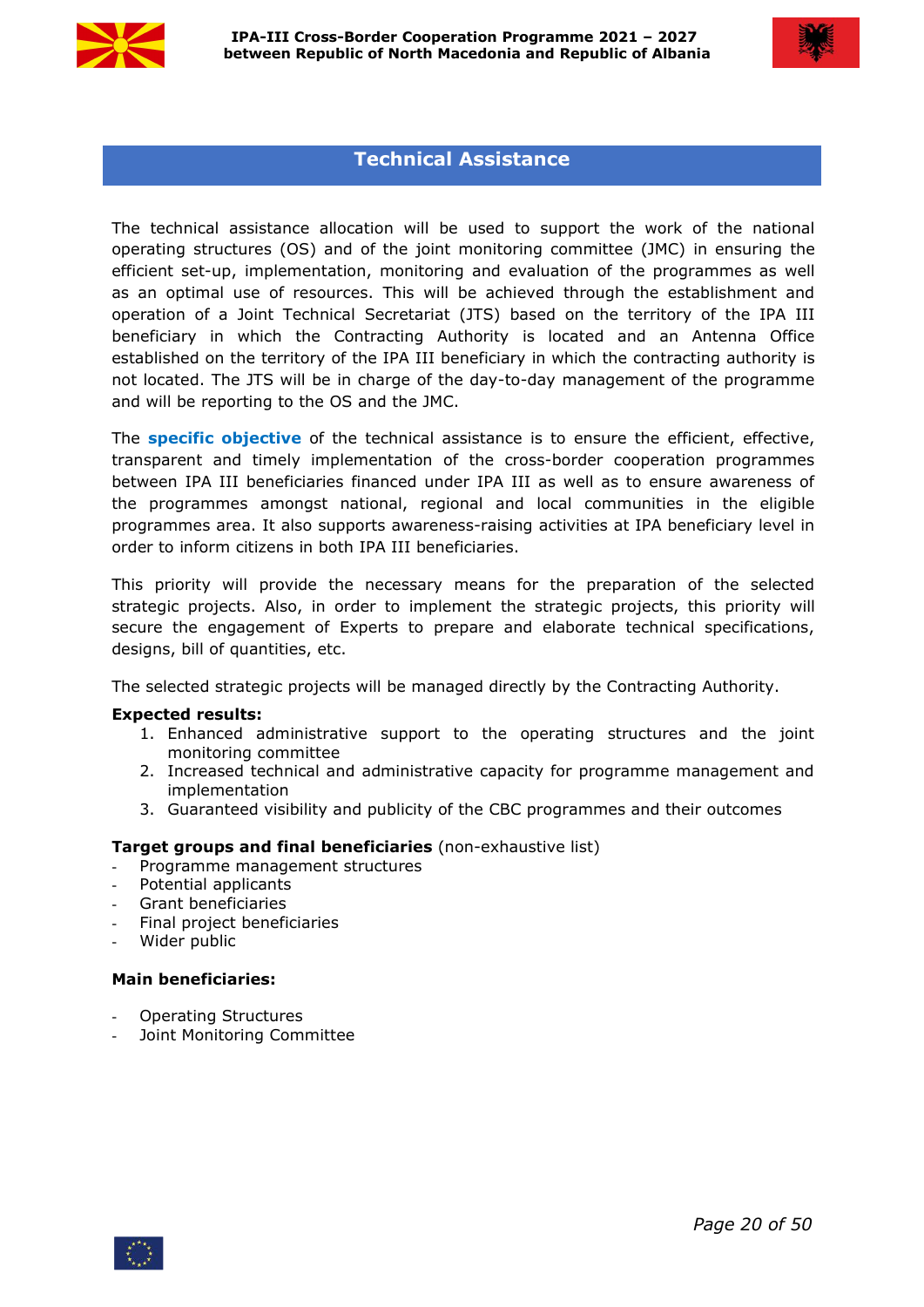## Technical Assistance

The technical assistance allocation will be used to support the work of the national operating structures (OS) and of the joint monitoring committee (JMC) in ensuring the efficient set-up, implementation, monitoring and evaluation of the programmes as well as an optimal use of resources. This will be achieved through the establishment and operation of a Joint Technical Secretariat (JTS) based on the territory of the IPA III beneficiary in which the Contracting Authority is located and an Antenna Office established on the territory of the IPA III beneficiary in which the contracting authority is not located. The JTS will be in charge of the day-to-day management of the programme and will be reporting to the OS and the JMC.

The **specific objective** of the technical assistance is to ensure the efficient, effective, transparent and timely implementation of the cross-border cooperation programmes between IPA III beneficiaries financed under IPA III as well as to ensure awareness of the programmes amongst national, regional and local communities in the eligible programmes area. It also supports awareness-raising activities at IPA beneficiary level in order to inform citizens in both IPA III beneficiaries.

This priority will provide the necessary means for the preparation of the selected strategic projects. Also, in order to implement the strategic projects, this priority will secure the engagement of Experts to prepare and elaborate technical specifications, designs, bill of quantities, etc.

The selected strategic projects will be managed directly by the Contracting Authority.

**Expected results:**

1. Enhanced administrative support to the operating structures and the joint monitoring committee
2. Increased technical and administrative capacity for programme management and implementation
3. Guaranteed visibility and publicity of the CBC programmes and their outcomes

**Target groups and final beneficiaries** (non-exhaustive list)

- Programme management structures
- Potential applicants
- Grant beneficiaries
- Final project beneficiaries
- Wider public

**Main beneficiaries:**

- Operating Structures
- Joint Monitoring Committee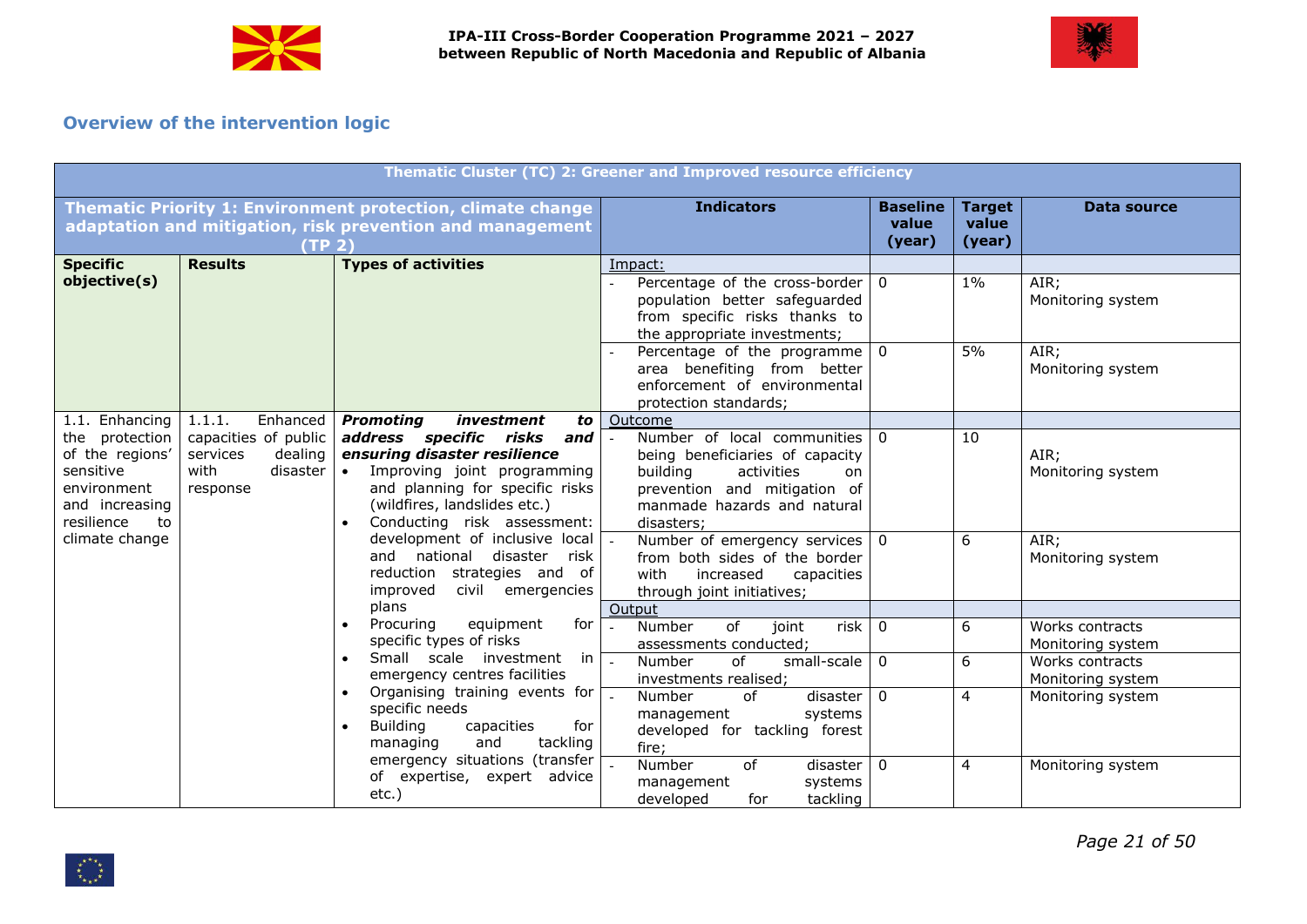## Overview of the intervention logic

| Thematic Cluster (TC) 2: Greener and Improved resource efficiency | | | | | | |
|---|---|---|---|---|---|---|
| **Thematic Priority 1: Environment protection, climate change adaptation and mitigation, risk prevention and management (TP 2)** | | | **Indicators** | **Baseline value (year)** | **Target value (year)** | **Data source** |
| **Specific objective(s)** | **Results** | **Types of activities** | Impact: | | | |
| | | | - Percentage of the cross-border population better safeguarded from specific risks thanks to the appropriate investments; | 0 | 1% | AIR; Monitoring system |
| | | | - Percentage of the programme area benefiting from better enforcement of environmental protection standards; | 0 | 5% | AIR; Monitoring system |
| 1.1. Enhancing the protection of the regions' sensitive environment and increasing resilience to climate change | 1.1.1. Enhanced capacities of public services dealing with disaster response | ***Promoting investment to address specific risks and ensuring disaster resilience*** <br>• Improving joint programming and planning for specific risks (wildfires, landslides etc.) <br>• Conducting risk assessment: development of inclusive local and national disaster risk reduction strategies and of improved civil emergencies plans <br>• Procuring equipment for specific types of risks <br>• Small scale investment in emergency centres facilities <br>• Organising training events for specific needs <br>• Building capacities for managing and tackling emergency situations (transfer of expertise, expert advice etc.) | Outcome | | | |
| | | | - Number of local communities being beneficiaries of capacity building activities on prevention and mitigation of manmade hazards and natural disasters; | 0 | 10 | AIR; Monitoring system |
| | | | - Number of emergency services from both sides of the border with increased capacities through joint initiatives; | 0 | 6 | AIR; Monitoring system |
| | | | Output | | | |
| | | | - Number of joint risk assessments conducted; | 0 | 6 | Works contracts Monitoring system |
| | | | - Number of small-scale investments realised; | 0 | 6 | Works contracts Monitoring system |
| | | | - Number of disaster management systems developed for tackling forest fire; | 0 | 4 | Monitoring system |
| | | | - Number of disaster management systems developed for tackling | 0 | 4 | Monitoring system |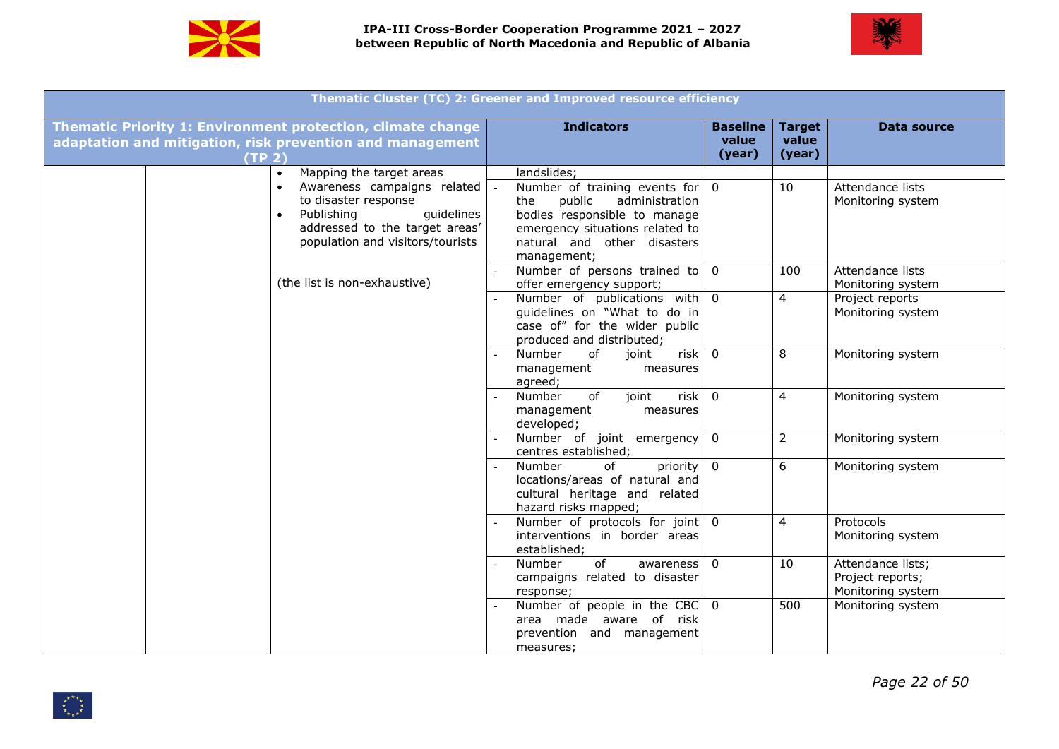| Thematic Cluster (TC) 2: Greener and Improved resource efficiency | | | | | | |
|---|---|---|---|---|---|---|
| **Thematic Priority 1: Environment protection, climate change adaptation and mitigation, risk prevention and management (TP 2)** | | | **Indicators** | **Baseline value (year)** | **Target value (year)** | **Data source** |
| | | • Mapping the target areas<br>• Awareness campaigns related to disaster response<br>• Publishing guidelines addressed to the target areas' population and visitors/tourists<br><br>(the list is non-exhaustive) | landslides; | | | |
| | | | - Number of training events for the public administration bodies responsible to manage emergency situations related to natural and other disasters management; | 0 | 10 | Attendance lists<br>Monitoring system |
| | | | - Number of persons trained to offer emergency support; | 0 | 100 | Attendance lists<br>Monitoring system |
| | | | - Number of publications with guidelines on "What to do in case of" for the wider public produced and distributed; | 0 | 4 | Project reports<br>Monitoring system |
| | | | - Number of joint risk management measures agreed; | 0 | 8 | Monitoring system |
| | | | - Number of joint risk management measures developed; | 0 | 4 | Monitoring system |
| | | | - Number of joint emergency centres established; | 0 | 2 | Monitoring system |
| | | | - Number of priority locations/areas of natural and cultural heritage and related hazard risks mapped; | 0 | 6 | Monitoring system |
| | | | - Number of protocols for joint interventions in border areas established; | 0 | 4 | Protocols<br>Monitoring system |
| | | | - Number of awareness campaigns related to disaster response; | 0 | 10 | Attendance lists;<br>Project reports;<br>Monitoring system |
| | | | - Number of people in the CBC area made aware of risk prevention and management measures; | 0 | 500 | Monitoring system |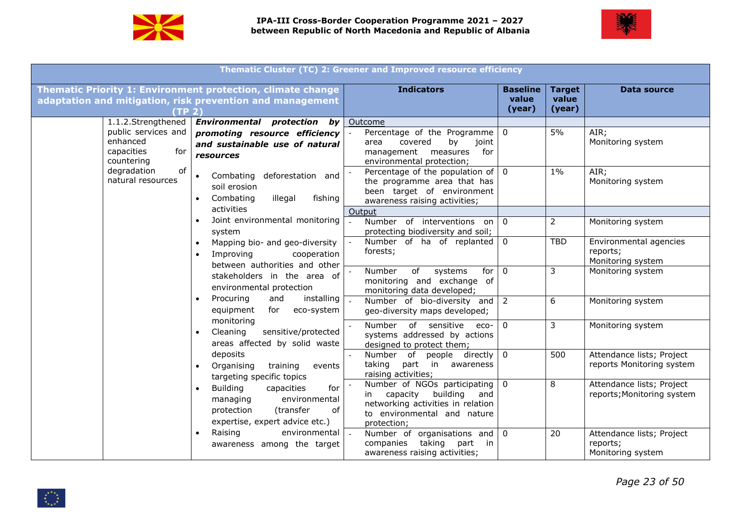| Thematic Cluster (TC) 2: Greener and Improved resource efficiency | | | | | | |
|---|---|---|---|---|---|---|
| **Thematic Priority 1: Environment protection, climate change adaptation and mitigation, risk prevention and management (TP 2)** | | | **Indicators** | **Baseline value (year)** | **Target value (year)** | **Data source** |
| | 1.1.2.Strengthened public services and enhanced capacities for countering degradation of natural resources | ***Environmental protection by promoting resource efficiency and sustainable use of natural resources*** <br> • Combating deforestation and soil erosion <br> • Combating illegal fishing activities <br> • Joint environmental monitoring system <br> • Mapping bio- and geo-diversity <br> • Improving cooperation between authorities and other stakeholders in the area of environmental protection <br> • Procuring and installing equipment for eco-system monitoring <br> • Cleaning sensitive/protected areas affected by solid waste deposits <br> • Organising training events targeting specific topics <br> • Building capacities for managing environmental protection (transfer of expertise, expert advice etc.) <br> • Raising environmental awareness among the target | Outcome | | | |
| | | | - Percentage of the Programme area covered by joint management measures for environmental protection; | 0 | 5% | AIR; Monitoring system |
| | | | - Percentage of the population of the programme area that has been target of environment awareness raising activities; | 0 | 1% | AIR; Monitoring system |
| | | | Output | | | |
| | | | - Number of interventions on protecting biodiversity and soil; | 0 | 2 | Monitoring system |
| | | | - Number of ha of replanted forests; | 0 | TBD | Environmental agencies reports; Monitoring system |
| | | | - Number of systems for monitoring and exchange of monitoring data developed; | 0 | 3 | Monitoring system |
| | | | - Number of bio-diversity and geo-diversity maps developed; | 2 | 6 | Monitoring system |
| | | | - Number of sensitive eco-systems addressed by actions designed to protect them; | 0 | 3 | Monitoring system |
| | | | - Number of people directly taking part in awareness raising activities; | 0 | 500 | Attendance lists; Project reports Monitoring system |
| | | | - Number of NGOs participating in capacity building and networking activities in relation to environmental and nature protection; | 0 | 8 | Attendance lists; Project reports; Monitoring system |
| | | | - Number of organisations and companies taking part in awareness raising activities; | 0 | 20 | Attendance lists; Project reports; Monitoring system |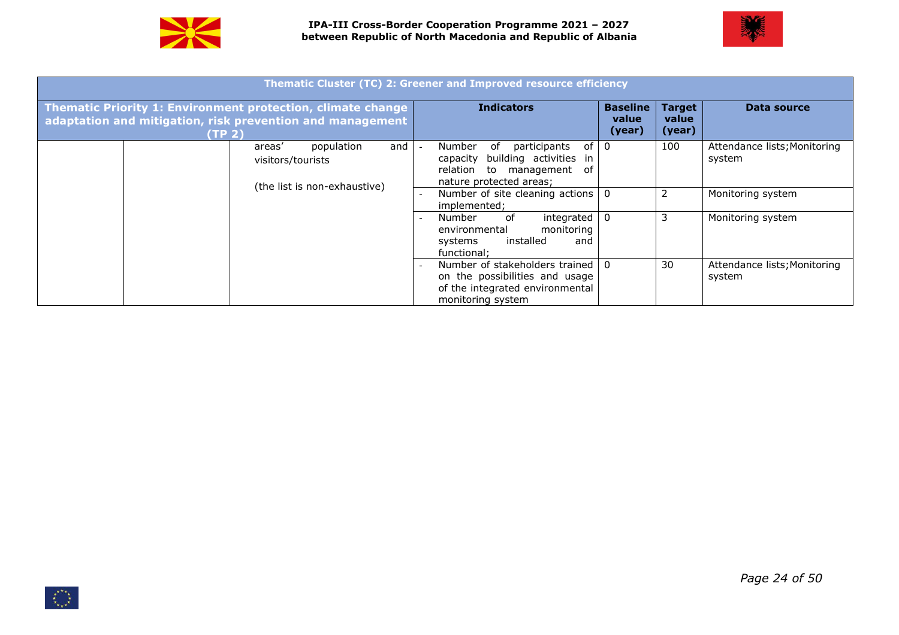| Thematic Cluster (TC) 2: Greener and Improved resource efficiency | | | | | | |
|---|---|---|---|---|---|---|
| Thematic Priority 1: Environment protection, climate change adaptation and mitigation, risk prevention and management (TP 2) | | | Indicators | Baseline value (year) | Target value (year) | Data source |
| | | areas' population and visitors/tourists<br><br>(the list is non-exhaustive) | - Number of participants of capacity building activities in relation to management of nature protected areas; | 0 | 100 | Attendance lists; Monitoring system |
| | | | - Number of site cleaning actions implemented; | 0 | 2 | Monitoring system |
| | | | - Number of integrated environmental monitoring systems installed and functional; | 0 | 3 | Monitoring system |
| | | | - Number of stakeholders trained on the possibilities and usage of the integrated environmental monitoring system | 0 | 30 | Attendance lists; Monitoring system |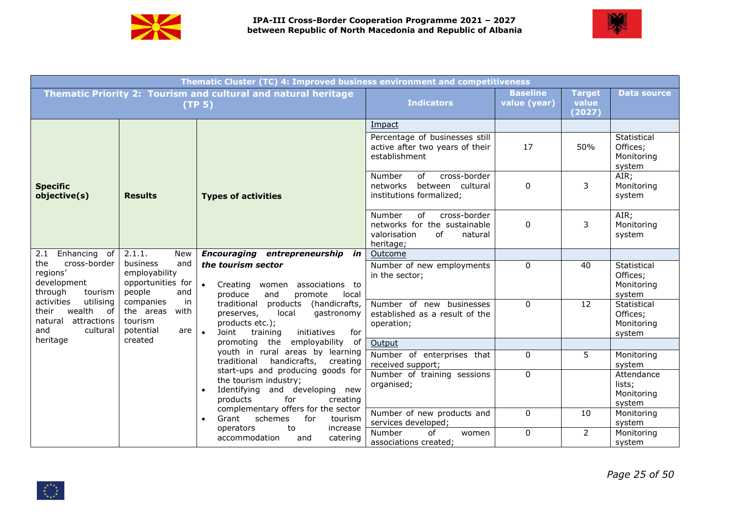| Thematic Cluster (TC) 4: Improved business environment and competitiveness | | | | | | |
|---|---|---|---|---|---|---|
| **Thematic Priority 2: Tourism and cultural and natural heritage (TP 5)** | | | **Indicators** | **Baseline value (year)** | **Target value (2027)** | **Data source** |
| **Specific objective(s)** | **Results** | **Types of activities** | Impact | | | |
| | | | Percentage of businesses still active after two years of their establishment | 17 | 50% | Statistical Offices; Monitoring system |
| | | | Number of cross-border networks between cultural institutions formalized; | 0 | 3 | AIR; Monitoring system |
| | | | Number of cross-border networks for the sustainable valorisation of natural heritage; | 0 | 3 | AIR; Monitoring system |
| 2.1 Enhancing of the cross-border regions' development through tourism activities utilising their wealth of natural attractions and cultural heritage | 2.1.1. New business and employability opportunities for people and companies in the areas with tourism potential are created | ***Encouraging entrepreneurship in the tourism sector***<br>• Creating women associations to produce and promote local traditional products (handicrafts, preserves, local gastronomy products etc.);<br>• Joint training initiatives for promoting the employability of youth in rural areas by learning traditional handicrafts, creating start-ups and producing goods for the tourism industry;<br>• Identifying and developing new products for creating complementary offers for the sector<br>• Grant schemes for tourism operators to increase accommodation and catering | Outcome | | | |
| | | | Number of new employments in the sector; | 0 | 40 | Statistical Offices; Monitoring system |
| | | | Number of new businesses established as a result of the operation; | 0 | 12 | Statistical Offices; Monitoring system |
| | | | Output | | | |
| | | | Number of enterprises that received support; | 0 | 5 | Monitoring system |
| | | | Number of training sessions organised; | 0 | | Attendance lists; Monitoring system |
| | | | Number of new products and services developed; | 0 | 10 | Monitoring system |
| | | | Number of women associations created; | 0 | 2 | Monitoring system |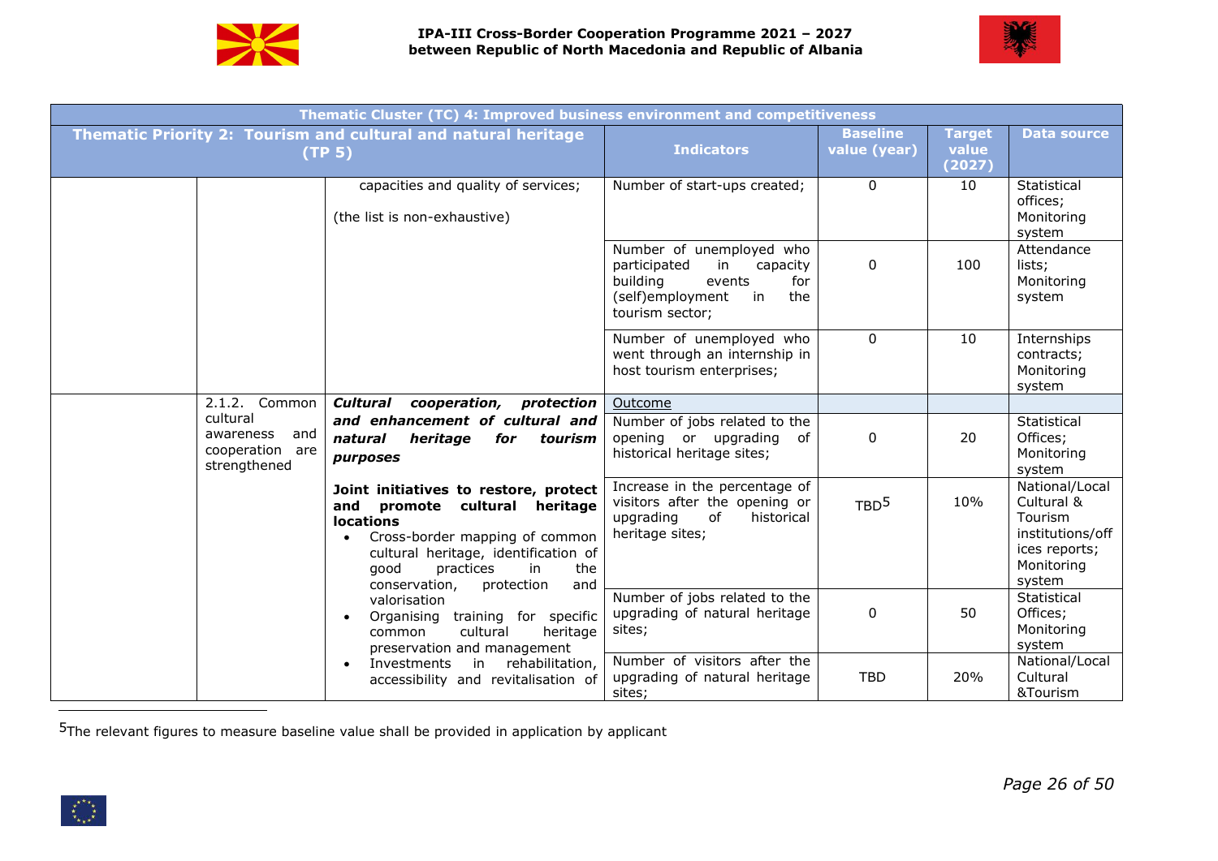| Thematic Cluster (TC) 4: Improved business environment and competitiveness | | | | | | |
|---|---|---|---|---|---|---|
| **Thematic Priority 2: Tourism and cultural and natural heritage (TP 5)** | | | **Indicators** | **Baseline value (year)** | **Target value (2027)** | **Data source** |
| | | capacities and quality of services;<br><br>(the list is non-exhaustive) | Number of start-ups created; | 0 | 10 | Statistical offices; Monitoring system |
| | | | Number of unemployed who participated in capacity building events for (self)employment in the tourism sector; | 0 | 100 | Attendance lists; Monitoring system |
| | | | Number of unemployed who went through an internship in host tourism enterprises; | 0 | 10 | Internships contracts; Monitoring system |
| | 2.1.2. Common cultural awareness and cooperation are strengthened | ***Cultural cooperation, protection and enhancement of cultural and natural heritage for tourism purposes***<br><br>**Joint initiatives to restore, protect and promote cultural heritage locations**<br>• Cross-border mapping of common cultural heritage, identification of good practices in the conservation, protection and valorisation<br>• Organising training for specific common cultural heritage preservation and management<br>• Investments in rehabilitation, accessibility and revitalisation of | Outcome | | | |
| | | | Number of jobs related to the opening or upgrading of historical heritage sites; | 0 | 20 | Statistical Offices; Monitoring system |
| | | | Increase in the percentage of visitors after the opening or upgrading of historical heritage sites; | TBD[5] | 10% | National/Local Cultural & Tourism institutions/offices reports; Monitoring system |
| | | | Number of jobs related to the upgrading of natural heritage sites; | 0 | 50 | Statistical Offices; Monitoring system |
| | | | Number of visitors after the upgrading of natural heritage sites; | TBD | 20% | National/Local Cultural &Tourism |

[5]The relevant figures to measure baseline value shall be provided in application by applicant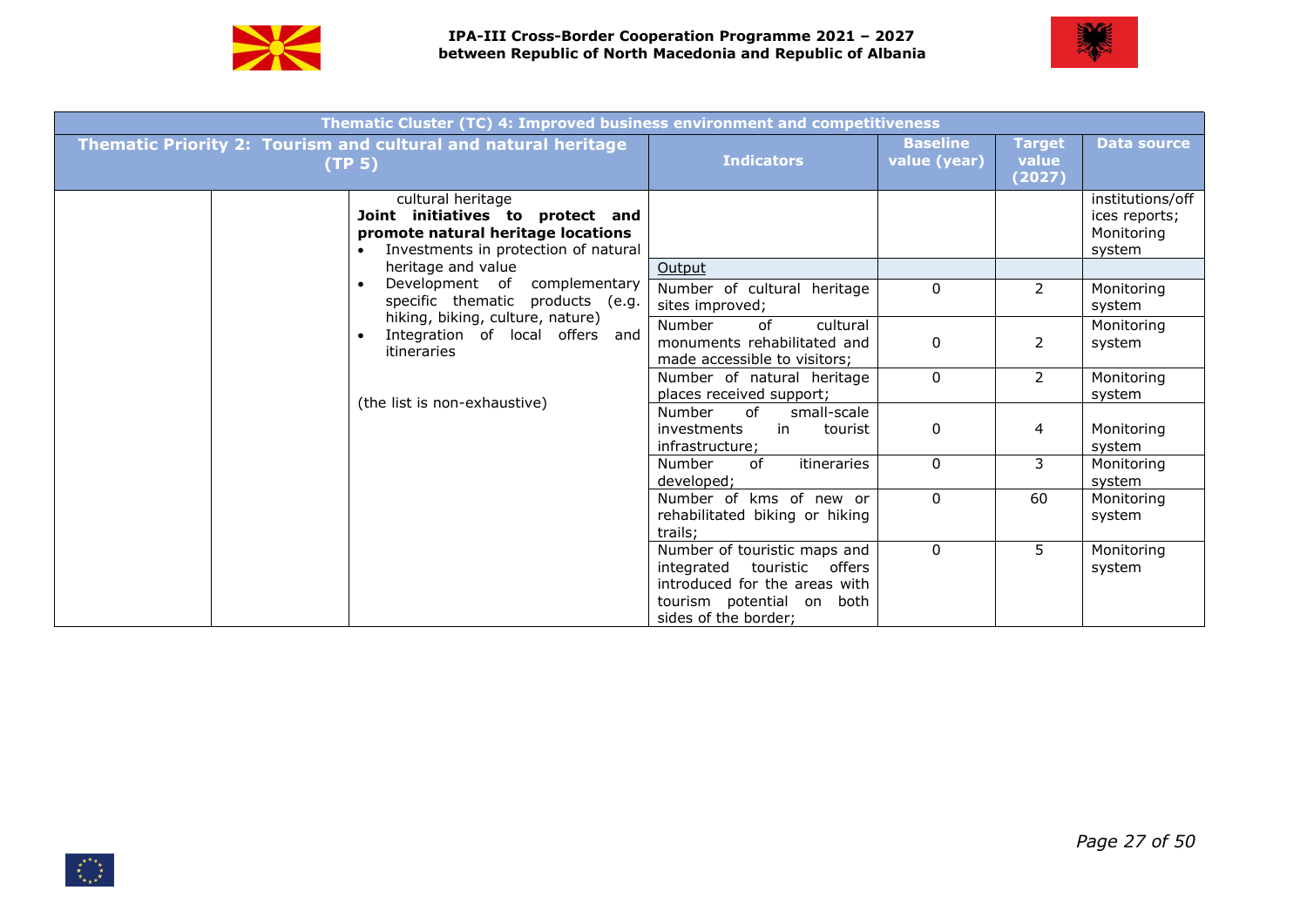| Thematic Cluster (TC) 4: Improved business environment and competitiveness | | | | | | |
|---|---|---|---|---|---|---|
| Thematic Priority 2: Tourism and cultural and natural heritage (TP 5) | | | Indicators | Baseline value (year) | Target value (2027) | Data source |
| | | cultural heritage<br>**Joint initiatives to protect and promote natural heritage locations**<br>• Investments in protection of natural heritage and value<br>• Development of complementary specific thematic products (e.g. hiking, biking, culture, nature)<br>• Integration of local offers and itineraries<br><br>(the list is non-exhaustive) | | | | institutions/offices reports; Monitoring system |
| | | | Output | | | |
| | | | Number of cultural heritage sites improved; | 0 | 2 | Monitoring system |
| | | | Number of cultural monuments rehabilitated and made accessible to visitors; | 0 | 2 | Monitoring system |
| | | | Number of natural heritage places received support; | 0 | 2 | Monitoring system |
| | | | Number of small-scale investments in tourist infrastructure; | 0 | 4 | Monitoring system |
| | | | Number of itineraries developed; | 0 | 3 | Monitoring system |
| | | | Number of kms of new or rehabilitated biking or hiking trails; | 0 | 60 | Monitoring system |
| | | | Number of touristic maps and integrated touristic offers introduced for the areas with tourism potential on both sides of the border; | 0 | 5 | Monitoring system |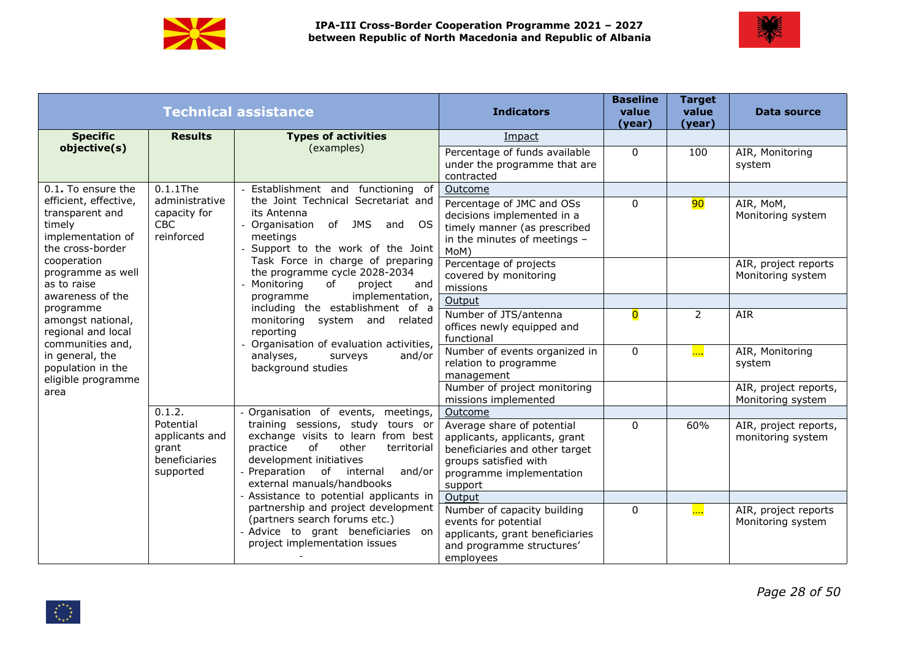| Technical assistance | | | Indicators | Baseline value (year) | Target value (year) | Data source |
|---|---|---|---|---|---|---|
| **Specific objective(s)** | **Results** | **Types of activities** (examples) | Impact | | | |
| | | | Percentage of funds available under the programme that are contracted | 0 | 100 | AIR, Monitoring system |
| 0.1. To ensure the efficient, effective, transparent and timely implementation of the cross-border cooperation programme as well as to raise awareness of the programme amongst national, regional and local communities and, in general, the population in the eligible programme area | 0.1.1The administrative capacity for CBC reinforced | - Establishment and functioning of the Joint Technical Secretariat and its Antenna<br>- Organisation of JMS and OS meetings<br>- Support to the work of the Joint Task Force in charge of preparing the programme cycle 2028-2034<br>- Monitoring of project and programme implementation, including the establishment of a monitoring system and related reporting<br>- Organisation of evaluation activities, analyses, surveys and/or background studies | Outcome | | | |
| | | | Percentage of JMC and OSs decisions implemented in a timely manner (as prescribed in the minutes of meetings – MoM) | 0 | 90 | AIR, MoM, Monitoring system |
| | | | Percentage of projects covered by monitoring missions | | | AIR, project reports Monitoring system |
| | | | Output | | | |
| | | | Number of JTS/antenna offices newly equipped and functional | 0 | 2 | AIR |
| | | | Number of events organized in relation to programme management | 0 | …. | AIR, Monitoring system |
| | | | Number of project monitoring missions implemented | | | AIR, project reports, Monitoring system |
| | 0.1.2. Potential applicants and grant beneficiaries supported | - Organisation of events, meetings, training sessions, study tours or exchange visits to learn from best practice of other territorial development initiatives<br>- Preparation of internal and/or external manuals/handbooks<br>- Assistance to potential applicants in partnership and project development (partners search forums etc.)<br>- Advice to grant beneficiaries on project implementation issues<br>- | Outcome | | | |
| | | | Average share of potential applicants, applicants, grant beneficiaries and other target groups satisfied with programme implementation support | 0 | 60% | AIR, project reports, monitoring system |
| | | | Output | | | |
| | | | Number of capacity building events for potential applicants, grant beneficiaries and programme structures' employees | 0 | …. | AIR, project reports Monitoring system |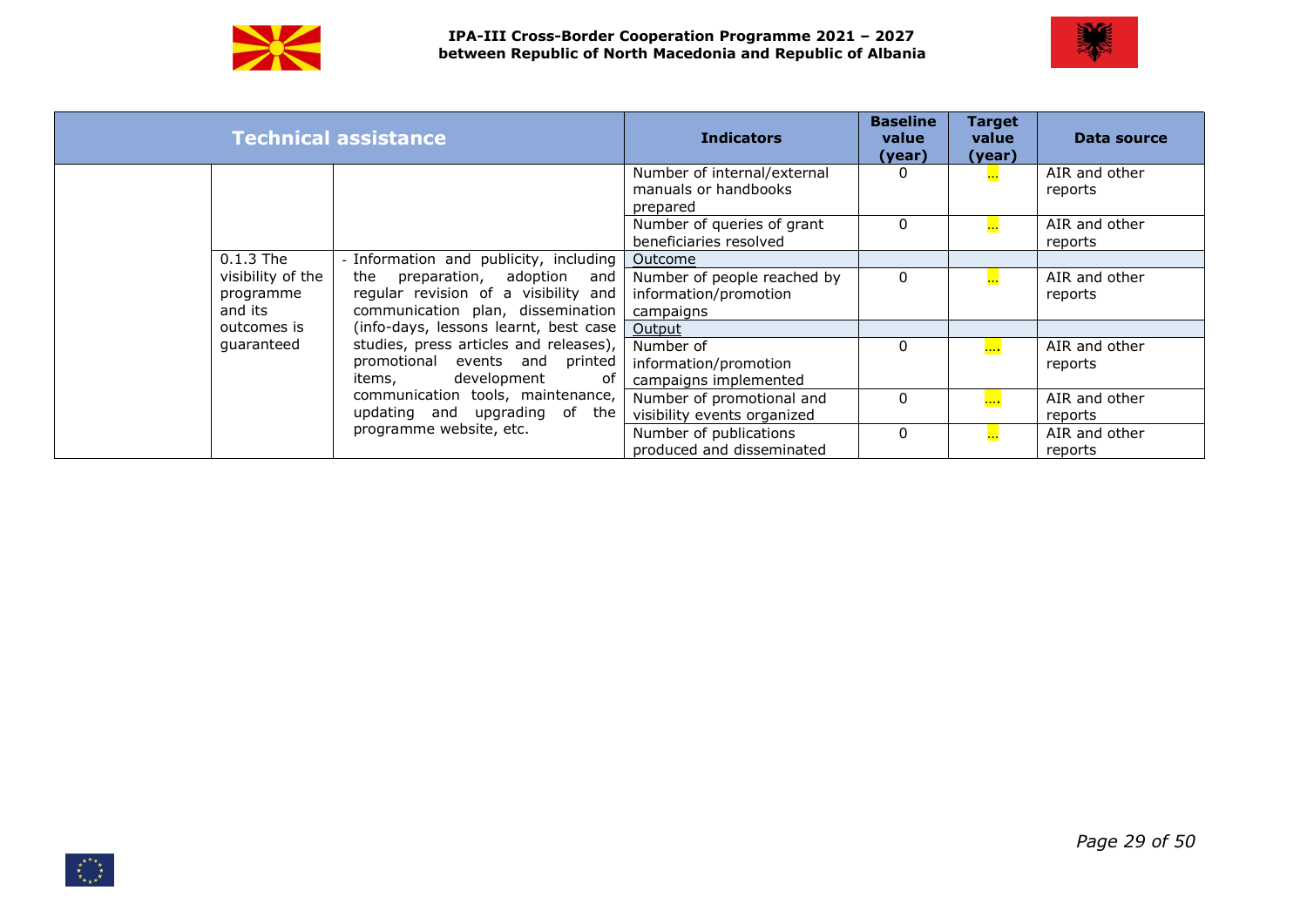| Technical assistance | | | Indicators | Baseline value (year) | Target value (year) | Data source |
|---|---|---|---|---|---|---|
| | | | Number of internal/external manuals or handbooks prepared | 0 | … | AIR and other reports |
| | | | Number of queries of grant beneficiaries resolved | 0 | … | AIR and other reports |
| | 0.1.3 The visibility of the programme and its outcomes is guaranteed | - Information and publicity, including the preparation, adoption and regular revision of a visibility and communication plan, dissemination (info-days, lessons learnt, best case studies, press articles and releases), promotional events and printed items, development of communication tools, maintenance, updating and upgrading of the programme website, etc. | Outcome | | | |
| | | | Number of people reached by information/promotion campaigns | 0 | … | AIR and other reports |
| | | | Output | | | |
| | | | Number of information/promotion campaigns implemented | 0 | …. | AIR and other reports |
| | | | Number of promotional and visibility events organized | 0 | …. | AIR and other reports |
| | | | Number of publications produced and disseminated | 0 | … | AIR and other reports |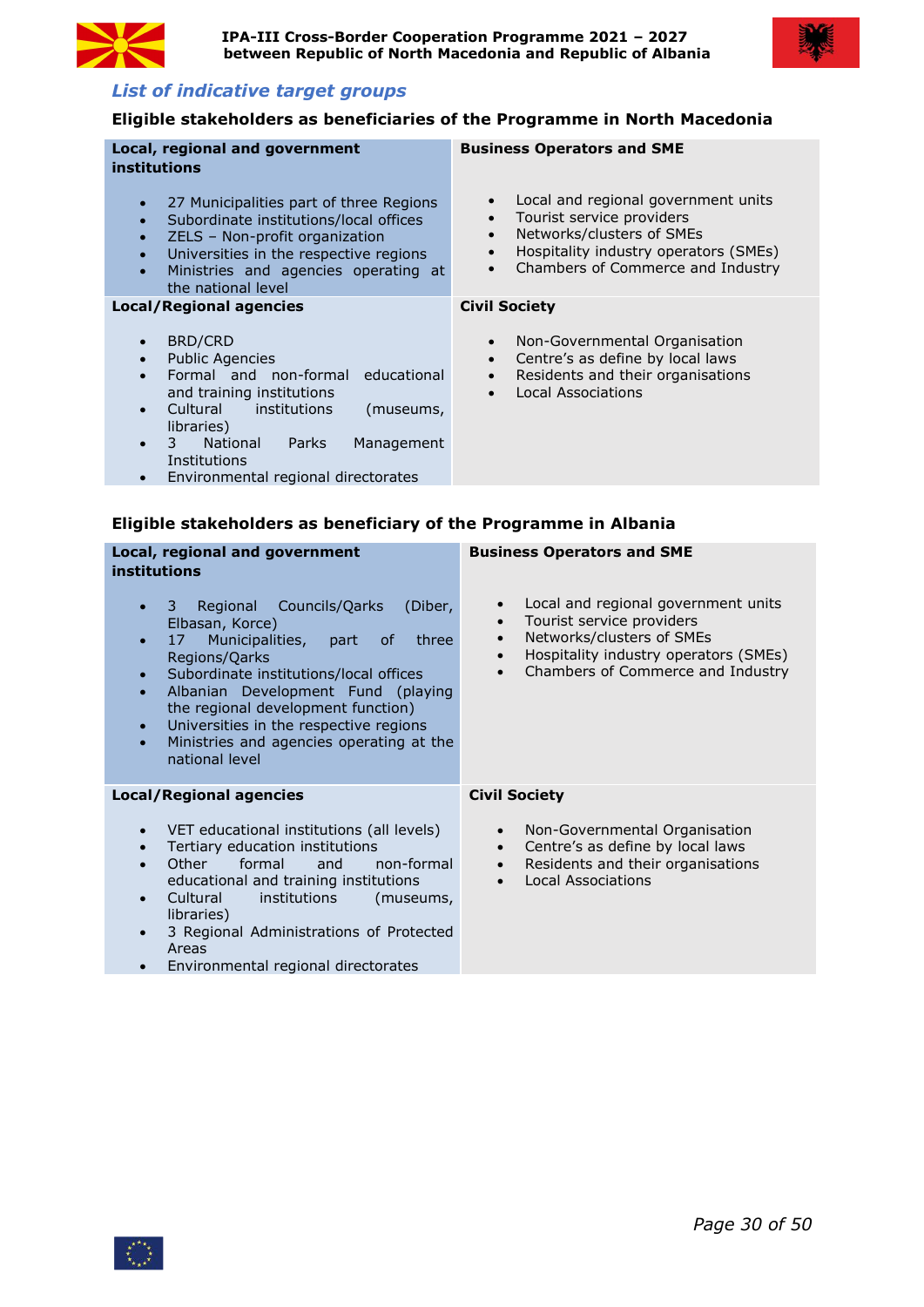## *List of indicative target groups*

### Eligible stakeholders as beneficiaries of the Programme in North Macedonia

| **Local, regional and government institutions** | **Business Operators and SME** |
|---|---|
| • 27 Municipalities part of three Regions<br>• Subordinate institutions/local offices<br>• ZELS – Non-profit organization<br>• Universities in the respective regions<br>• Ministries and agencies operating at the national level | • Local and regional government units<br>• Tourist service providers<br>• Networks/clusters of SMEs<br>• Hospitality industry operators (SMEs)<br>• Chambers of Commerce and Industry |
| **Local/Regional agencies** | **Civil Society** |
| • BRD/CRD<br>• Public Agencies<br>• Formal and non-formal educational and training institutions<br>• Cultural institutions (museums, libraries)<br>• 3 National Parks Management Institutions<br>• Environmental regional directorates | • Non-Governmental Organisation<br>• Centre's as define by local laws<br>• Residents and their organisations<br>• Local Associations |

### Eligible stakeholders as beneficiary of the Programme in Albania

| **Local, regional and government institutions** | **Business Operators and SME** |
|---|---|
| • 3 Regional Councils/Qarks (Diber, Elbasan, Korce)<br>• 17 Municipalities, part of three Regions/Qarks<br>• Subordinate institutions/local offices<br>• Albanian Development Fund (playing the regional development function)<br>• Universities in the respective regions<br>• Ministries and agencies operating at the national level | • Local and regional government units<br>• Tourist service providers<br>• Networks/clusters of SMEs<br>• Hospitality industry operators (SMEs)<br>• Chambers of Commerce and Industry |
| **Local/Regional agencies** | **Civil Society** |
| • VET educational institutions (all levels)<br>• Tertiary education institutions<br>• Other formal and non-formal educational and training institutions<br>• Cultural institutions (museums, libraries)<br>• 3 Regional Administrations of Protected Areas<br>• Environmental regional directorates | • Non-Governmental Organisation<br>• Centre's as define by local laws<br>• Residents and their organisations<br>• Local Associations |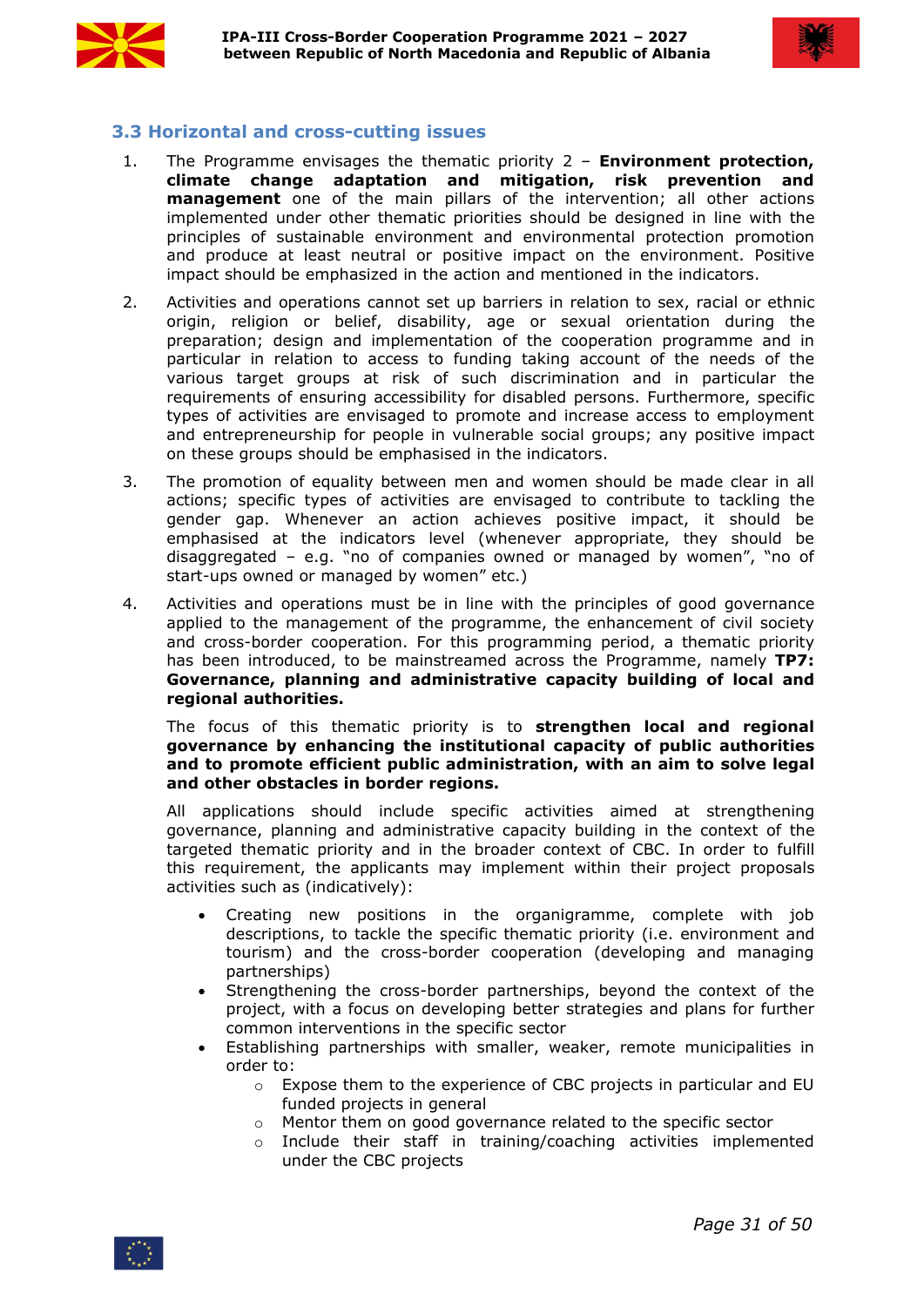## 3.3 Horizontal and cross-cutting issues

1. The Programme envisages the thematic priority 2 – **Environment protection, climate change adaptation and mitigation, risk prevention and management** one of the main pillars of the intervention; all other actions implemented under other thematic priorities should be designed in line with the principles of sustainable environment and environmental protection promotion and produce at least neutral or positive impact on the environment. Positive impact should be emphasized in the action and mentioned in the indicators.

2. Activities and operations cannot set up barriers in relation to sex, racial or ethnic origin, religion or belief, disability, age or sexual orientation during the preparation; design and implementation of the cooperation programme and in particular in relation to access to funding taking account of the needs of the various target groups at risk of such discrimination and in particular the requirements of ensuring accessibility for disabled persons. Furthermore, specific types of activities are envisaged to promote and increase access to employment and entrepreneurship for people in vulnerable social groups; any positive impact on these groups should be emphasised in the indicators.

3. The promotion of equality between men and women should be made clear in all actions; specific types of activities are envisaged to contribute to tackling the gender gap. Whenever an action achieves positive impact, it should be emphasised at the indicators level (whenever appropriate, they should be disaggregated – e.g. "no of companies owned or managed by women", "no of start-ups owned or managed by women" etc.)

4. Activities and operations must be in line with the principles of good governance applied to the management of the programme, the enhancement of civil society and cross-border cooperation. For this programming period, a thematic priority has been introduced, to be mainstreamed across the Programme, namely **TP7: Governance, planning and administrative capacity building of local and regional authorities.**

   The focus of this thematic priority is to **strengthen local and regional governance by enhancing the institutional capacity of public authorities and to promote efficient public administration, with an aim to solve legal and other obstacles in border regions.**

   All applications should include specific activities aimed at strengthening governance, planning and administrative capacity building in the context of the targeted thematic priority and in the broader context of CBC. In order to fulfill this requirement, the applicants may implement within their project proposals activities such as (indicatively):

   - Creating new positions in the organigramme, complete with job descriptions, to tackle the specific thematic priority (i.e. environment and tourism) and the cross-border cooperation (developing and managing partnerships)
   - Strengthening the cross-border partnerships, beyond the context of the project, with a focus on developing better strategies and plans for further common interventions in the specific sector
   - Establishing partnerships with smaller, weaker, remote municipalities in order to:
     - Expose them to the experience of CBC projects in particular and EU funded projects in general
     - Mentor them on good governance related to the specific sector
     - Include their staff in training/coaching activities implemented under the CBC projects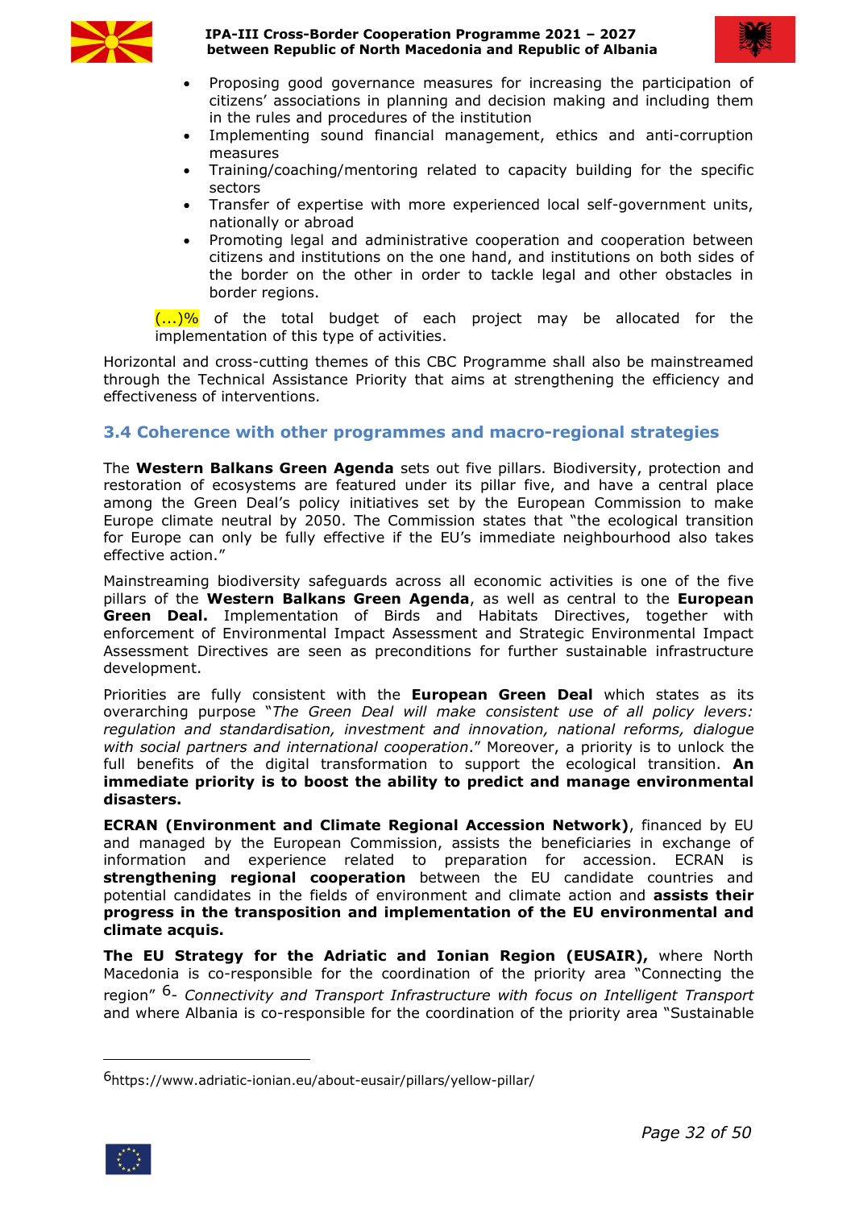- Proposing good governance measures for increasing the participation of citizens' associations in planning and decision making and including them in the rules and procedures of the institution
- Implementing sound financial management, ethics and anti-corruption measures
- Training/coaching/mentoring related to capacity building for the specific sectors
- Transfer of expertise with more experienced local self-government units, nationally or abroad
- Promoting legal and administrative cooperation and cooperation between citizens and institutions on the one hand, and institutions on both sides of the border on the other in order to tackle legal and other obstacles in border regions.

(...)% of the total budget of each project may be allocated for the implementation of this type of activities.

Horizontal and cross-cutting themes of this CBC Programme shall also be mainstreamed through the Technical Assistance Priority that aims at strengthening the efficiency and effectiveness of interventions.

### 3.4 Coherence with other programmes and macro-regional strategies

The **Western Balkans Green Agenda** sets out five pillars. Biodiversity, protection and restoration of ecosystems are featured under its pillar five, and have a central place among the Green Deal's policy initiatives set by the European Commission to make Europe climate neutral by 2050. The Commission states that "the ecological transition for Europe can only be fully effective if the EU's immediate neighbourhood also takes effective action."

Mainstreaming biodiversity safeguards across all economic activities is one of the five pillars of the **Western Balkans Green Agenda**, as well as central to the **European Green Deal.** Implementation of Birds and Habitats Directives, together with enforcement of Environmental Impact Assessment and Strategic Environmental Impact Assessment Directives are seen as preconditions for further sustainable infrastructure development.

Priorities are fully consistent with the **European Green Deal** which states as its overarching purpose "*The Green Deal will make consistent use of all policy levers: regulation and standardisation, investment and innovation, national reforms, dialogue with social partners and international cooperation*." Moreover, a priority is to unlock the full benefits of the digital transformation to support the ecological transition. **An immediate priority is to boost the ability to predict and manage environmental disasters.**

**ECRAN (Environment and Climate Regional Accession Network)**, financed by EU and managed by the European Commission, assists the beneficiaries in exchange of information and experience related to preparation for accession. ECRAN is **strengthening regional cooperation** between the EU candidate countries and potential candidates in the fields of environment and climate action and **assists their progress in the transposition and implementation of the EU environmental and climate acquis.**

**The EU Strategy for the Adriatic and Ionian Region (EUSAIR),** where North Macedonia is co-responsible for the coordination of the priority area "Connecting the region" [6]- *Connectivity and Transport Infrastructure with focus on Intelligent Transport* and where Albania is co-responsible for the coordination of the priority area "Sustainable

---

[6] https://www.adriatic-ionian.eu/about-eusair/pillars/yellow-pillar/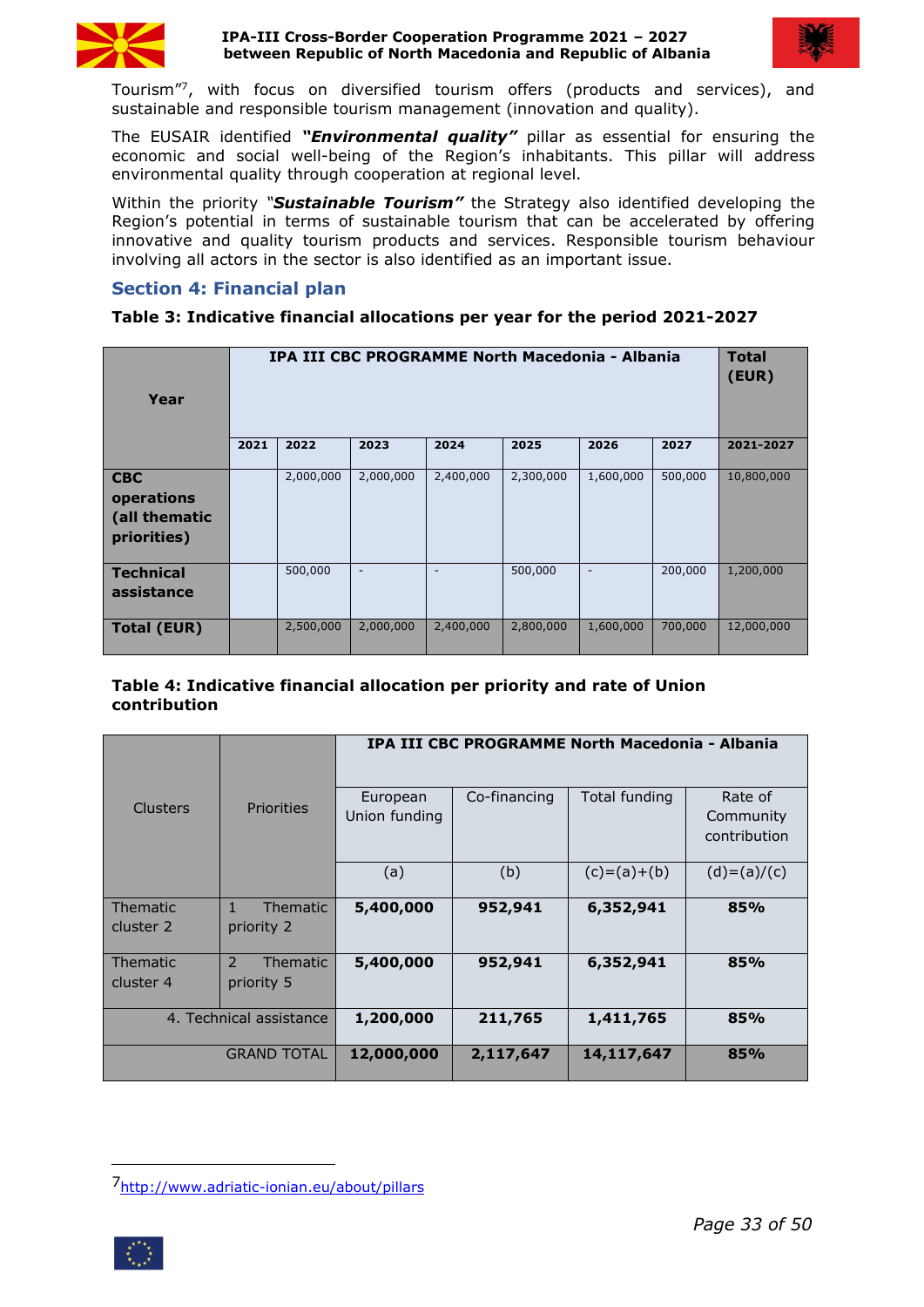Tourism"[7], with focus on diversified tourism offers (products and services), and sustainable and responsible tourism management (innovation and quality).

The EUSAIR identified ***"Environmental quality"*** pillar as essential for ensuring the economic and social well-being of the Region's inhabitants. This pillar will address environmental quality through cooperation at regional level.

Within the priority "***Sustainable Tourism"*** the Strategy also identified developing the Region's potential in terms of sustainable tourism that can be accelerated by offering innovative and quality tourism products and services. Responsible tourism behaviour involving all actors in the sector is also identified as an important issue.

## Section 4: Financial plan

**Table 3: Indicative financial allocations per year for the period 2021-2027**

| Year | IPA III CBC PROGRAMME North Macedonia - Albania | | | | | | | Total (EUR) |
|---|---|---|---|---|---|---|---|---|
| | 2021 | 2022 | 2023 | 2024 | 2025 | 2026 | 2027 | 2021-2027 |
| **CBC operations (all thematic priorities)** | | 2,000,000 | 2,000,000 | 2,400,000 | 2,300,000 | 1,600,000 | 500,000 | 10,800,000 |
| **Technical assistance** | | 500,000 | - | - | 500,000 | - | 200,000 | 1,200,000 |
| **Total (EUR)** | | 2,500,000 | 2,000,000 | 2,400,000 | 2,800,000 | 1,600,000 | 700,000 | 12,000,000 |

**Table 4: Indicative financial allocation per priority and rate of Union contribution**

| Clusters | Priorities | IPA III CBC PROGRAMME North Macedonia - Albania | | | |
|---|---|---|---|---|---|
| | | European Union funding | Co-financing | Total funding | Rate of Community contribution |
| | | (a) | (b) | (c)=(a)+(b) | (d)=(a)/(c) |
| Thematic cluster 2 | 1 Thematic priority 2 | **5,400,000** | **952,941** | **6,352,941** | **85%** |
| Thematic cluster 4 | 2 Thematic priority 5 | **5,400,000** | **952,941** | **6,352,941** | **85%** |
| 4. Technical assistance | | **1,200,000** | **211,765** | **1,411,765** | **85%** |
| GRAND TOTAL | | **12,000,000** | **2,117,647** | **14,117,647** | **85%** |

[7] http://www.adriatic-ionian.eu/about/pillars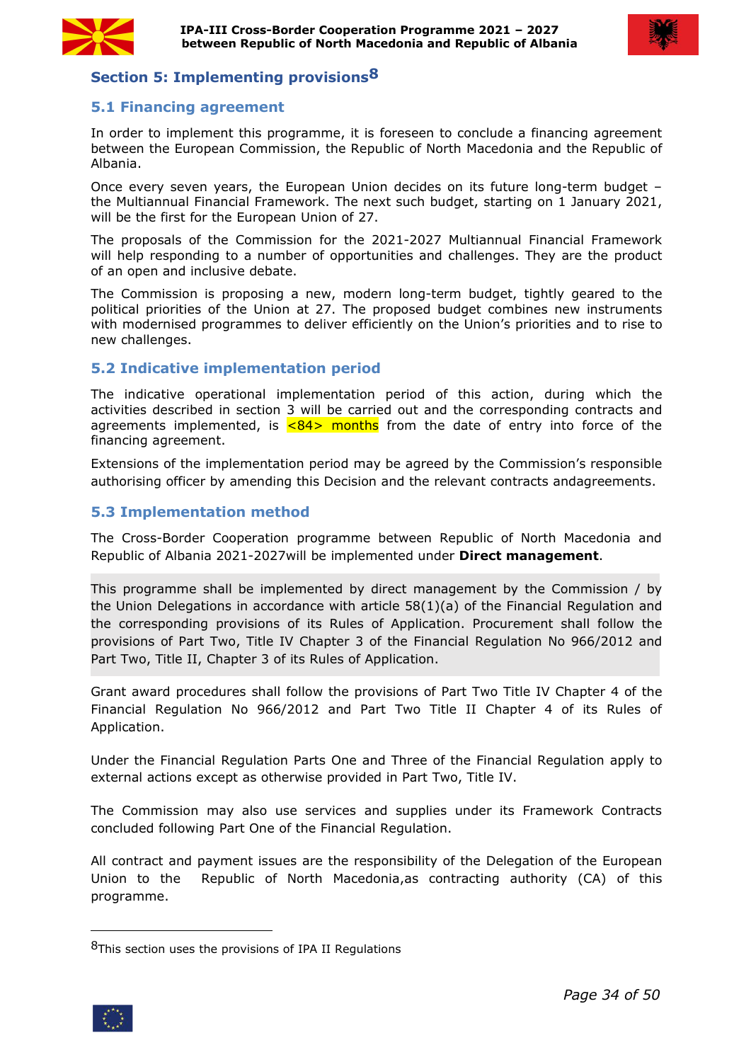## Section 5: Implementing provisions[8]

### 5.1 Financing agreement

In order to implement this programme, it is foreseen to conclude a financing agreement between the European Commission, the Republic of North Macedonia and the Republic of Albania.

Once every seven years, the European Union decides on its future long-term budget – the Multiannual Financial Framework. The next such budget, starting on 1 January 2021, will be the first for the European Union of 27.

The proposals of the Commission for the 2021-2027 Multiannual Financial Framework will help responding to a number of opportunities and challenges. They are the product of an open and inclusive debate.

The Commission is proposing a new, modern long-term budget, tightly geared to the political priorities of the Union at 27. The proposed budget combines new instruments with modernised programmes to deliver efficiently on the Union's priorities and to rise to new challenges.

### 5.2 Indicative implementation period

The indicative operational implementation period of this action, during which the activities described in section 3 will be carried out and the corresponding contracts and agreements implemented, is <84> months from the date of entry into force of the financing agreement.

Extensions of the implementation period may be agreed by the Commission's responsible authorising officer by amending this Decision and the relevant contracts andagreements.

### 5.3 Implementation method

The Cross-Border Cooperation programme between Republic of North Macedonia and Republic of Albania 2021-2027will be implemented under **Direct management**.

This programme shall be implemented by direct management by the Commission / by the Union Delegations in accordance with article 58(1)(a) of the Financial Regulation and the corresponding provisions of its Rules of Application. Procurement shall follow the provisions of Part Two, Title IV Chapter 3 of the Financial Regulation No 966/2012 and Part Two, Title II, Chapter 3 of its Rules of Application.

Grant award procedures shall follow the provisions of Part Two Title IV Chapter 4 of the Financial Regulation No 966/2012 and Part Two Title II Chapter 4 of its Rules of Application.

Under the Financial Regulation Parts One and Three of the Financial Regulation apply to external actions except as otherwise provided in Part Two, Title IV.

The Commission may also use services and supplies under its Framework Contracts concluded following Part One of the Financial Regulation.

All contract and payment issues are the responsibility of the Delegation of the European Union to the Republic of North Macedonia,as contracting authority (CA) of this programme.

[8] This section uses the provisions of IPA II Regulations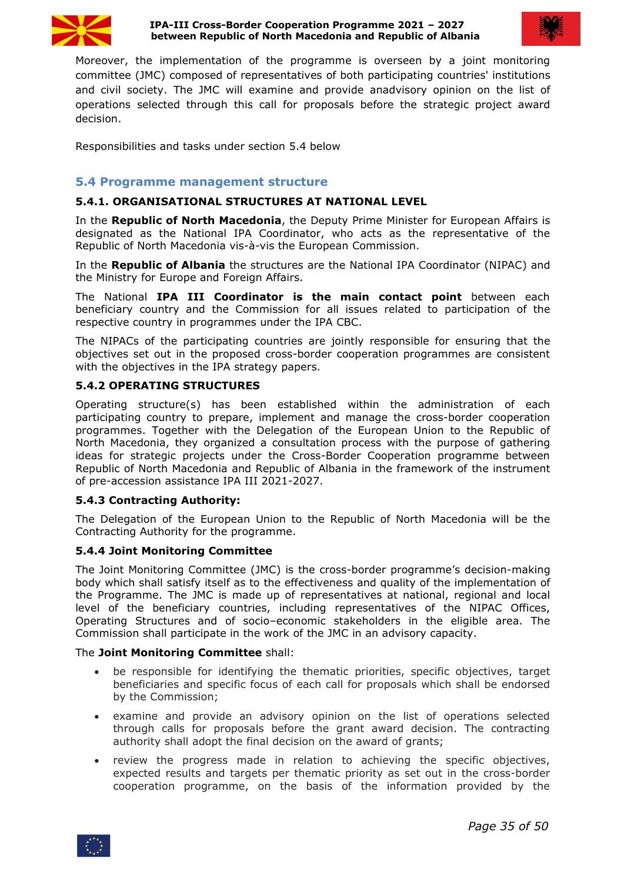Moreover, the implementation of the programme is overseen by a joint monitoring committee (JMC) composed of representatives of both participating countries' institutions and civil society. The JMC will examine and provide anadvisory opinion on the list of operations selected through this call for proposals before the strategic project award decision.

Responsibilities and tasks under section 5.4 below

## 5.4 Programme management structure

### 5.4.1. ORGANISATIONAL STRUCTURES AT NATIONAL LEVEL

In the **Republic of North Macedonia**, the Deputy Prime Minister for European Affairs is designated as the National IPA Coordinator, who acts as the representative of the Republic of North Macedonia vis-à-vis the European Commission.

In the **Republic of Albania** the structures are the National IPA Coordinator (NIPAC) and the Ministry for Europe and Foreign Affairs.

The National **IPA III Coordinator is the main contact point** between each beneficiary country and the Commission for all issues related to participation of the respective country in programmes under the IPA CBC.

The NIPACs of the participating countries are jointly responsible for ensuring that the objectives set out in the proposed cross-border cooperation programmes are consistent with the objectives in the IPA strategy papers.

### 5.4.2 OPERATING STRUCTURES

Operating structure(s) has been established within the administration of each participating country to prepare, implement and manage the cross-border cooperation programmes. Together with the Delegation of the European Union to the Republic of North Macedonia, they organized a consultation process with the purpose of gathering ideas for strategic projects under the Cross-Border Cooperation programme between Republic of North Macedonia and Republic of Albania in the framework of the instrument of pre-accession assistance IPA III 2021-2027.

### 5.4.3 Contracting Authority:

The Delegation of the European Union to the Republic of North Macedonia will be the Contracting Authority for the programme.

### 5.4.4 Joint Monitoring Committee

The Joint Monitoring Committee (JMC) is the cross-border programme's decision-making body which shall satisfy itself as to the effectiveness and quality of the implementation of the Programme. The JMC is made up of representatives at national, regional and local level of the beneficiary countries, including representatives of the NIPAC Offices, Operating Structures and of socio–economic stakeholders in the eligible area. The Commission shall participate in the work of the JMC in an advisory capacity.

The **Joint Monitoring Committee** shall:

- be responsible for identifying the thematic priorities, specific objectives, target beneficiaries and specific focus of each call for proposals which shall be endorsed by the Commission;
- examine and provide an advisory opinion on the list of operations selected through calls for proposals before the grant award decision. The contracting authority shall adopt the final decision on the award of grants;
- review the progress made in relation to achieving the specific objectives, expected results and targets per thematic priority as set out in the cross-border cooperation programme, on the basis of the information provided by the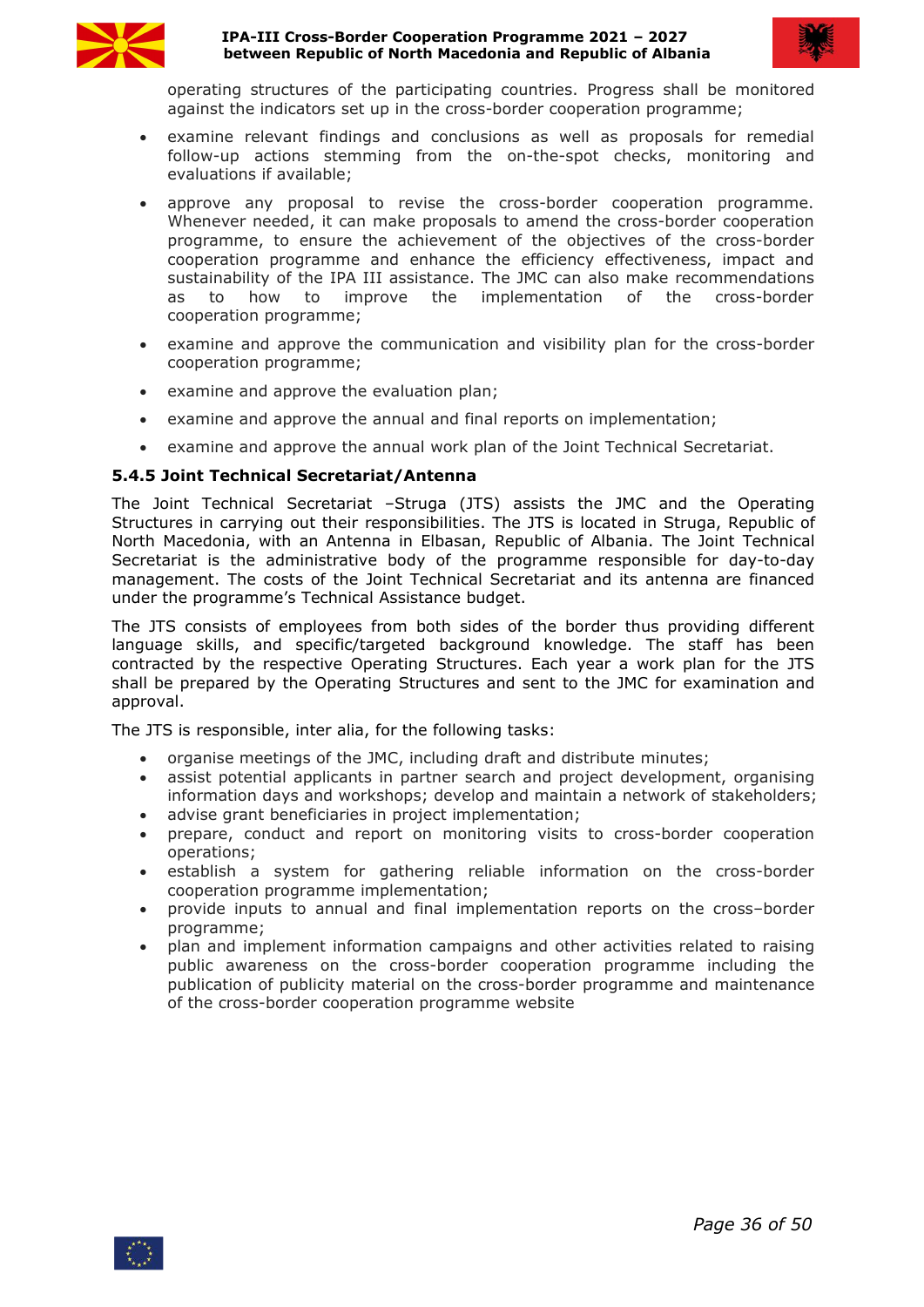operating structures of the participating countries. Progress shall be monitored against the indicators set up in the cross-border cooperation programme;

- examine relevant findings and conclusions as well as proposals for remedial follow-up actions stemming from the on-the-spot checks, monitoring and evaluations if available;
- approve any proposal to revise the cross-border cooperation programme. Whenever needed, it can make proposals to amend the cross-border cooperation programme, to ensure the achievement of the objectives of the cross-border cooperation programme and enhance the efficiency effectiveness, impact and sustainability of the IPA III assistance. The JMC can also make recommendations as to how to improve the implementation of the cross-border cooperation programme;
- examine and approve the communication and visibility plan for the cross-border cooperation programme;
- examine and approve the evaluation plan;
- examine and approve the annual and final reports on implementation;
- examine and approve the annual work plan of the Joint Technical Secretariat.

### 5.4.5 Joint Technical Secretariat/Antenna

The Joint Technical Secretariat –Struga (JTS) assists the JMC and the Operating Structures in carrying out their responsibilities. The JTS is located in Struga, Republic of North Macedonia, with an Antenna in Elbasan, Republic of Albania. The Joint Technical Secretariat is the administrative body of the programme responsible for day-to-day management. The costs of the Joint Technical Secretariat and its antenna are financed under the programme's Technical Assistance budget.

The JTS consists of employees from both sides of the border thus providing different language skills, and specific/targeted background knowledge. The staff has been contracted by the respective Operating Structures. Each year a work plan for the JTS shall be prepared by the Operating Structures and sent to the JMC for examination and approval.

The JTS is responsible, inter alia, for the following tasks:

- organise meetings of the JMC, including draft and distribute minutes;
- assist potential applicants in partner search and project development, organising information days and workshops; develop and maintain a network of stakeholders;
- advise grant beneficiaries in project implementation;
- prepare, conduct and report on monitoring visits to cross-border cooperation operations;
- establish a system for gathering reliable information on the cross-border cooperation programme implementation;
- provide inputs to annual and final implementation reports on the cross–border programme;
- plan and implement information campaigns and other activities related to raising public awareness on the cross-border cooperation programme including the publication of publicity material on the cross-border programme and maintenance of the cross-border cooperation programme website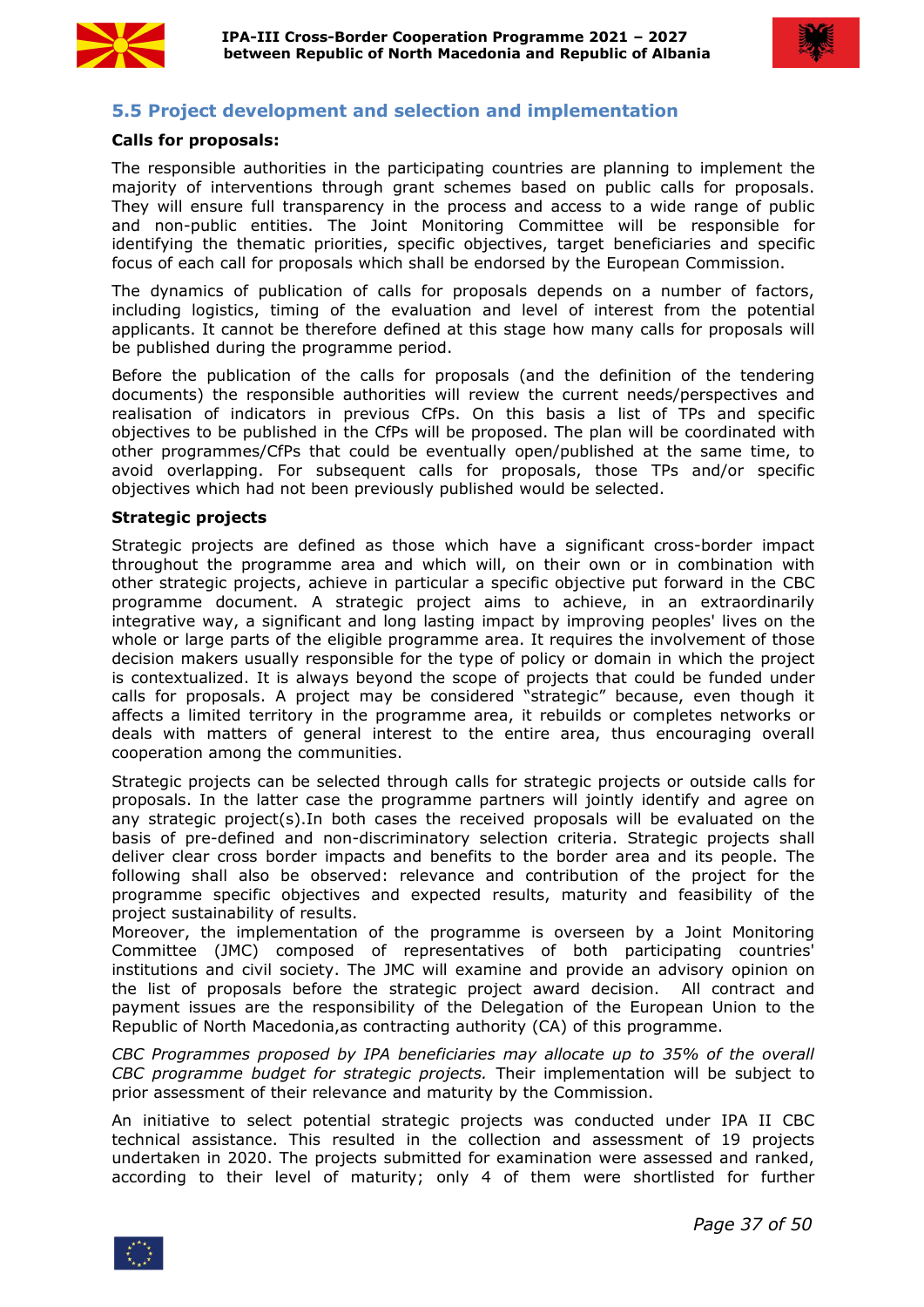## 5.5 Project development and selection and implementation

**Calls for proposals:**

The responsible authorities in the participating countries are planning to implement the majority of interventions through grant schemes based on public calls for proposals. They will ensure full transparency in the process and access to a wide range of public and non-public entities. The Joint Monitoring Committee will be responsible for identifying the thematic priorities, specific objectives, target beneficiaries and specific focus of each call for proposals which shall be endorsed by the European Commission.

The dynamics of publication of calls for proposals depends on a number of factors, including logistics, timing of the evaluation and level of interest from the potential applicants. It cannot be therefore defined at this stage how many calls for proposals will be published during the programme period.

Before the publication of the calls for proposals (and the definition of the tendering documents) the responsible authorities will review the current needs/perspectives and realisation of indicators in previous CfPs. On this basis a list of TPs and specific objectives to be published in the CfPs will be proposed. The plan will be coordinated with other programmes/CfPs that could be eventually open/published at the same time, to avoid overlapping. For subsequent calls for proposals, those TPs and/or specific objectives which had not been previously published would be selected.

**Strategic projects**

Strategic projects are defined as those which have a significant cross-border impact throughout the programme area and which will, on their own or in combination with other strategic projects, achieve in particular a specific objective put forward in the CBC programme document. A strategic project aims to achieve, in an extraordinarily integrative way, a significant and long lasting impact by improving peoples' lives on the whole or large parts of the eligible programme area. It requires the involvement of those decision makers usually responsible for the type of policy or domain in which the project is contextualized. It is always beyond the scope of projects that could be funded under calls for proposals. A project may be considered "strategic" because, even though it affects a limited territory in the programme area, it rebuilds or completes networks or deals with matters of general interest to the entire area, thus encouraging overall cooperation among the communities.

Strategic projects can be selected through calls for strategic projects or outside calls for proposals. In the latter case the programme partners will jointly identify and agree on any strategic project(s).In both cases the received proposals will be evaluated on the basis of pre-defined and non-discriminatory selection criteria. Strategic projects shall deliver clear cross border impacts and benefits to the border area and its people. The following shall also be observed: relevance and contribution of the project for the programme specific objectives and expected results, maturity and feasibility of the project sustainability of results.
Moreover, the implementation of the programme is overseen by a Joint Monitoring Committee (JMC) composed of representatives of both participating countries' institutions and civil society. The JMC will examine and provide an advisory opinion on the list of proposals before the strategic project award decision. All contract and payment issues are the responsibility of the Delegation of the European Union to the Republic of North Macedonia,as contracting authority (CA) of this programme.

*CBC Programmes proposed by IPA beneficiaries may allocate up to 35% of the overall CBC programme budget for strategic projects.* Their implementation will be subject to prior assessment of their relevance and maturity by the Commission.

An initiative to select potential strategic projects was conducted under IPA II CBC technical assistance. This resulted in the collection and assessment of 19 projects undertaken in 2020. The projects submitted for examination were assessed and ranked, according to their level of maturity; only 4 of them were shortlisted for further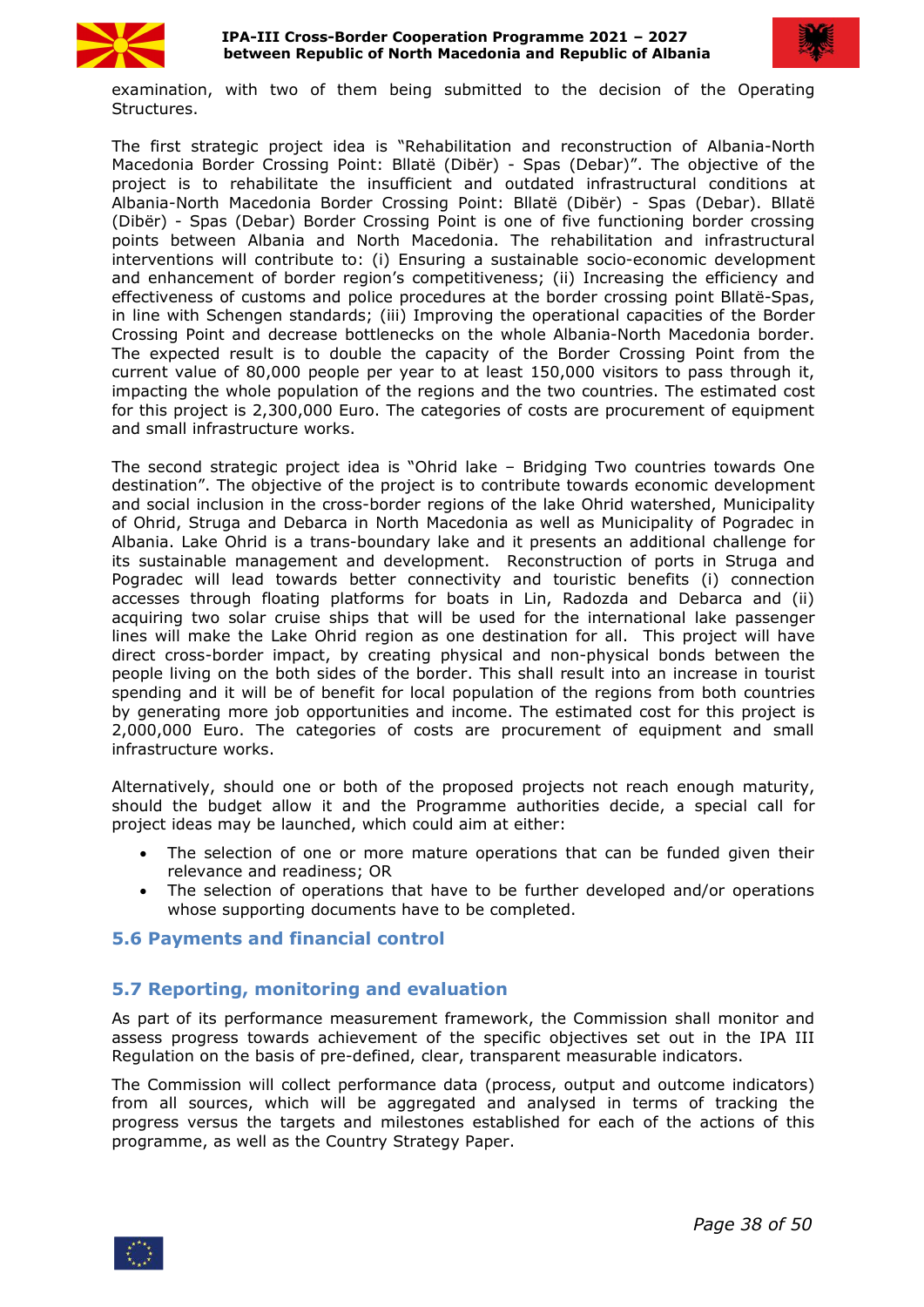examination, with two of them being submitted to the decision of the Operating Structures.

The first strategic project idea is "Rehabilitation and reconstruction of Albania-North Macedonia Border Crossing Point: Bllatë (Dibër) - Spas (Debar)". The objective of the project is to rehabilitate the insufficient and outdated infrastructural conditions at Albania-North Macedonia Border Crossing Point: Bllatë (Dibër) - Spas (Debar). Bllatë (Dibër) - Spas (Debar) Border Crossing Point is one of five functioning border crossing points between Albania and North Macedonia. The rehabilitation and infrastructural interventions will contribute to: (i) Ensuring a sustainable socio-economic development and enhancement of border region's competitiveness; (ii) Increasing the efficiency and effectiveness of customs and police procedures at the border crossing point Bllatë-Spas, in line with Schengen standards; (iii) Improving the operational capacities of the Border Crossing Point and decrease bottlenecks on the whole Albania-North Macedonia border. The expected result is to double the capacity of the Border Crossing Point from the current value of 80,000 people per year to at least 150,000 visitors to pass through it, impacting the whole population of the regions and the two countries. The estimated cost for this project is 2,300,000 Euro. The categories of costs are procurement of equipment and small infrastructure works.

The second strategic project idea is "Ohrid lake – Bridging Two countries towards One destination". The objective of the project is to contribute towards economic development and social inclusion in the cross-border regions of the lake Ohrid watershed, Municipality of Ohrid, Struga and Debarca in North Macedonia as well as Municipality of Pogradec in Albania. Lake Ohrid is a trans-boundary lake and it presents an additional challenge for its sustainable management and development. Reconstruction of ports in Struga and Pogradec will lead towards better connectivity and touristic benefits (i) connection accesses through floating platforms for boats in Lin, Radozda and Debarca and (ii) acquiring two solar cruise ships that will be used for the international lake passenger lines will make the Lake Ohrid region as one destination for all. This project will have direct cross-border impact, by creating physical and non-physical bonds between the people living on the both sides of the border. This shall result into an increase in tourist spending and it will be of benefit for local population of the regions from both countries by generating more job opportunities and income. The estimated cost for this project is 2,000,000 Euro. The categories of costs are procurement of equipment and small infrastructure works.

Alternatively, should one or both of the proposed projects not reach enough maturity, should the budget allow it and the Programme authorities decide, a special call for project ideas may be launched, which could aim at either:

- The selection of one or more mature operations that can be funded given their relevance and readiness; OR
- The selection of operations that have to be further developed and/or operations whose supporting documents have to be completed.

## 5.6 Payments and financial control

## 5.7 Reporting, monitoring and evaluation

As part of its performance measurement framework, the Commission shall monitor and assess progress towards achievement of the specific objectives set out in the IPA III Regulation on the basis of pre-defined, clear, transparent measurable indicators.

The Commission will collect performance data (process, output and outcome indicators) from all sources, which will be aggregated and analysed in terms of tracking the progress versus the targets and milestones established for each of the actions of this programme, as well as the Country Strategy Paper.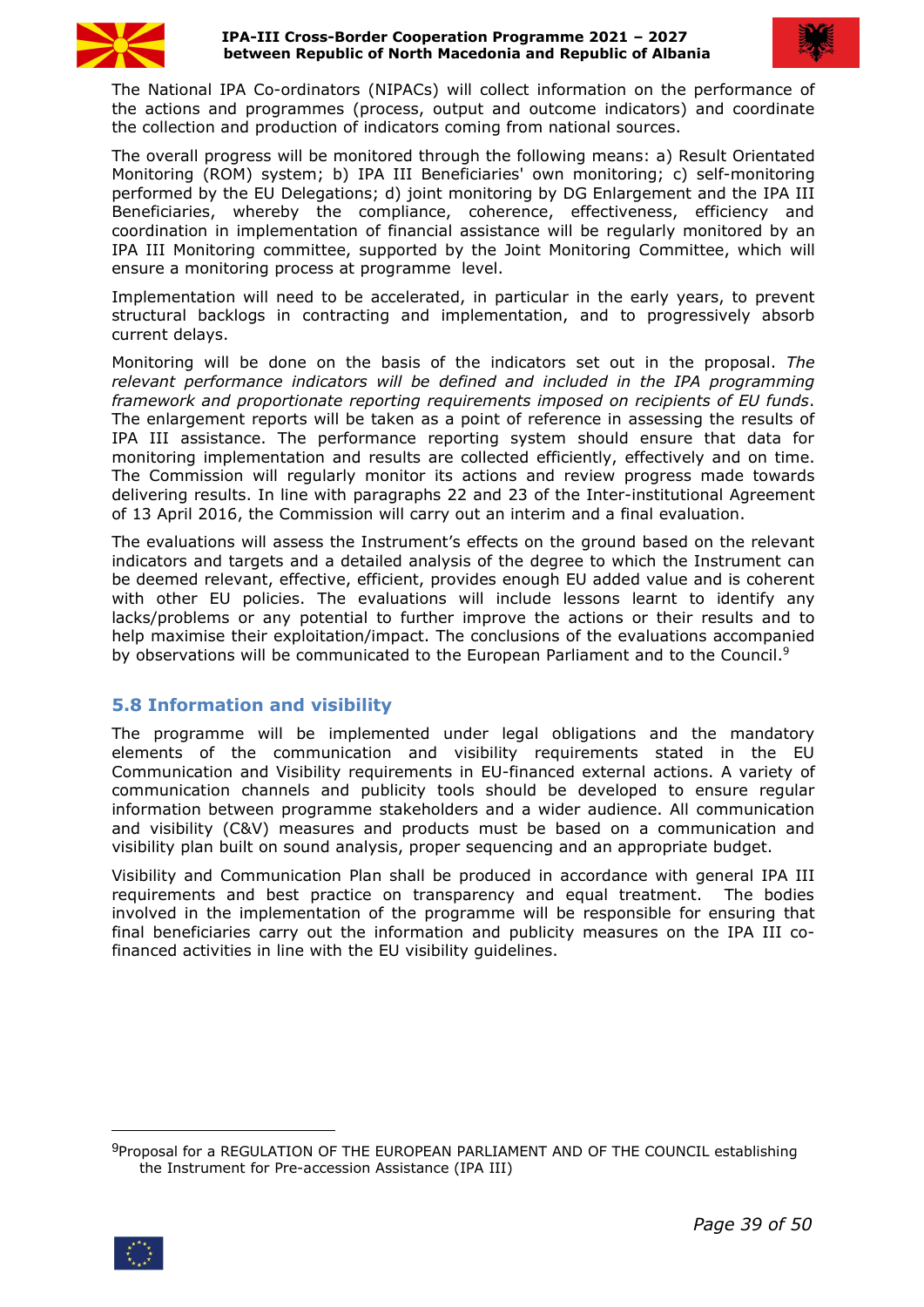The National IPA Co-ordinators (NIPACs) will collect information on the performance of the actions and programmes (process, output and outcome indicators) and coordinate the collection and production of indicators coming from national sources.

The overall progress will be monitored through the following means: a) Result Orientated Monitoring (ROM) system; b) IPA III Beneficiaries' own monitoring; c) self-monitoring performed by the EU Delegations; d) joint monitoring by DG Enlargement and the IPA III Beneficiaries, whereby the compliance, coherence, effectiveness, efficiency and coordination in implementation of financial assistance will be regularly monitored by an IPA III Monitoring committee, supported by the Joint Monitoring Committee, which will ensure a monitoring process at programme level.

Implementation will need to be accelerated, in particular in the early years, to prevent structural backlogs in contracting and implementation, and to progressively absorb current delays.

Monitoring will be done on the basis of the indicators set out in the proposal. *The relevant performance indicators will be defined and included in the IPA programming framework and proportionate reporting requirements imposed on recipients of EU funds*. The enlargement reports will be taken as a point of reference in assessing the results of IPA III assistance. The performance reporting system should ensure that data for monitoring implementation and results are collected efficiently, effectively and on time. The Commission will regularly monitor its actions and review progress made towards delivering results. In line with paragraphs 22 and 23 of the Inter-institutional Agreement of 13 April 2016, the Commission will carry out an interim and a final evaluation.

The evaluations will assess the Instrument's effects on the ground based on the relevant indicators and targets and a detailed analysis of the degree to which the Instrument can be deemed relevant, effective, efficient, provides enough EU added value and is coherent with other EU policies. The evaluations will include lessons learnt to identify any lacks/problems or any potential to further improve the actions or their results and to help maximise their exploitation/impact. The conclusions of the evaluations accompanied by observations will be communicated to the European Parliament and to the Council.[9]

## 5.8 Information and visibility

The programme will be implemented under legal obligations and the mandatory elements of the communication and visibility requirements stated in the EU Communication and Visibility requirements in EU-financed external actions. A variety of communication channels and publicity tools should be developed to ensure regular information between programme stakeholders and a wider audience. All communication and visibility (C&V) measures and products must be based on a communication and visibility plan built on sound analysis, proper sequencing and an appropriate budget.

Visibility and Communication Plan shall be produced in accordance with general IPA III requirements and best practice on transparency and equal treatment. The bodies involved in the implementation of the programme will be responsible for ensuring that final beneficiaries carry out the information and publicity measures on the IPA III co-financed activities in line with the EU visibility guidelines.

[9] Proposal for a REGULATION OF THE EUROPEAN PARLIAMENT AND OF THE COUNCIL establishing the Instrument for Pre-accession Assistance (IPA III)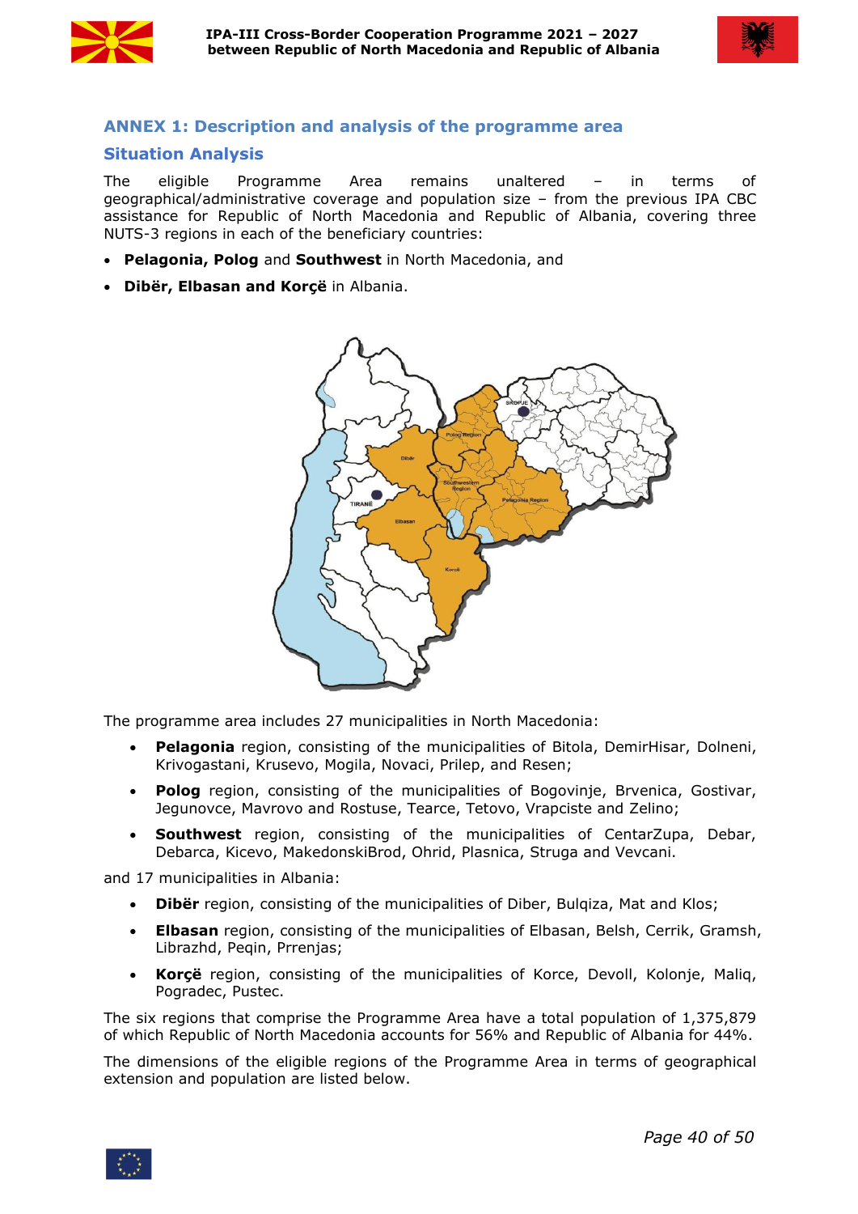## ANNEX 1: Description and analysis of the programme area

### Situation Analysis

The eligible Programme Area remains unaltered – in terms of geographical/administrative coverage and population size – from the previous IPA CBC assistance for Republic of North Macedonia and Republic of Albania, covering three NUTS-3 regions in each of the beneficiary countries:

- **Pelagonia, Polog** and **Southwest** in North Macedonia, and
- **Dibër, Elbasan and Korçë** in Albania.

The programme area includes 27 municipalities in North Macedonia:

- **Pelagonia** region, consisting of the municipalities of Bitola, DemirHisar, Dolneni, Krivogastani, Krusevo, Mogila, Novaci, Prilep, and Resen;
- **Polog** region, consisting of the municipalities of Bogovinje, Brvenica, Gostivar, Jegunovce, Mavrovo and Rostuse, Tearce, Tetovo, Vrapciste and Zelino;
- **Southwest** region, consisting of the municipalities of CentarZupa, Debar, Debarca, Kicevo, MakedonskiBrod, Ohrid, Plasnica, Struga and Vevcani.

and 17 municipalities in Albania:

- **Dibër** region, consisting of the municipalities of Diber, Bulqiza, Mat and Klos;
- **Elbasan** region, consisting of the municipalities of Elbasan, Belsh, Cerrik, Gramsh, Librazhd, Peqin, Prrenjas;
- **Korçë** region, consisting of the municipalities of Korce, Devoll, Kolonje, Maliq, Pogradec, Pustec.

The six regions that comprise the Programme Area have a total population of 1,375,879 of which Republic of North Macedonia accounts for 56% and Republic of Albania for 44%.

The dimensions of the eligible regions of the Programme Area in terms of geographical extension and population are listed below.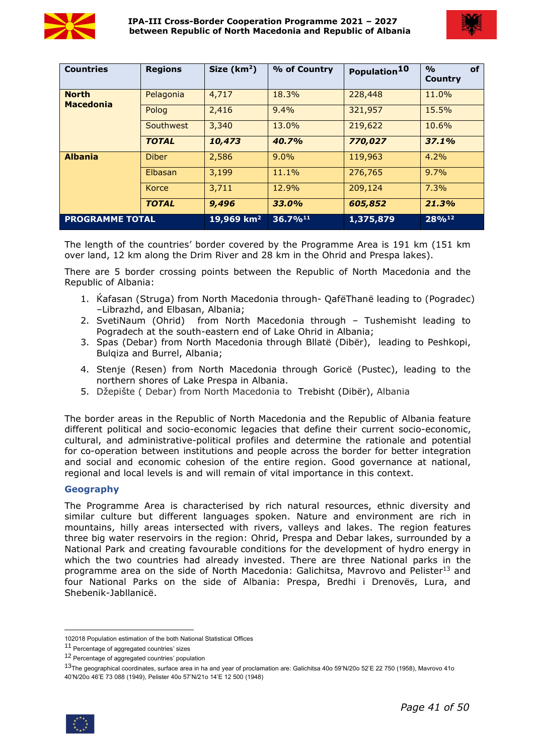| Countries | Regions | Size (km²) | % of Country | Population[10] | % of Country |
|---|---|---|---|---|---|
| **North Macedonia** | Pelagonia | 4,717 | 18.3% | 228,448 | 11.0% |
| | Polog | 2,416 | 9.4% | 321,957 | 15.5% |
| | Southwest | 3,340 | 13.0% | 219,622 | 10.6% |
| | ***TOTAL*** | ***10,473*** | ***40.7%*** | ***770,027*** | ***37.1%*** |
| **Albania** | Diber | 2,586 | 9.0% | 119,963 | 4.2% |
| | Elbasan | 3,199 | 11.1% | 276,765 | 9.7% |
| | Korce | 3,711 | 12.9% | 209,124 | 7.3% |
| | ***TOTAL*** | ***9,496*** | ***33.0%*** | ***605,852*** | ***21.3%*** |
| **PROGRAMME TOTAL** | | **19,969 km²** | **36.7%[11]** | **1,375,879** | **28%[12]** |

The length of the countries' border covered by the Programme Area is 191 km (151 km over land, 12 km along the Drim River and 28 km in the Ohrid and Prespa lakes).

There are 5 border crossing points between the Republic of North Macedonia and the Republic of Albania:

1. Ќafasan (Struga) from North Macedonia through- QafëThanë leading to (Pogradec) –Librazhd, and Elbasan, Albania;
2. SvetiNaum (Ohrid) from North Macedonia through – Tushemisht leading to Pogradech at the south-eastern end of Lake Ohrid in Albania;
3. Spas (Debar) from North Macedonia through Bllatë (Dibër), leading to Peshkopi, Bulqiza and Burrel, Albania;
4. Stenje (Resen) from North Macedonia through Goricë (Pustec), leading to the northern shores of Lake Prespa in Albania.
5. Džepište ( Debar) from North Macedonia to Trebisht (Dibër), Albania

The border areas in the Republic of North Macedonia and the Republic of Albania feature different political and socio-economic legacies that define their current socio-economic, cultural, and administrative-political profiles and determine the rationale and potential for co-operation between institutions and people across the border for better integration and social and economic cohesion of the entire region. Good governance at national, regional and local levels is and will remain of vital importance in this context.

### Geography

The Programme Area is characterised by rich natural resources, ethnic diversity and similar culture but different languages spoken. Nature and environment are rich in mountains, hilly areas intersected with rivers, valleys and lakes. The region features three big water reservoirs in the region: Ohrid, Prespa and Debar lakes, surrounded by a National Park and creating favourable conditions for the development of hydro energy in which the two countries had already invested. There are three National parks in the programme area on the side of North Macedonia: Galichitsa, Mavrovo and Pelister[13] and four National Parks on the side of Albania: Prespa, Bredhi i Drenovës, Lura, and Shebenik-Jabllanicë.

---

[10] 2018 Population estimation of the both National Statistical Offices

[11] Percentage of aggregated countries' sizes

[12] Percentage of aggregated countries' population

[13] The geographical coordinates, surface area in ha and year of proclamation are: Galichitsa 40o 59'N/20o 52'E 22 750 (1958), Mavrovo 41o 40'N/20o 46'E 73 088 (1949), Pelister 40o 57'N/21o 14'E 12 500 (1948)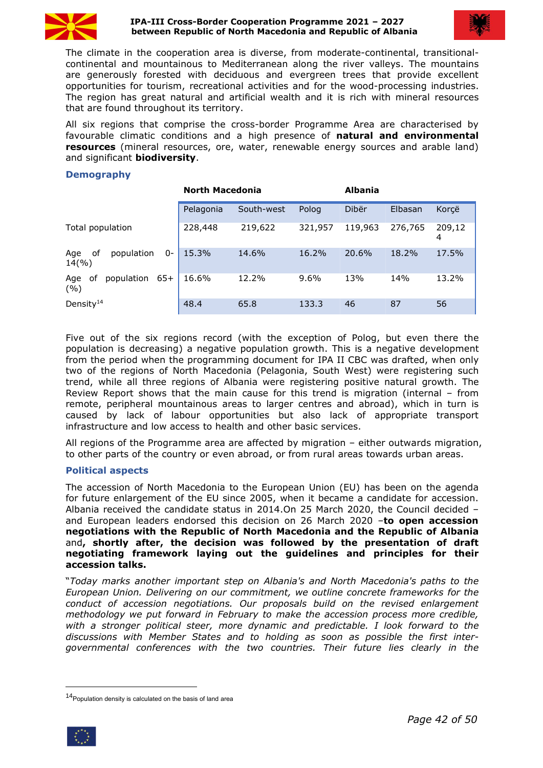The climate in the cooperation area is diverse, from moderate-continental, transitional-continental and mountainous to Mediterranean along the river valleys. The mountains are generously forested with deciduous and evergreen trees that provide excellent opportunities for tourism, recreational activities and for the wood-processing industries. The region has great natural and artificial wealth and it is rich with mineral resources that are found throughout its territory.

All six regions that comprise the cross-border Programme Area are characterised by favourable climatic conditions and a high presence of **natural and environmental resources** (mineral resources, ore, water, renewable energy sources and arable land) and significant **biodiversity**.

### Demography

| | **North Macedonia** | | | **Albania** | | |
|---|---|---|---|---|---|---|
| | Pelagonia | South-west | Polog | Dibër | Elbasan | Korçë |
| Total population | 228,448 | 219,622 | 321,957 | 119,963 | 276,765 | 209,124 |
| Age of population 0-14(%) | 15.3% | 14.6% | 16.2% | 20.6% | 18.2% | 17.5% |
| Age of population 65+ (%) | 16.6% | 12.2% | 9.6% | 13% | 14% | 13.2% |
| Density[14] | 48.4 | 65.8 | 133.3 | 46 | 87 | 56 |

Five out of the six regions record (with the exception of Polog, but even there the population is decreasing) a negative population growth. This is a negative development from the period when the programming document for IPA II CBC was drafted, when only two of the regions of North Macedonia (Pelagonia, South West) were registering such trend, while all three regions of Albania were registering positive natural growth. The Review Report shows that the main cause for this trend is migration (internal – from remote, peripheral mountainous areas to larger centres and abroad), which in turn is caused by lack of labour opportunities but also lack of appropriate transport infrastructure and low access to health and other basic services.

All regions of the Programme area are affected by migration – either outwards migration, to other parts of the country or even abroad, or from rural areas towards urban areas.

### Political aspects

The accession of North Macedonia to the European Union (EU) has been on the agenda for future enlargement of the EU since 2005, when it became a candidate for accession. Albania received the candidate status in 2014.On 25 March 2020, the Council decided – and European leaders endorsed this decision on 26 March 2020 –**to open accession negotiations with the Republic of North Macedonia and the Republic of Albania** and**, shortly after, the decision was followed by the presentation of draft negotiating framework laying out the guidelines and principles for their accession talks.**

"*Today marks another important step on Albania's and North Macedonia's paths to the European Union. Delivering on our commitment, we outline concrete frameworks for the conduct of accession negotiations. Our proposals build on the revised enlargement methodology we put forward in February to make the accession process more credible, with a stronger political steer, more dynamic and predictable. I look forward to the discussions with Member States and to holding as soon as possible the first inter-governmental conferences with the two countries. Their future lies clearly in the*

[14] Population density is calculated on the basis of land area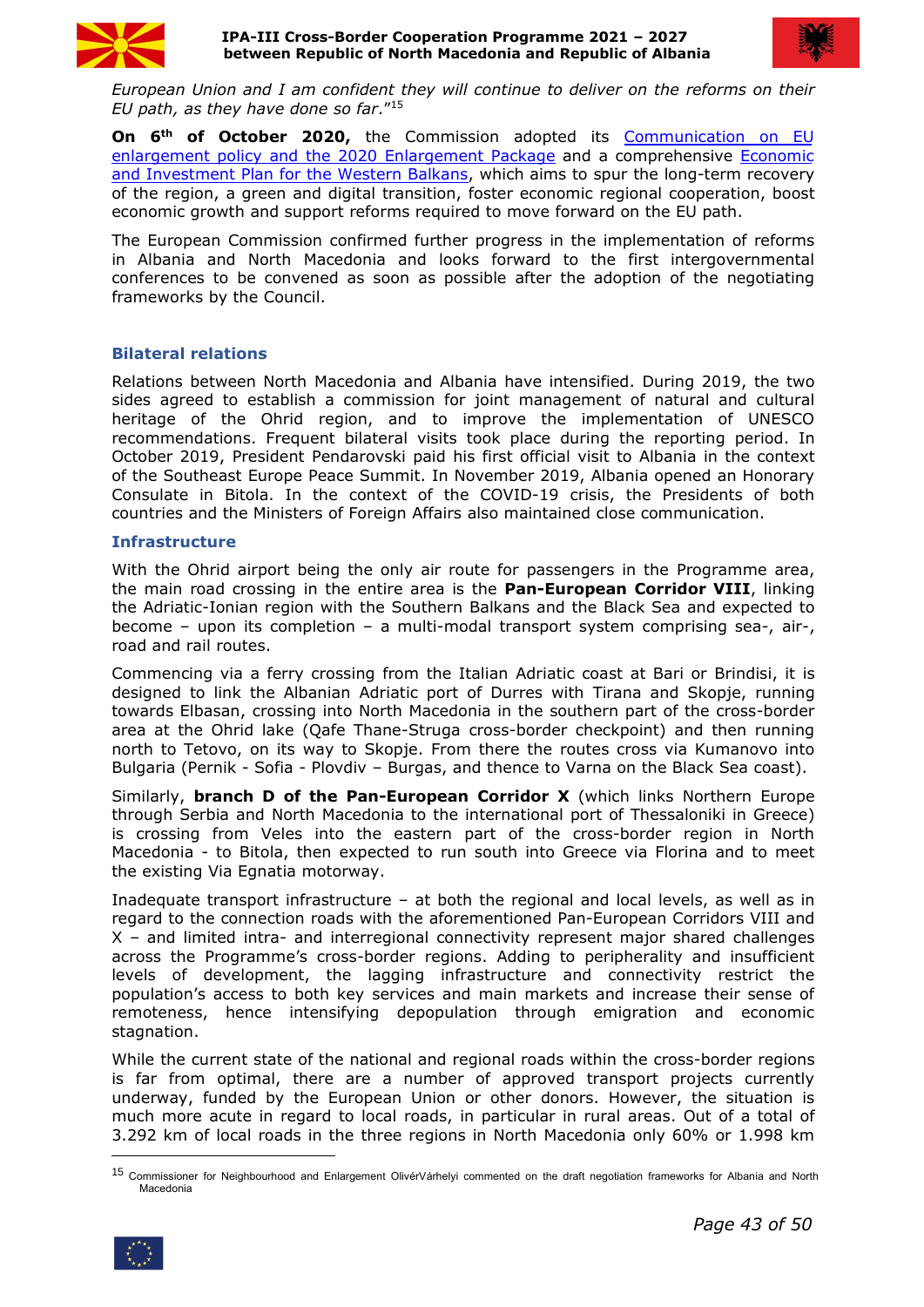*European Union and I am confident they will continue to deliver on the reforms on their EU path, as they have done so far.*"[15]

**On 6th of October 2020,** the Commission adopted its Communication on EU enlargement policy and the 2020 Enlargement Package and a comprehensive Economic and Investment Plan for the Western Balkans, which aims to spur the long-term recovery of the region, a green and digital transition, foster economic regional cooperation, boost economic growth and support reforms required to move forward on the EU path.

The European Commission confirmed further progress in the implementation of reforms in Albania and North Macedonia and looks forward to the first intergovernmental conferences to be convened as soon as possible after the adoption of the negotiating frameworks by the Council.

### Bilateral relations

Relations between North Macedonia and Albania have intensified. During 2019, the two sides agreed to establish a commission for joint management of natural and cultural heritage of the Ohrid region, and to improve the implementation of UNESCO recommendations. Frequent bilateral visits took place during the reporting period. In October 2019, President Pendarovski paid his first official visit to Albania in the context of the Southeast Europe Peace Summit. In November 2019, Albania opened an Honorary Consulate in Bitola. In the context of the COVID-19 crisis, the Presidents of both countries and the Ministers of Foreign Affairs also maintained close communication.

### Infrastructure

With the Ohrid airport being the only air route for passengers in the Programme area, the main road crossing in the entire area is the **Pan-European Corridor VIII**, linking the Adriatic-Ionian region with the Southern Balkans and the Black Sea and expected to become – upon its completion – a multi-modal transport system comprising sea-, air-, road and rail routes.

Commencing via a ferry crossing from the Italian Adriatic coast at Bari or Brindisi, it is designed to link the Albanian Adriatic port of Durres with Tirana and Skopje, running towards Elbasan, crossing into North Macedonia in the southern part of the cross-border area at the Ohrid lake (Qafe Thane-Struga cross-border checkpoint) and then running north to Tetovo, on its way to Skopje. From there the routes cross via Kumanovo into Bulgaria (Pernik - Sofia - Plovdiv – Burgas, and thence to Varna on the Black Sea coast).

Similarly, **branch D of the Pan-European Corridor X** (which links Northern Europe through Serbia and North Macedonia to the international port of Thessaloniki in Greece) is crossing from Veles into the eastern part of the cross-border region in North Macedonia - to Bitola, then expected to run south into Greece via Florina and to meet the existing Via Egnatia motorway.

Inadequate transport infrastructure – at both the regional and local levels, as well as in regard to the connection roads with the aforementioned Pan-European Corridors VIII and X – and limited intra- and interregional connectivity represent major shared challenges across the Programme's cross-border regions. Adding to peripherality and insufficient levels of development, the lagging infrastructure and connectivity restrict the population's access to both key services and main markets and increase their sense of remoteness, hence intensifying depopulation through emigration and economic stagnation.

While the current state of the national and regional roads within the cross-border regions is far from optimal, there are a number of approved transport projects currently underway, funded by the European Union or other donors. However, the situation is much more acute in regard to local roads, in particular in rural areas. Out of a total of 3.292 km of local roads in the three regions in North Macedonia only 60% or 1.998 km

---

[15] Commissioner for Neighbourhood and Enlargement OlivérVárhelyi commented on the draft negotiation frameworks for Albania and North Macedonia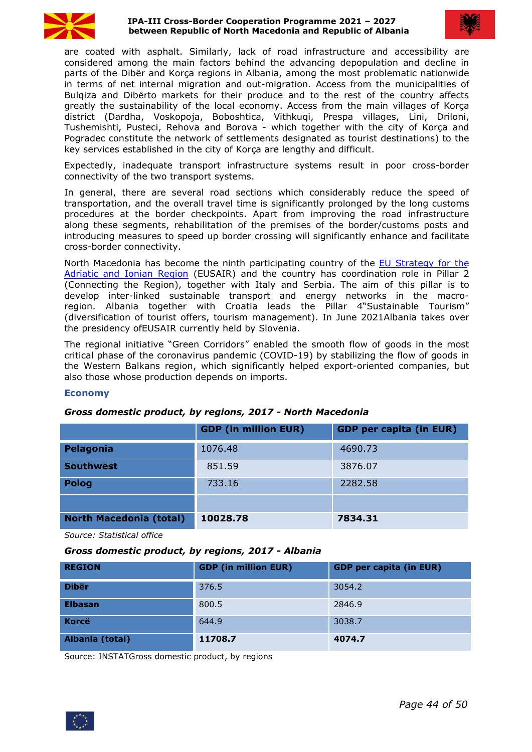are coated with asphalt. Similarly, lack of road infrastructure and accessibility are considered among the main factors behind the advancing depopulation and decline in parts of the Dibër and Korça regions in Albania, among the most problematic nationwide in terms of net internal migration and out-migration. Access from the municipalities of Bulqiza and Dibërto markets for their produce and to the rest of the country affects greatly the sustainability of the local economy. Access from the main villages of Korça district (Dardha, Voskopoja, Boboshtica, Vithkuqi, Prespa villages, Lini, Driloni, Tushemishti, Pusteci, Rehova and Borova - which together with the city of Korça and Pogradec constitute the network of settlements designated as tourist destinations) to the key services established in the city of Korça are lengthy and difficult.

Expectedly, inadequate transport infrastructure systems result in poor cross-border connectivity of the two transport systems.

In general, there are several road sections which considerably reduce the speed of transportation, and the overall travel time is significantly prolonged by the long customs procedures at the border checkpoints. Apart from improving the road infrastructure along these segments, rehabilitation of the premises of the border/customs posts and introducing measures to speed up border crossing will significantly enhance and facilitate cross-border connectivity.

North Macedonia has become the ninth participating country of the EU Strategy for the Adriatic and Ionian Region (EUSAIR) and the country has coordination role in Pillar 2 (Connecting the Region), together with Italy and Serbia. The aim of this pillar is to develop inter-linked sustainable transport and energy networks in the macro-region. Albania together with Croatia leads the Pillar 4"Sustainable Tourism" (diversification of tourist offers, tourism management). In June 2021Albania takes over the presidency ofEUSAIR currently held by Slovenia.

The regional initiative "Green Corridors" enabled the smooth flow of goods in the most critical phase of the coronavirus pandemic (COVID-19) by stabilizing the flow of goods in the Western Balkans region, which significantly helped export-oriented companies, but also those whose production depends on imports.

### Economy

***Gross domestic product, by regions, 2017 - North Macedonia***

| | GDP (in million EUR) | GDP per capita (in EUR) |
|---|---|---|
| **Pelagonia** | 1076.48 | 4690.73 |
| **Southwest** | 851.59 | 3876.07 |
| **Polog** | 733.16 | 2282.58 |
| | | |
| **North Macedonia (total)** | **10028.78** | **7834.31** |

*Source: Statistical office*

***Gross domestic product, by regions, 2017 - Albania***

| REGION | GDP (in million EUR) | GDP per capita (in EUR) |
|---|---|---|
| **Dibër** | 376.5 | 3054.2 |
| **Elbasan** | 800.5 | 2846.9 |
| **Korcë** | 644.9 | 3038.7 |
| **Albania (total)** | **11708.7** | **4074.7** |

Source: INSTATGross domestic product, by regions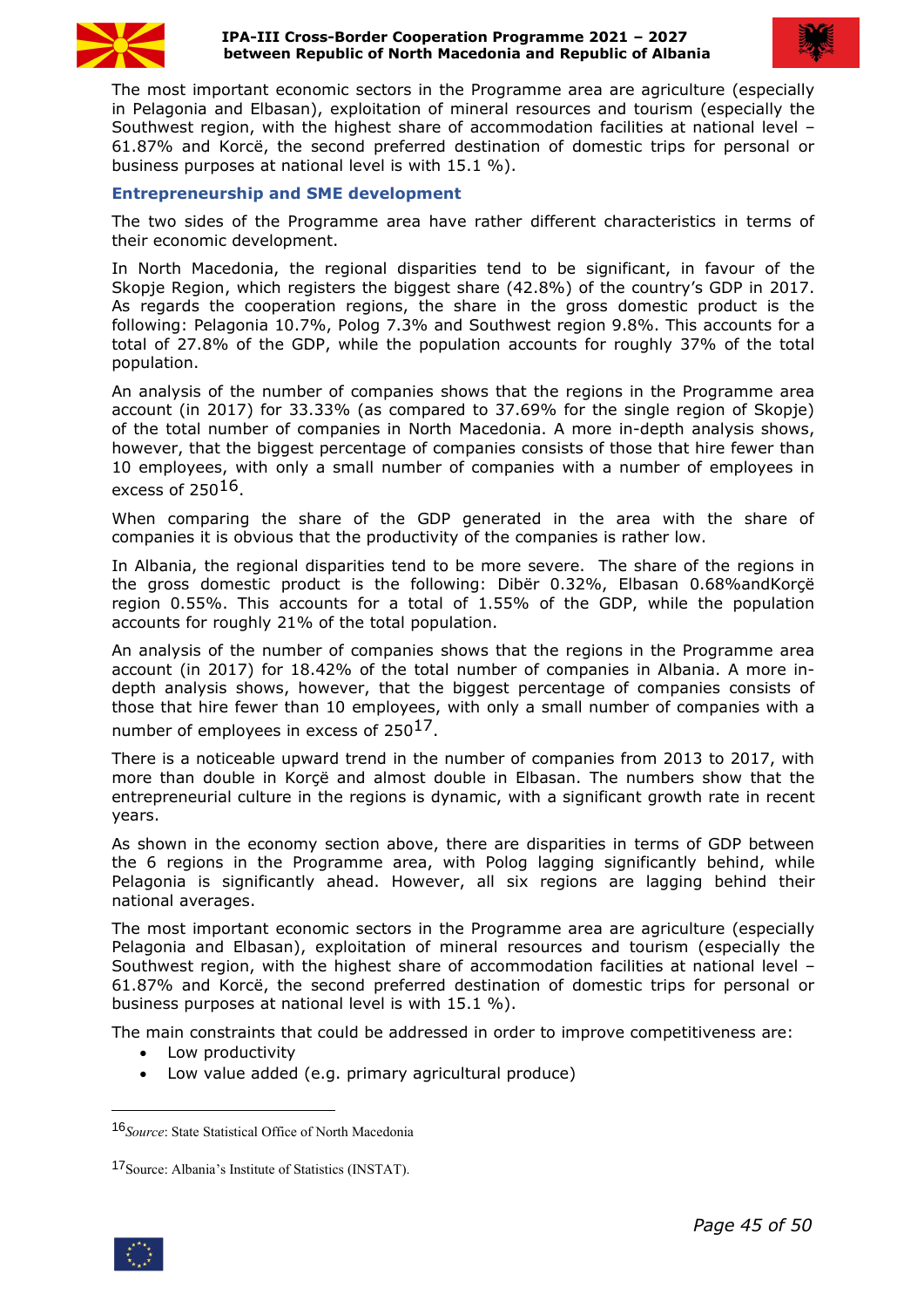The most important economic sectors in the Programme area are agriculture (especially in Pelagonia and Elbasan), exploitation of mineral resources and tourism (especially the Southwest region, with the highest share of accommodation facilities at national level – 61.87% and Korcë, the second preferred destination of domestic trips for personal or business purposes at national level is with 15.1 %).

### Entrepreneurship and SME development

The two sides of the Programme area have rather different characteristics in terms of their economic development.

In North Macedonia, the regional disparities tend to be significant, in favour of the Skopje Region, which registers the biggest share (42.8%) of the country's GDP in 2017. As regards the cooperation regions, the share in the gross domestic product is the following: Pelagonia 10.7%, Polog 7.3% and Southwest region 9.8%. This accounts for a total of 27.8% of the GDP, while the population accounts for roughly 37% of the total population.

An analysis of the number of companies shows that the regions in the Programme area account (in 2017) for 33.33% (as compared to 37.69% for the single region of Skopje) of the total number of companies in North Macedonia. A more in-depth analysis shows, however, that the biggest percentage of companies consists of those that hire fewer than 10 employees, with only a small number of companies with a number of employees in excess of 250[16].

When comparing the share of the GDP generated in the area with the share of companies it is obvious that the productivity of the companies is rather low.

In Albania, the regional disparities tend to be more severe. The share of the regions in the gross domestic product is the following: Dibër 0.32%, Elbasan 0.68%andKorçë region 0.55%. This accounts for a total of 1.55% of the GDP, while the population accounts for roughly 21% of the total population.

An analysis of the number of companies shows that the regions in the Programme area account (in 2017) for 18.42% of the total number of companies in Albania. A more in-depth analysis shows, however, that the biggest percentage of companies consists of those that hire fewer than 10 employees, with only a small number of companies with a number of employees in excess of 250[17].

There is a noticeable upward trend in the number of companies from 2013 to 2017, with more than double in Korçë and almost double in Elbasan. The numbers show that the entrepreneurial culture in the regions is dynamic, with a significant growth rate in recent years.

As shown in the economy section above, there are disparities in terms of GDP between the 6 regions in the Programme area, with Polog lagging significantly behind, while Pelagonia is significantly ahead. However, all six regions are lagging behind their national averages.

The most important economic sectors in the Programme area are agriculture (especially Pelagonia and Elbasan), exploitation of mineral resources and tourism (especially the Southwest region, with the highest share of accommodation facilities at national level – 61.87% and Korcë, the second preferred destination of domestic trips for personal or business purposes at national level is with 15.1 %).

The main constraints that could be addressed in order to improve competitiveness are:

- Low productivity
- Low value added (e.g. primary agricultural produce)

---

[16] *Source*: State Statistical Office of North Macedonia

[17] Source: Albania's Institute of Statistics (INSTAT).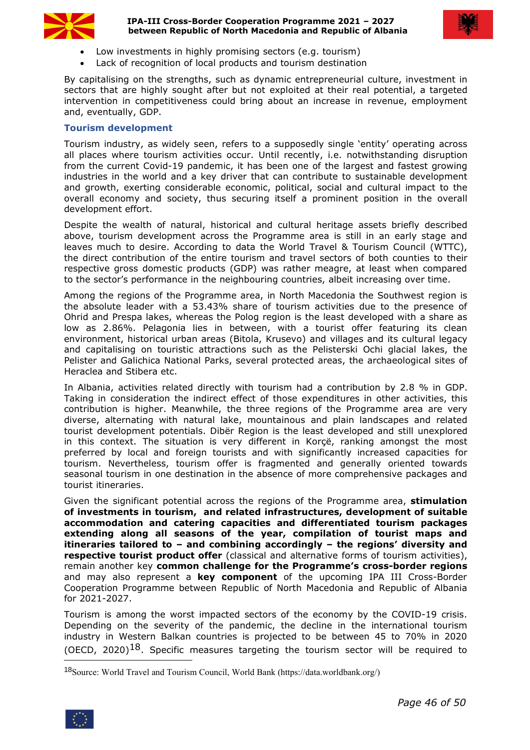- Low investments in highly promising sectors (e.g. tourism)
- Lack of recognition of local products and tourism destination

By capitalising on the strengths, such as dynamic entrepreneurial culture, investment in sectors that are highly sought after but not exploited at their real potential, a targeted intervention in competitiveness could bring about an increase in revenue, employment and, eventually, GDP.

### Tourism development

Tourism industry, as widely seen, refers to a supposedly single 'entity' operating across all places where tourism activities occur. Until recently, i.e. notwithstanding disruption from the current Covid-19 pandemic, it has been one of the largest and fastest growing industries in the world and a key driver that can contribute to sustainable development and growth, exerting considerable economic, political, social and cultural impact to the overall economy and society, thus securing itself a prominent position in the overall development effort.

Despite the wealth of natural, historical and cultural heritage assets briefly described above, tourism development across the Programme area is still in an early stage and leaves much to desire. According to data the World Travel & Tourism Council (WTTC), the direct contribution of the entire tourism and travel sectors of both counties to their respective gross domestic products (GDP) was rather meagre, at least when compared to the sector's performance in the neighbouring countries, albeit increasing over time.

Among the regions of the Programme area, in North Macedonia the Southwest region is the absolute leader with a 53.43% share of tourism activities due to the presence of Ohrid and Prespa lakes, whereas the Polog region is the least developed with a share as low as 2.86%. Pelagonia lies in between, with a tourist offer featuring its clean environment, historical urban areas (Bitola, Krusevo) and villages and its cultural legacy and capitalising on touristic attractions such as the Pelisterski Ochi glacial lakes, the Pelister and Galichica National Parks, several protected areas, the archaeological sites of Heraclea and Stibera etc.

In Albania, activities related directly with tourism had a contribution by 2.8 % in GDP. Taking in consideration the indirect effect of those expenditures in other activities, this contribution is higher. Meanwhile, the three regions of the Programme area are very diverse, alternating with natural lake, mountainous and plain landscapes and related tourist development potentials. Dibër Region is the least developed and still unexplored in this context. The situation is very different in Korçë, ranking amongst the most preferred by local and foreign tourists and with significantly increased capacities for tourism. Nevertheless, tourism offer is fragmented and generally oriented towards seasonal tourism in one destination in the absence of more comprehensive packages and tourist itineraries.

Given the significant potential across the regions of the Programme area, **stimulation of investments in tourism, and related infrastructures, development of suitable accommodation and catering capacities and differentiated tourism packages extending along all seasons of the year, compilation of tourist maps and itineraries tailored to – and combining accordingly – the regions' diversity and respective tourist product offer** (classical and alternative forms of tourism activities), remain another key **common challenge for the Programme's cross-border regions** and may also represent a **key component** of the upcoming IPA III Cross-Border Cooperation Programme between Republic of North Macedonia and Republic of Albania for 2021-2027.

Tourism is among the worst impacted sectors of the economy by the COVID-19 crisis. Depending on the severity of the pandemic, the decline in the international tourism industry in Western Balkan countries is projected to be between 45 to 70% in 2020 (OECD, 2020)[18]. Specific measures targeting the tourism sector will be required to

[18]Source: World Travel and Tourism Council, World Bank (https://data.worldbank.org/)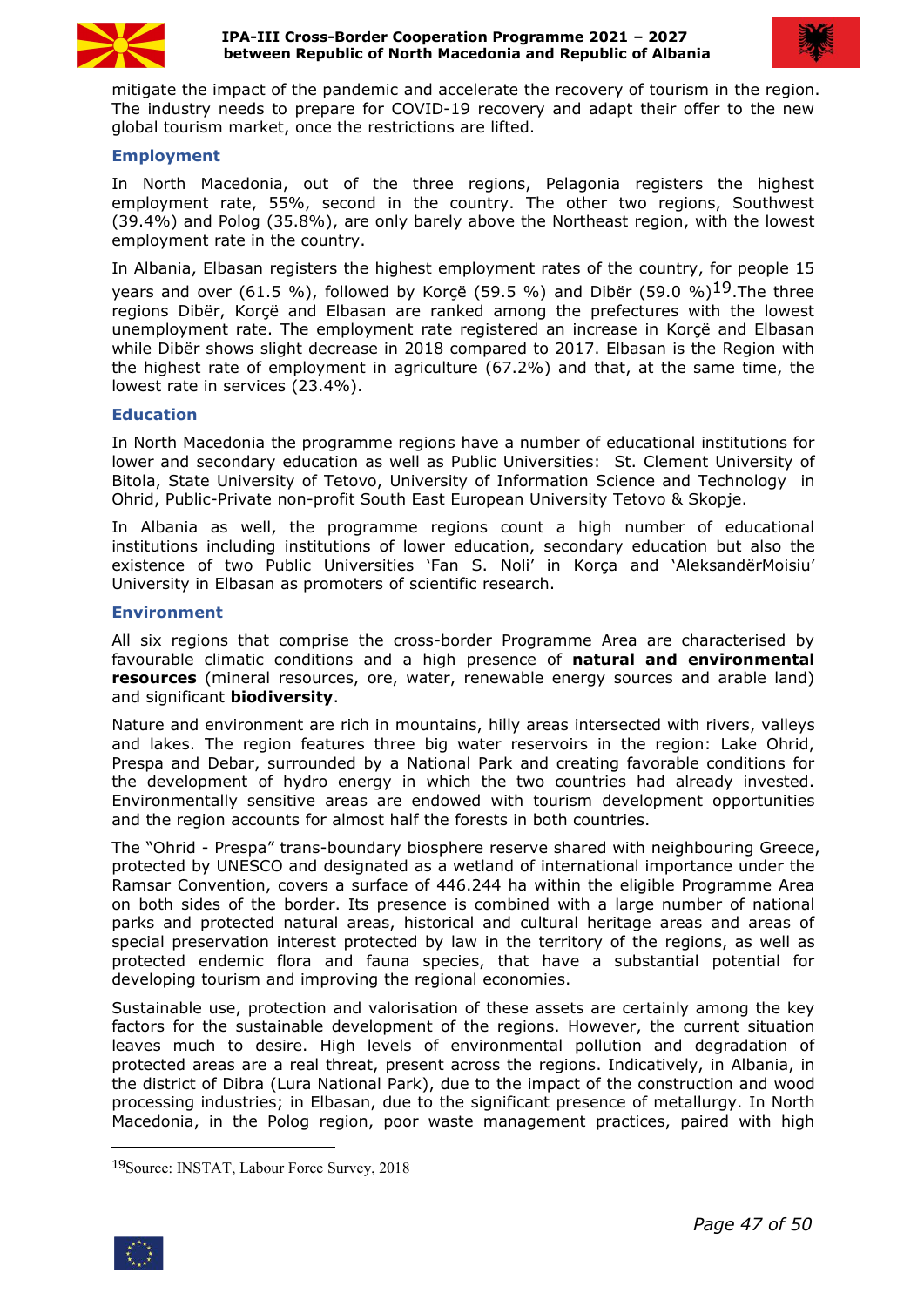mitigate the impact of the pandemic and accelerate the recovery of tourism in the region. The industry needs to prepare for COVID-19 recovery and adapt their offer to the new global tourism market, once the restrictions are lifted.

### Employment

In North Macedonia, out of the three regions, Pelagonia registers the highest employment rate, 55%, second in the country. The other two regions, Southwest (39.4%) and Polog (35.8%), are only barely above the Northeast region, with the lowest employment rate in the country.

In Albania, Elbasan registers the highest employment rates of the country, for people 15 years and over (61.5 %), followed by Korçë (59.5 %) and Dibër (59.0 %)[19].The three regions Dibër, Korçë and Elbasan are ranked among the prefectures with the lowest unemployment rate. The employment rate registered an increase in Korçë and Elbasan while Dibër shows slight decrease in 2018 compared to 2017. Elbasan is the Region with the highest rate of employment in agriculture (67.2%) and that, at the same time, the lowest rate in services (23.4%).

### Education

In North Macedonia the programme regions have a number of educational institutions for lower and secondary education as well as Public Universities: St. Clement University of Bitola, State University of Tetovo, University of Information Science and Technology in Ohrid, Public-Private non-profit South East European University Tetovo & Skopje.

In Albania as well, the programme regions count a high number of educational institutions including institutions of lower education, secondary education but also the existence of two Public Universities 'Fan S. Noli' in Korça and 'AleksandërMoisiu' University in Elbasan as promoters of scientific research.

### Environment

All six regions that comprise the cross-border Programme Area are characterised by favourable climatic conditions and a high presence of **natural and environmental resources** (mineral resources, ore, water, renewable energy sources and arable land) and significant **biodiversity**.

Nature and environment are rich in mountains, hilly areas intersected with rivers, valleys and lakes. The region features three big water reservoirs in the region: Lake Ohrid, Prespa and Debar, surrounded by a National Park and creating favorable conditions for the development of hydro energy in which the two countries had already invested. Environmentally sensitive areas are endowed with tourism development opportunities and the region accounts for almost half the forests in both countries.

The "Ohrid - Prespa" trans-boundary biosphere reserve shared with neighbouring Greece, protected by UNESCO and designated as a wetland of international importance under the Ramsar Convention, covers a surface of 446.244 ha within the eligible Programme Area on both sides of the border. Its presence is combined with a large number of national parks and protected natural areas, historical and cultural heritage areas and areas of special preservation interest protected by law in the territory of the regions, as well as protected endemic flora and fauna species, that have a substantial potential for developing tourism and improving the regional economies.

Sustainable use, protection and valorisation of these assets are certainly among the key factors for the sustainable development of the regions. However, the current situation leaves much to desire. High levels of environmental pollution and degradation of protected areas are a real threat, present across the regions. Indicatively, in Albania, in the district of Dibra (Lura National Park), due to the impact of the construction and wood processing industries; in Elbasan, due to the significant presence of metallurgy. In North Macedonia, in the Polog region, poor waste management practices, paired with high

---

[19] Source: INSTAT, Labour Force Survey, 2018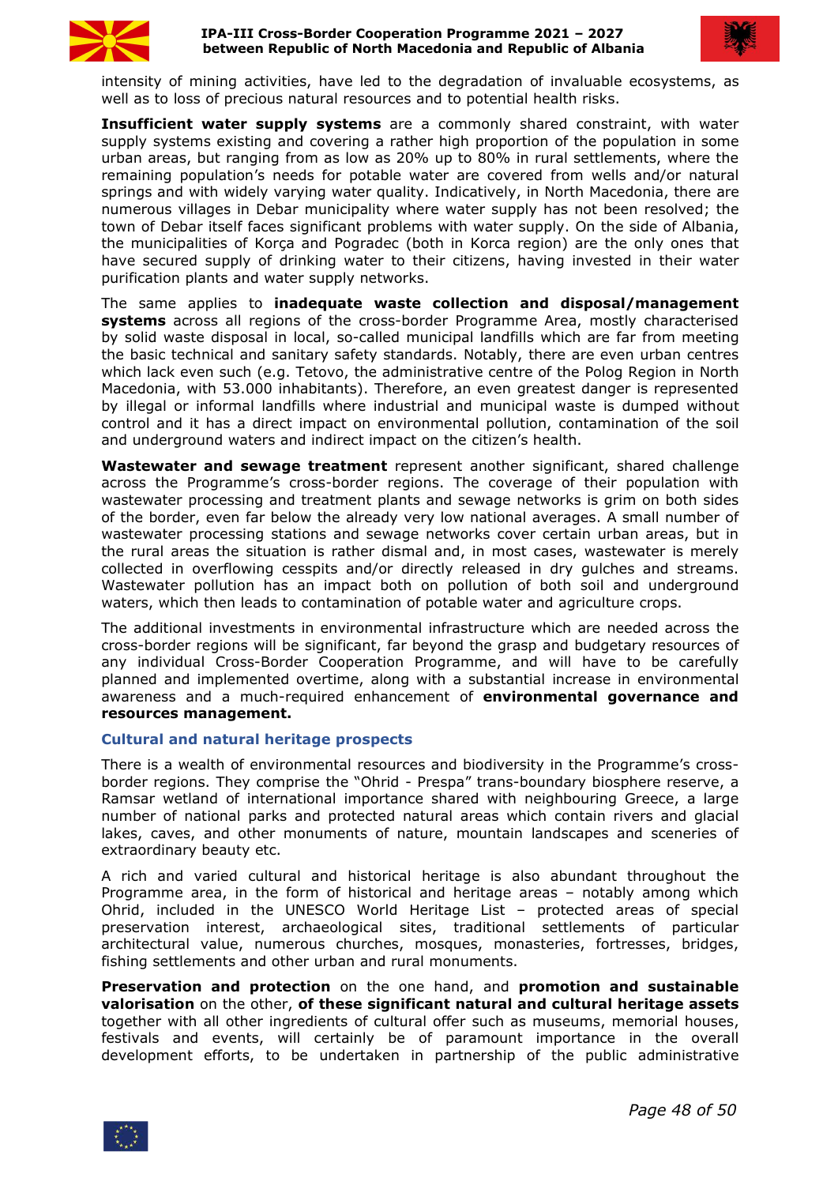intensity of mining activities, have led to the degradation of invaluable ecosystems, as well as to loss of precious natural resources and to potential health risks.

**Insufficient water supply systems** are a commonly shared constraint, with water supply systems existing and covering a rather high proportion of the population in some urban areas, but ranging from as low as 20% up to 80% in rural settlements, where the remaining population's needs for potable water are covered from wells and/or natural springs and with widely varying water quality. Indicatively, in North Macedonia, there are numerous villages in Debar municipality where water supply has not been resolved; the town of Debar itself faces significant problems with water supply. On the side of Albania, the municipalities of Korça and Pogradec (both in Korca region) are the only ones that have secured supply of drinking water to their citizens, having invested in their water purification plants and water supply networks.

The same applies to **inadequate waste collection and disposal/management systems** across all regions of the cross-border Programme Area, mostly characterised by solid waste disposal in local, so-called municipal landfills which are far from meeting the basic technical and sanitary safety standards. Notably, there are even urban centres which lack even such (e.g. Tetovo, the administrative centre of the Polog Region in North Macedonia, with 53.000 inhabitants). Therefore, an even greatest danger is represented by illegal or informal landfills where industrial and municipal waste is dumped without control and it has a direct impact on environmental pollution, contamination of the soil and underground waters and indirect impact on the citizen's health.

**Wastewater and sewage treatment** represent another significant, shared challenge across the Programme's cross-border regions. The coverage of their population with wastewater processing and treatment plants and sewage networks is grim on both sides of the border, even far below the already very low national averages. A small number of wastewater processing stations and sewage networks cover certain urban areas, but in the rural areas the situation is rather dismal and, in most cases, wastewater is merely collected in overflowing cesspits and/or directly released in dry gulches and streams. Wastewater pollution has an impact both on pollution of both soil and underground waters, which then leads to contamination of potable water and agriculture crops.

The additional investments in environmental infrastructure which are needed across the cross-border regions will be significant, far beyond the grasp and budgetary resources of any individual Cross-Border Cooperation Programme, and will have to be carefully planned and implemented overtime, along with a substantial increase in environmental awareness and a much-required enhancement of **environmental governance and resources management.**

### Cultural and natural heritage prospects

There is a wealth of environmental resources and biodiversity in the Programme's cross-border regions. They comprise the "Ohrid - Prespa" trans-boundary biosphere reserve, a Ramsar wetland of international importance shared with neighbouring Greece, a large number of national parks and protected natural areas which contain rivers and glacial lakes, caves, and other monuments of nature, mountain landscapes and sceneries of extraordinary beauty etc.

A rich and varied cultural and historical heritage is also abundant throughout the Programme area, in the form of historical and heritage areas – notably among which Ohrid, included in the UNESCO World Heritage List – protected areas of special preservation interest, archaeological sites, traditional settlements of particular architectural value, numerous churches, mosques, monasteries, fortresses, bridges, fishing settlements and other urban and rural monuments.

**Preservation and protection** on the one hand, and **promotion and sustainable valorisation** on the other, **of these significant natural and cultural heritage assets** together with all other ingredients of cultural offer such as museums, memorial houses, festivals and events, will certainly be of paramount importance in the overall development efforts, to be undertaken in partnership of the public administrative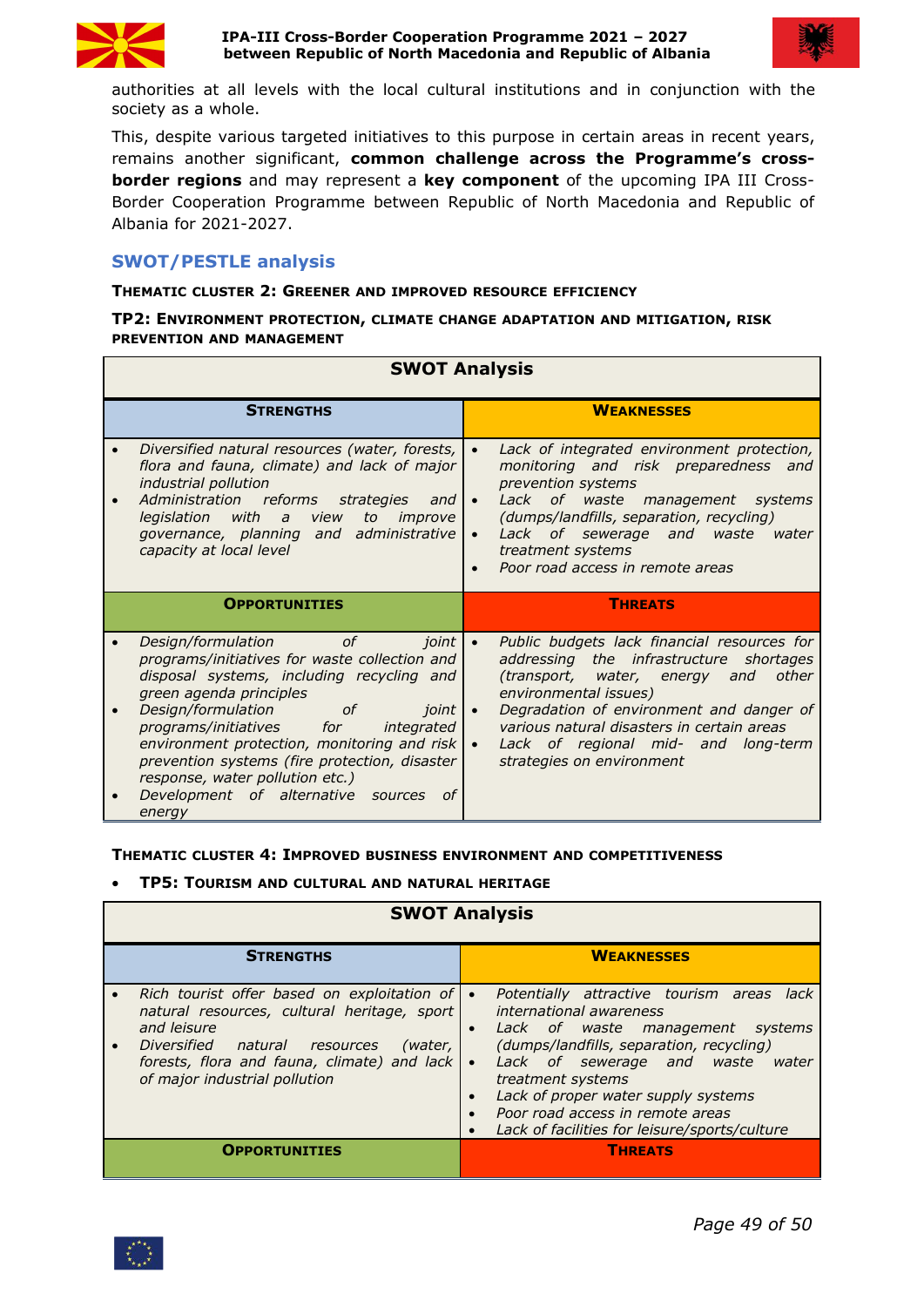authorities at all levels with the local cultural institutions and in conjunction with the society as a whole.

This, despite various targeted initiatives to this purpose in certain areas in recent years, remains another significant, **common challenge across the Programme's cross-border regions** and may represent a **key component** of the upcoming IPA III Cross-Border Cooperation Programme between Republic of North Macedonia and Republic of Albania for 2021-2027.

## SWOT/PESTLE analysis

**THEMATIC CLUSTER 2: GREENER AND IMPROVED RESOURCE EFFICIENCY**

**TP2: ENVIRONMENT PROTECTION, CLIMATE CHANGE ADAPTATION AND MITIGATION, RISK PREVENTION AND MANAGEMENT**

| **SWOT Analysis** | |
|---|---|
| **STRENGTHS** | **WEAKNESSES** |
| • *Diversified natural resources (water, forests, flora and fauna, climate) and lack of major industrial pollution*<br>• *Administration reforms strategies and legislation with a view to improve governance, planning and administrative capacity at local level* | • *Lack of integrated environment protection, monitoring and risk preparedness and prevention systems*<br>• *Lack of waste management systems (dumps/landfills, separation, recycling)*<br>• *Lack of sewerage and waste water treatment systems*<br>• *Poor road access in remote areas* |
| **OPPORTUNITIES** | **THREATS** |
| • *Design/formulation of joint programs/initiatives for waste collection and disposal systems, including recycling and green agenda principles*<br>• *Design/formulation of joint programs/initiatives for integrated environment protection, monitoring and risk prevention systems (fire protection, disaster response, water pollution etc.)*<br>• *Development of alternative sources of energy* | • *Public budgets lack financial resources for addressing the infrastructure shortages (transport, water, energy and other environmental issues)*<br>• *Degradation of environment and danger of various natural disasters in certain areas*<br>• *Lack of regional mid- and long-term strategies on environment* |

**THEMATIC CLUSTER 4: IMPROVED BUSINESS ENVIRONMENT AND COMPETITIVENESS**

- **TP5: TOURISM AND CULTURAL AND NATURAL HERITAGE**

| **SWOT Analysis** | |
|---|---|
| **STRENGTHS** | **WEAKNESSES** |
| • *Rich tourist offer based on exploitation of natural resources, cultural heritage, sport and leisure*<br>• *Diversified natural resources (water, forests, flora and fauna, climate) and lack of major industrial pollution* | • *Potentially attractive tourism areas lack international awareness*<br>• *Lack of waste management systems (dumps/landfills, separation, recycling)*<br>• *Lack of sewerage and waste water treatment systems*<br>• *Lack of proper water supply systems*<br>• *Poor road access in remote areas*<br>• *Lack of facilities for leisure/sports/culture* |
| **OPPORTUNITIES** | **THREATS** |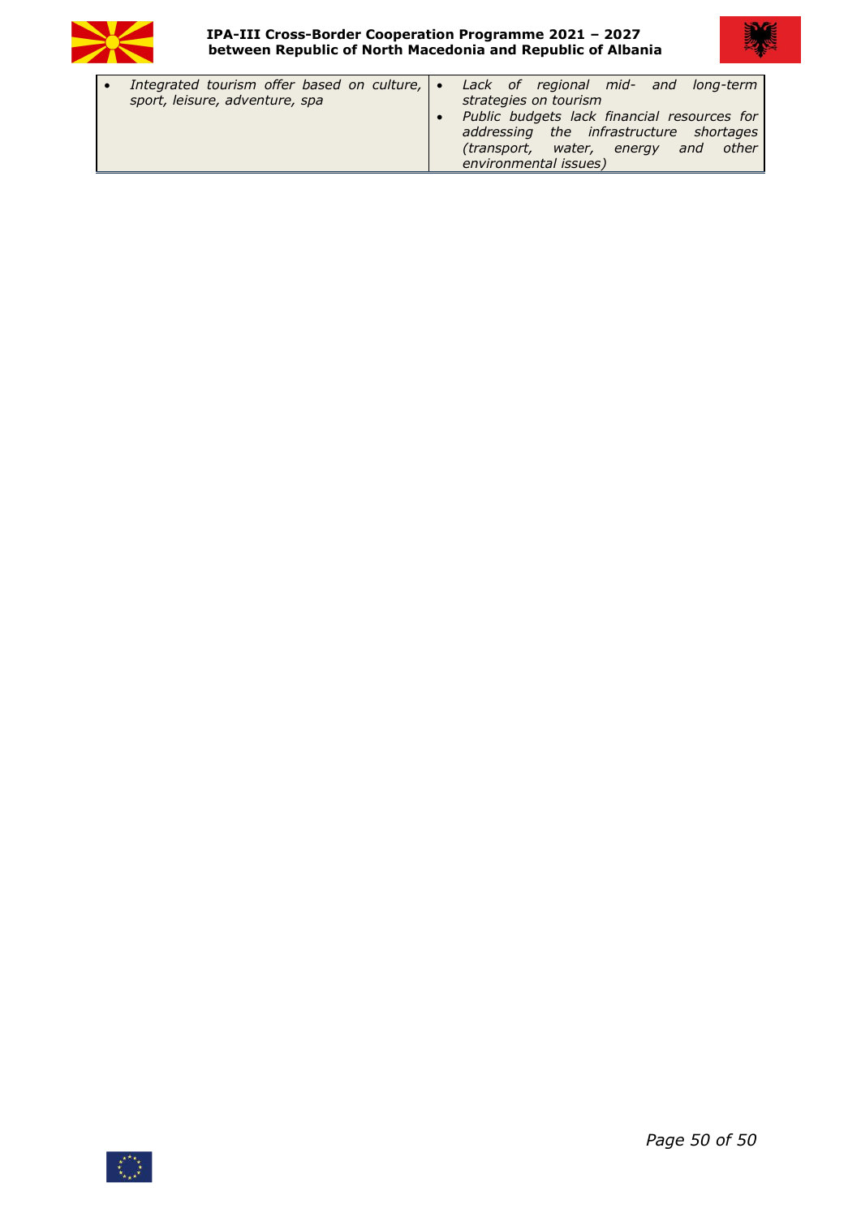| | |
|---|---|
| • *Integrated tourism offer based on culture, sport, leisure, adventure, spa* | • *Lack of regional mid- and long-term strategies on tourism*<br>• *Public budgets lack financial resources for addressing the infrastructure shortages (transport, water, energy and other environmental issues)* |